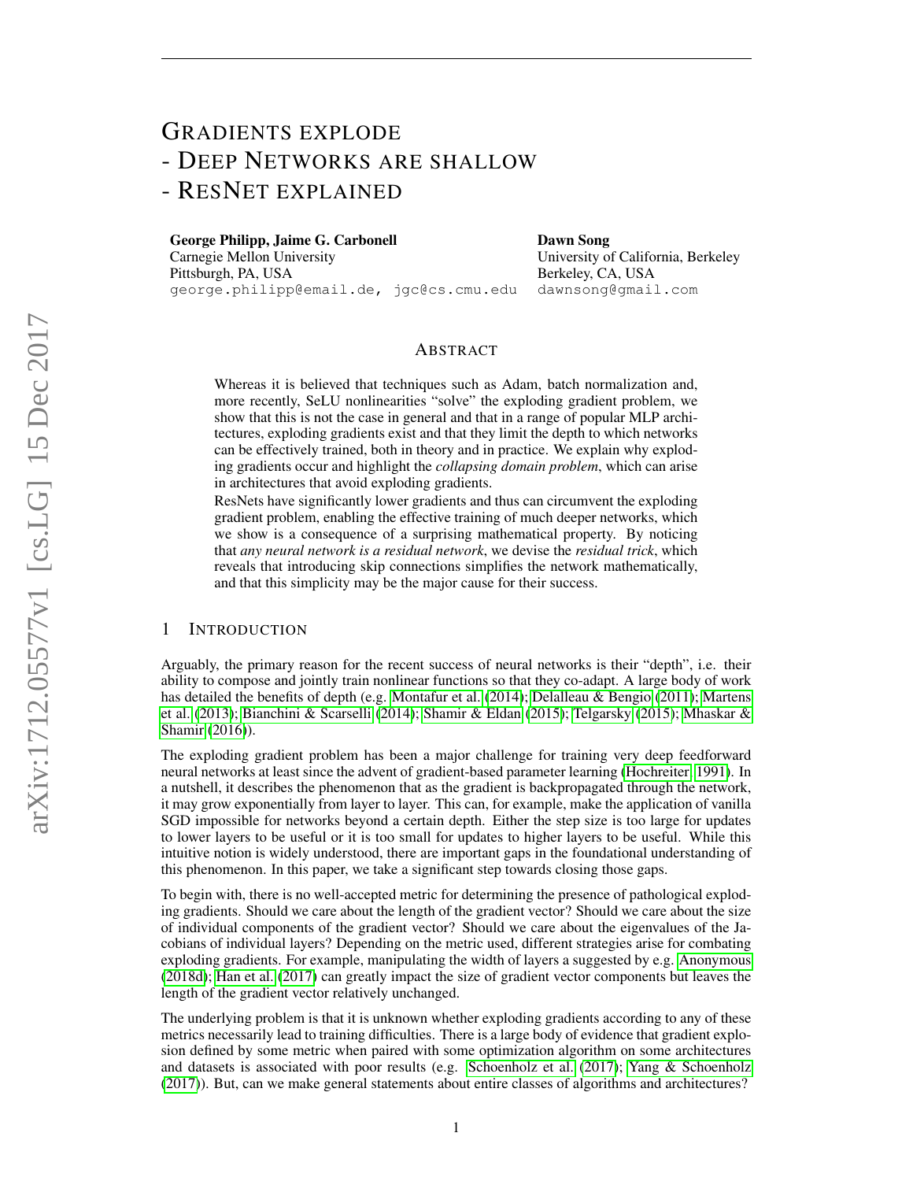# GRADIENTS EXPLODE - DEEP NETWORKS ARE SHALLOW - RESNET EXPLAINED

**George Philipp, Jaime G. Carbonell**
Carnegie Mellon University
Pittsburgh, PA, USA
george.philipp@email.de, jgc@cs.cmu.edu

**Dawn Song**
University of California, Berkeley
Berkeley, CA, USA
dawnsong@gmail.com

## ABSTRACT

Whereas it is believed that techniques such as Adam, batch normalization and, more recently, SeLU nonlinearities "solve" the exploding gradient problem, we show that this is not the case in general and that in a range of popular MLP architectures, exploding gradients exist and that they limit the depth to which networks can be effectively trained, both in theory and in practice. We explain why exploding gradients occur and highlight the *collapsing domain problem*, which can arise in architectures that avoid exploding gradients.

ResNets have significantly lower gradients and thus can circumvent the exploding gradient problem, enabling the effective training of much deeper networks, which we show is a consequence of a surprising mathematical property. By noticing that *any neural network is a residual network*, we devise the *residual trick*, which reveals that introducing skip connections simplifies the network mathematically, and that this simplicity may be the major cause for their success.

## 1 INTRODUCTION

Arguably, the primary reason for the recent success of neural networks is their "depth", i.e. their ability to compose and jointly train nonlinear functions so that they co-adapt. A large body of work has detailed the benefits of depth (e.g. Montafur et al. (2014); Delalleau & Bengio (2011); Martens et al. (2013); Bianchini & Scarselli (2014); Shamir & Eldan (2015); Telgarsky (2015); Mhaskar & Shamir (2016)).

The exploding gradient problem has been a major challenge for training very deep feedforward neural networks at least since the advent of gradient-based parameter learning (Hochreiter, 1991). In a nutshell, it describes the phenomenon that as the gradient is backpropagated through the network, it may grow exponentially from layer to layer. This can, for example, make the application of vanilla SGD impossible for networks beyond a certain depth. Either the step size is too large for updates to lower layers to be useful or it is too small for updates to higher layers to be useful. While this intuitive notion is widely understood, there are important gaps in the foundational understanding of this phenomenon. In this paper, we take a significant step towards closing those gaps.

To begin with, there is no well-accepted metric for determining the presence of pathological exploding gradients. Should we care about the length of the gradient vector? Should we care about the size of individual components of the gradient vector? Should we care about the eigenvalues of the Jacobians of individual layers? Depending on the metric used, different strategies arise for combating exploding gradients. For example, manipulating the width of layers a suggested by e.g. Anonymous (2018d); Han et al. (2017) can greatly impact the size of gradient vector components but leaves the length of the gradient vector relatively unchanged.

The underlying problem is that it is unknown whether exploding gradients according to any of these metrics necessarily lead to training difficulties. There is a large body of evidence that gradient explosion defined by some metric when paired with some optimization algorithm on some architectures and datasets is associated with poor results (e.g. Schoenholz et al. (2017); Yang & Schoenholz (2017)). But, can we make general statements about entire classes of algorithms and architectures?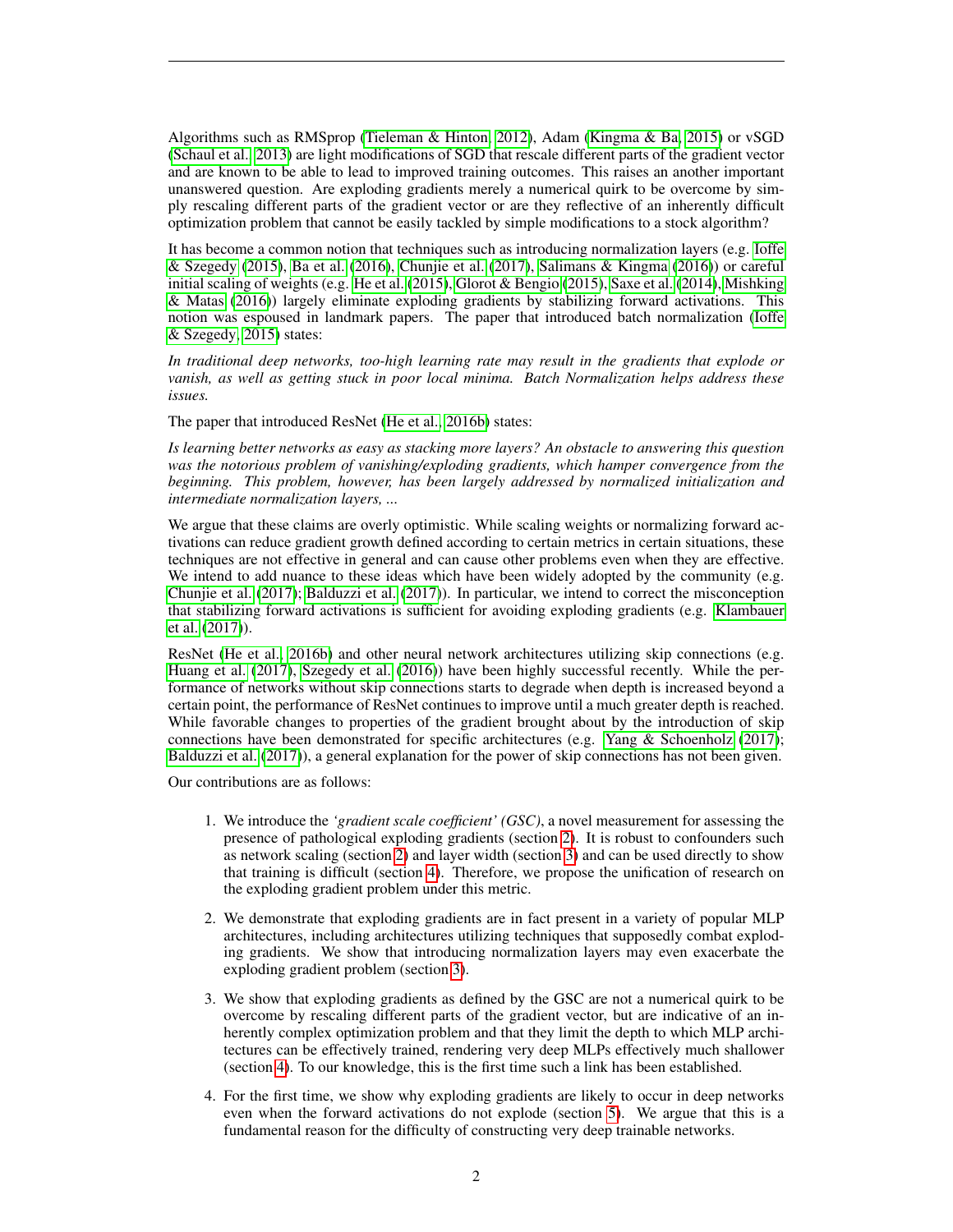Algorithms such as RMSprop (Tieleman & Hinton, 2012), Adam (Kingma & Ba, 2015) or vSGD (Schaul et al., 2013) are light modifications of SGD that rescale different parts of the gradient vector and are known to be able to lead to improved training outcomes. This raises an another important unanswered question. Are exploding gradients merely a numerical quirk to be overcome by simply rescaling different parts of the gradient vector or are they reflective of an inherently difficult optimization problem that cannot be easily tackled by simple modifications to a stock algorithm?

It has become a common notion that techniques such as introducing normalization layers (e.g. Ioffe & Szegedy (2015), Ba et al. (2016), Chunjie et al. (2017), Salimans & Kingma (2016)) or careful initial scaling of weights (e.g. He et al. (2015), Glorot & Bengio (2015), Saxe et al. (2014), Mishking & Matas (2016)) largely eliminate exploding gradients by stabilizing forward activations. This notion was espoused in landmark papers. The paper that introduced batch normalization (Ioffe & Szegedy, 2015) states:

*In traditional deep networks, too-high learning rate may result in the gradients that explode or vanish, as well as getting stuck in poor local minima. Batch Normalization helps address these issues.*

The paper that introduced ResNet (He et al., 2016b) states:

*Is learning better networks as easy as stacking more layers? An obstacle to answering this question was the notorious problem of vanishing/exploding gradients, which hamper convergence from the beginning. This problem, however, has been largely addressed by normalized initialization and intermediate normalization layers, ...*

We argue that these claims are overly optimistic. While scaling weights or normalizing forward activations can reduce gradient growth defined according to certain metrics in certain situations, these techniques are not effective in general and can cause other problems even when they are effective. We intend to add nuance to these ideas which have been widely adopted by the community (e.g. Chunjie et al. (2017); Balduzzi et al. (2017)). In particular, we intend to correct the misconception that stabilizing forward activations is sufficient for avoiding exploding gradients (e.g. Klambauer et al. (2017)).

ResNet (He et al., 2016b) and other neural network architectures utilizing skip connections (e.g. Huang et al. (2017), Szegedy et al. (2016)) have been highly successful recently. While the performance of networks without skip connections starts to degrade when depth is increased beyond a certain point, the performance of ResNet continues to improve until a much greater depth is reached. While favorable changes to properties of the gradient brought about by the introduction of skip connections have been demonstrated for specific architectures (e.g. Yang & Schoenholz (2017); Balduzzi et al. (2017)), a general explanation for the power of skip connections has not been given.

Our contributions are as follows:

1. We introduce the *'gradient scale coefficient' (GSC)*, a novel measurement for assessing the presence of pathological exploding gradients (section 2). It is robust to confounders such as network scaling (section 2) and layer width (section 3) and can be used directly to show that training is difficult (section 4). Therefore, we propose the unification of research on the exploding gradient problem under this metric.
2. We demonstrate that exploding gradients are in fact present in a variety of popular MLP architectures, including architectures utilizing techniques that supposedly combat exploding gradients. We show that introducing normalization layers may even exacerbate the exploding gradient problem (section 3).
3. We show that exploding gradients as defined by the GSC are not a numerical quirk to be overcome by rescaling different parts of the gradient vector, but are indicative of an inherently complex optimization problem and that they limit the depth to which MLP architectures can be effectively trained, rendering very deep MLPs effectively much shallower (section 4). To our knowledge, this is the first time such a link has been established.
4. For the first time, we show why exploding gradients are likely to occur in deep networks even when the forward activations do not explode (section 5). We argue that this is a fundamental reason for the difficulty of constructing very deep trainable networks.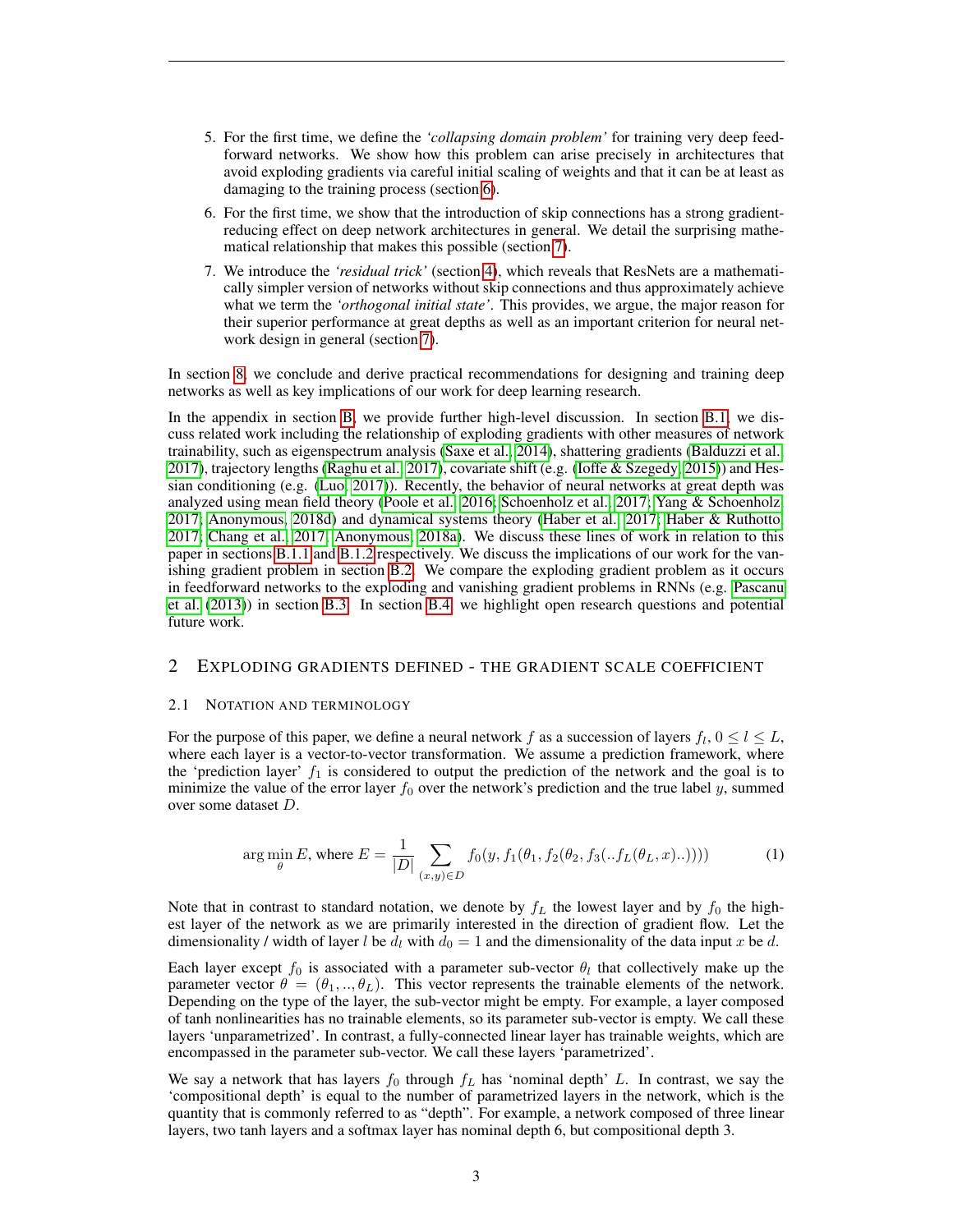5. For the first time, we define the *'collapsing domain problem'* for training very deep feedforward networks. We show how this problem can arise precisely in architectures that avoid exploding gradients via careful initial scaling of weights and that it can be at least as damaging to the training process (section 6).
6. For the first time, we show that the introduction of skip connections has a strong gradient-reducing effect on deep network architectures in general. We detail the surprising mathematical relationship that makes this possible (section 7).
7. We introduce the *'residual trick'* (section 4), which reveals that ResNets are a mathematically simpler version of networks without skip connections and thus approximately achieve what we term the *'orthogonal initial state'*. This provides, we argue, the major reason for their superior performance at great depths as well as an important criterion for neural network design in general (section 7).

In section 8, we conclude and derive practical recommendations for designing and training deep networks as well as key implications of our work for deep learning research.

In the appendix in section B, we provide further high-level discussion. In section B.1, we discuss related work including the relationship of exploding gradients with other measures of network trainability, such as eigenspectrum analysis (Saxe et al., 2014), shattering gradients (Balduzzi et al., 2017), trajectory lengths (Raghu et al., 2017), covariate shift (e.g. (Ioffe & Szegedy, 2015)) and Hessian conditioning (e.g. (Luo, 2017)). Recently, the behavior of neural networks at great depth was analyzed using mean field theory (Poole et al., 2016; Schoenholz et al., 2017; Yang & Schoenholz, 2017; Anonymous, 2018d) and dynamical systems theory (Haber et al., 2017; Haber & Ruthotto, 2017; Chang et al., 2017; Anonymous, 2018a). We discuss these lines of work in relation to this paper in sections B.1.1 and B.1.2 respectively. We discuss the implications of our work for the vanishing gradient problem in section B.2. We compare the exploding gradient problem as it occurs in feedforward networks to the exploding and vanishing gradient problems in RNNs (e.g. Pascanu et al. (2013)) in section B.3. In section B.4, we highlight open research questions and potential future work.

## 2 Exploding gradients defined - the gradient scale coefficient

### 2.1 Notation and terminology

For the purpose of this paper, we define a neural network $f$ as a succession of layers $f_l$, $0 \le l \le L$, where each layer is a vector-to-vector transformation. We assume a prediction framework, where the 'prediction layer' $f_1$ is considered to output the prediction of the network and the goal is to minimize the value of the error layer $f_0$ over the network's prediction and the true label $y$, summed over some dataset $D$.

$$\arg\min_{\theta} E, \text{ where } E = \frac{1}{|D|} \sum_{(x,y)\in D} f_0(y, f_1(\theta_1, f_2(\theta_2, f_3(..f_L(\theta_L, x)..)))) \tag{1}$$

Note that in contrast to standard notation, we denote by $f_L$ the lowest layer and by $f_0$ the highest layer of the network as we are primarily interested in the direction of gradient flow. Let the dimensionality / width of layer $l$ be $d_l$ with $d_0 = 1$ and the dimensionality of the data input $x$ be $d$.

Each layer except $f_0$ is associated with a parameter sub-vector $\theta_l$ that collectively make up the parameter vector $\theta = (\theta_1, .., \theta_L)$. This vector represents the trainable elements of the network. Depending on the type of the layer, the sub-vector might be empty. For example, a layer composed of tanh nonlinearities has no trainable elements, so its parameter sub-vector is empty. We call these layers 'unparametrized'. In contrast, a fully-connected linear layer has trainable weights, which are encompassed in the parameter sub-vector. We call these layers 'parametrized'.

We say a network that has layers $f_0$ through $f_L$ has 'nominal depth' $L$. In contrast, we say the 'compositional depth' is equal to the number of parametrized layers in the network, which is the quantity that is commonly referred to as "depth". For example, a network composed of three linear layers, two tanh layers and a softmax layer has nominal depth 6, but compositional depth 3.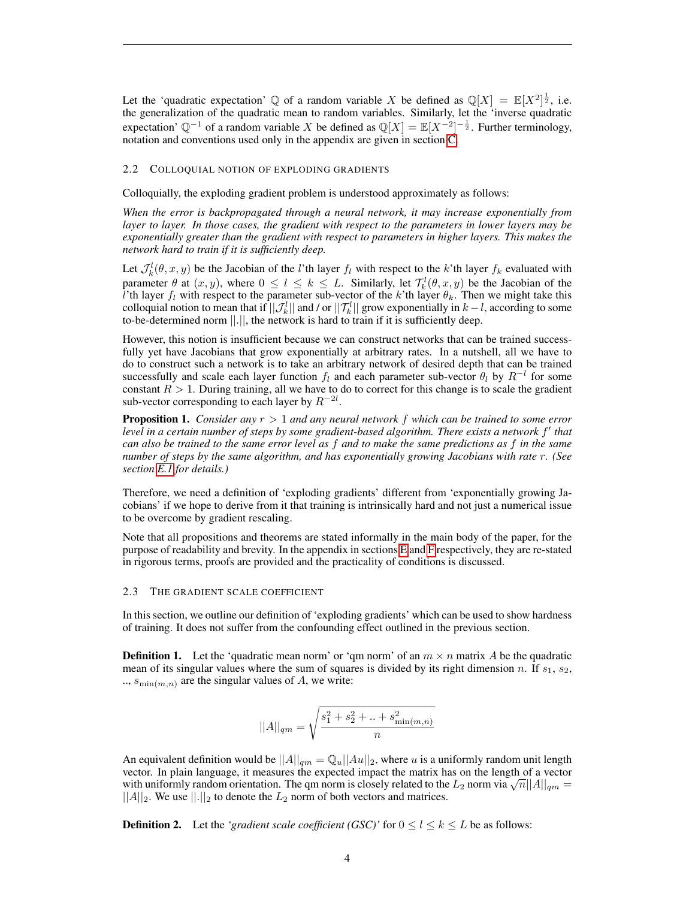Let the 'quadratic expectation' $\mathbb{Q}$ of a random variable $X$ be defined as $\mathbb{Q}[X] = \mathbb{E}[X^2]^{\frac{1}{2}}$, i.e. the generalization of the quadratic mean to random variables. Similarly, let the 'inverse quadratic expectation' $\mathbb{Q}^{-1}$ of a random variable $X$ be defined as $\mathbb{Q}[X] = \mathbb{E}[X^{-2}]^{-\frac{1}{2}}$. Further terminology, notation and conventions used only in the appendix are given in section C.

### 2.2 Colloquial notion of exploding gradients

Colloquially, the exploding gradient problem is understood approximately as follows:

*When the error is backpropagated through a neural network, it may increase exponentially from layer to layer. In those cases, the gradient with respect to the parameters in lower layers may be exponentially greater than the gradient with respect to parameters in higher layers. This makes the network hard to train if it is sufficiently deep.*

Let $\mathcal{J}_k^l(\theta, x, y)$ be the Jacobian of the $l$'th layer $f_l$ with respect to the $k$'th layer $f_k$ evaluated with parameter $\theta$ at $(x, y)$, where $0 \leq l \leq k \leq L$. Similarly, let $\mathcal{T}_k^l(\theta, x, y)$ be the Jacobian of the $l$'th layer $f_l$ with respect to the parameter sub-vector of the $k$'th layer $\theta_k$. Then we might take this colloquial notion to mean that if $||\mathcal{J}_k^l||$ and / or $||\mathcal{T}_k^l||$ grow exponentially in $k - l$, according to some to-be-determined norm $||.||$, the network is hard to train if it is sufficiently deep.

However, this notion is insufficient because we can construct networks that can be trained successfully yet have Jacobians that grow exponentially at arbitrary rates. In a nutshell, all we have to do to construct such a network is to take an arbitrary network of desired depth that can be trained successfully and scale each layer function $f_l$ and each parameter sub-vector $\theta_l$ by $R^{-l}$ for some constant $R > 1$. During training, all we have to do to correct for this change is to scale the gradient sub-vector corresponding to each layer by $R^{-2l}$.

**Proposition 1.** *Consider any $r > 1$ and any neural network $f$ which can be trained to some error level in a certain number of steps by some gradient-based algorithm. There exists a network $f'$ that can also be trained to the same error level as $f$ and to make the same predictions as $f$ in the same number of steps by the same algorithm, and has exponentially growing Jacobians with rate $r$. (See section E.1 for details.)*

Therefore, we need a definition of 'exploding gradients' different from 'exponentially growing Jacobians' if we hope to derive from it that training is intrinsically hard and not just a numerical issue to be overcome by gradient rescaling.

Note that all propositions and theorems are stated informally in the main body of the paper, for the purpose of readability and brevity. In the appendix in sections E and F respectively, they are re-stated in rigorous terms, proofs are provided and the practicality of conditions is discussed.

### 2.3 The gradient scale coefficient

In this section, we outline our definition of 'exploding gradients' which can be used to show hardness of training. It does not suffer from the confounding effect outlined in the previous section.

**Definition 1.** Let the 'quadratic mean norm' or 'qm norm' of an $m \times n$ matrix $A$ be the quadratic mean of its singular values where the sum of squares is divided by its right dimension $n$. If $s_1$, $s_2$, .., $s_{\min(m,n)}$ are the singular values of $A$, we write:

$$||A||_{qm} = \sqrt{\frac{s_1^2 + s_2^2 + .. + s_{\min(m,n)}^2}{n}}$$

An equivalent definition would be $||A||_{qm} = \mathbb{Q}_u ||Au||_2$, where $u$ is a uniformly random unit length vector. In plain language, it measures the expected impact the matrix has on the length of a vector with uniformly random orientation. The qm norm is closely related to the $L_2$ norm via $\sqrt{n}||A||_{qm} = ||A||_2$. We use $||.||_2$ to denote the $L_2$ norm of both vectors and matrices.

**Definition 2.** Let the *'gradient scale coefficient (GSC)'* for $0 \leq l \leq k \leq L$ be as follows: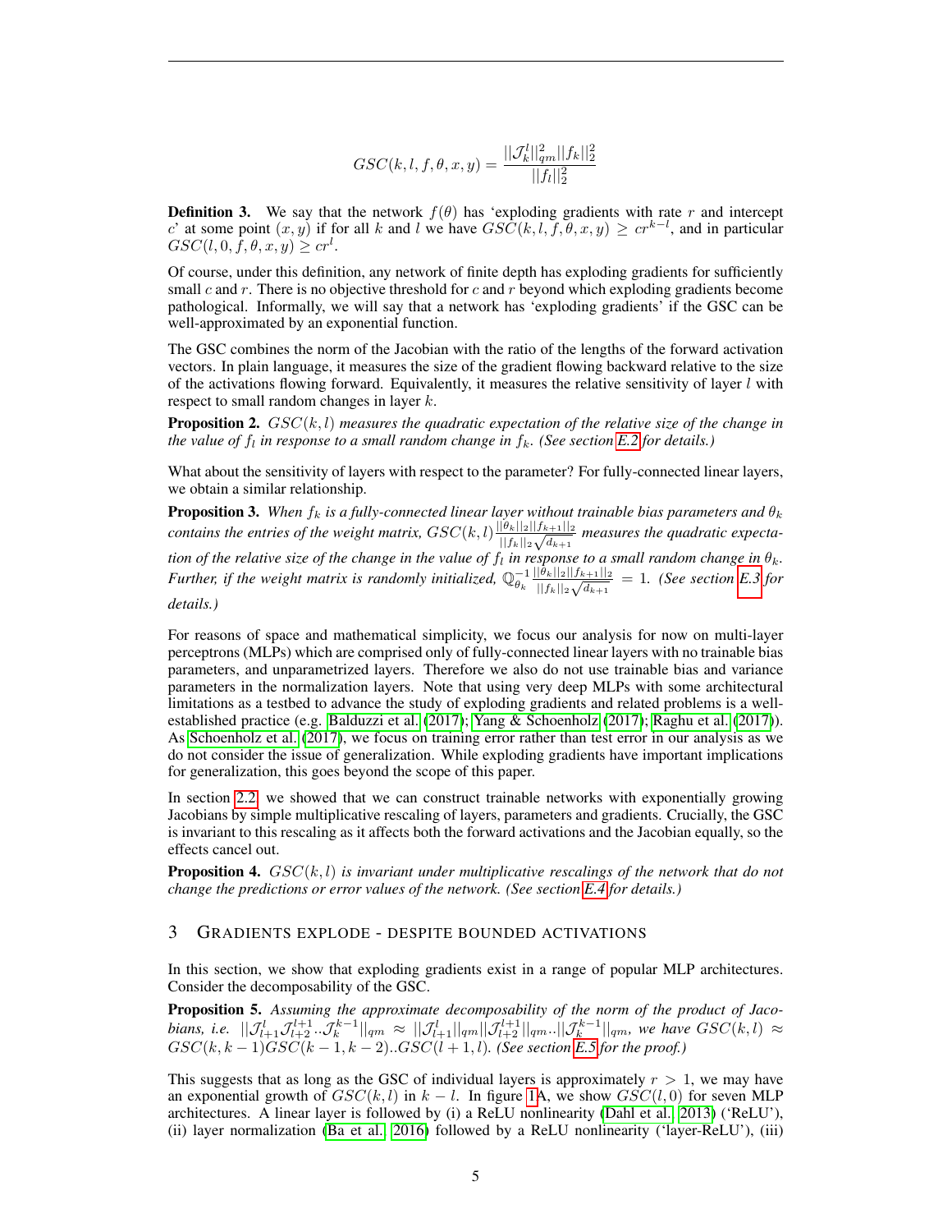$$GSC(k, l, f, \theta, x, y) = \frac{||\mathcal{J}_k^l||_{qm}^2 ||f_k||_2^2}{||f_l||_2^2}$$

**Definition 3.** We say that the network $f(\theta)$ has 'exploding gradients with rate $r$ and intercept $c$' at some point $(x, y)$ if for all $k$ and $l$ we have $GSC(k, l, f, \theta, x, y) \geq cr^{k-l}$, and in particular $GSC(l, 0, f, \theta, x, y) \geq cr^l$.

Of course, under this definition, any network of finite depth has exploding gradients for sufficiently small $c$ and $r$. There is no objective threshold for $c$ and $r$ beyond which exploding gradients become pathological. Informally, we will say that a network has 'exploding gradients' if the GSC can be well-approximated by an exponential function.

The GSC combines the norm of the Jacobian with the ratio of the lengths of the forward activation vectors. In plain language, it measures the size of the gradient flowing backward relative to the size of the activations flowing forward. Equivalently, it measures the relative sensitivity of layer $l$ with respect to small random changes in layer $k$.

**Proposition 2.** *$GSC(k, l)$ measures the quadratic expectation of the relative size of the change in the value of $f_l$ in response to a small random change in $f_k$. (See section E.2 for details.)*

What about the sensitivity of layers with respect to the parameter? For fully-connected linear layers, we obtain a similar relationship.

**Proposition 3.** *When $f_k$ is a fully-connected linear layer without trainable bias parameters and $\theta_k$ contains the entries of the weight matrix, $GSC(k, l)\frac{||\theta_k||_2 ||f_{k+1}||_2}{||f_k||_2 \sqrt{d_{k+1}}}$ measures the quadratic expectation of the relative size of the change in the value of $f_l$ in response to a small random change in $\theta_k$. Further, if the weight matrix is randomly initialized, $\mathbb{Q}_{\theta_k}^{-1} \frac{||\theta_k||_2 ||f_{k+1}||_2}{||f_k||_2 \sqrt{d_{k+1}}} = 1$. (See section E.3 for details.)*

For reasons of space and mathematical simplicity, we focus our analysis for now on multi-layer perceptrons (MLPs) which are comprised only of fully-connected linear layers with no trainable bias parameters, and unparametrized layers. Therefore we also do not use trainable bias and variance parameters in the normalization layers. Note that using very deep MLPs with some architectural limitations as a testbed to advance the study of exploding gradients and related problems is a well-established practice (e.g. Balduzzi et al. (2017); Yang & Schoenholz (2017); Raghu et al. (2017)). As Schoenholz et al. (2017), we focus on training error rather than test error in our analysis as we do not consider the issue of generalization. While exploding gradients have important implications for generalization, this goes beyond the scope of this paper.

In section 2.2, we showed that we can construct trainable networks with exponentially growing Jacobians by simple multiplicative rescaling of layers, parameters and gradients. Crucially, the GSC is invariant to this rescaling as it affects both the forward activations and the Jacobian equally, so the effects cancel out.

**Proposition 4.** *$GSC(k, l)$ is invariant under multiplicative rescalings of the network that do not change the predictions or error values of the network. (See section E.4 for details.)*

## 3 Gradients explode - despite bounded activations

In this section, we show that exploding gradients exist in a range of popular MLP architectures. Consider the decomposability of the GSC.

**Proposition 5.** *Assuming the approximate decomposability of the norm of the product of Jacobians, i.e. $||\mathcal{J}_{l+1}^l \mathcal{J}_{l+2}^{l+1} .. \mathcal{J}_k^{k-1}||_{qm} \approx ||\mathcal{J}_{l+1}^l||_{qm} ||\mathcal{J}_{l+2}^{l+1}||_{qm} .. ||\mathcal{J}_k^{k-1}||_{qm}$, we have $GSC(k, l) \approx GSC(k, k-1) GSC(k-1, k-2) .. GSC(l+1, l)$. (See section E.5 for the proof.)*

This suggests that as long as the GSC of individual layers is approximately $r > 1$, we may have an exponential growth of $GSC(k, l)$ in $k - l$. In figure 1A, we show $GSC(l, 0)$ for seven MLP architectures. A linear layer is followed by (i) a ReLU nonlinearity (Dahl et al., 2013) ('ReLU'), (ii) layer normalization (Ba et al., 2016) followed by a ReLU nonlinearity ('layer-ReLU'), (iii)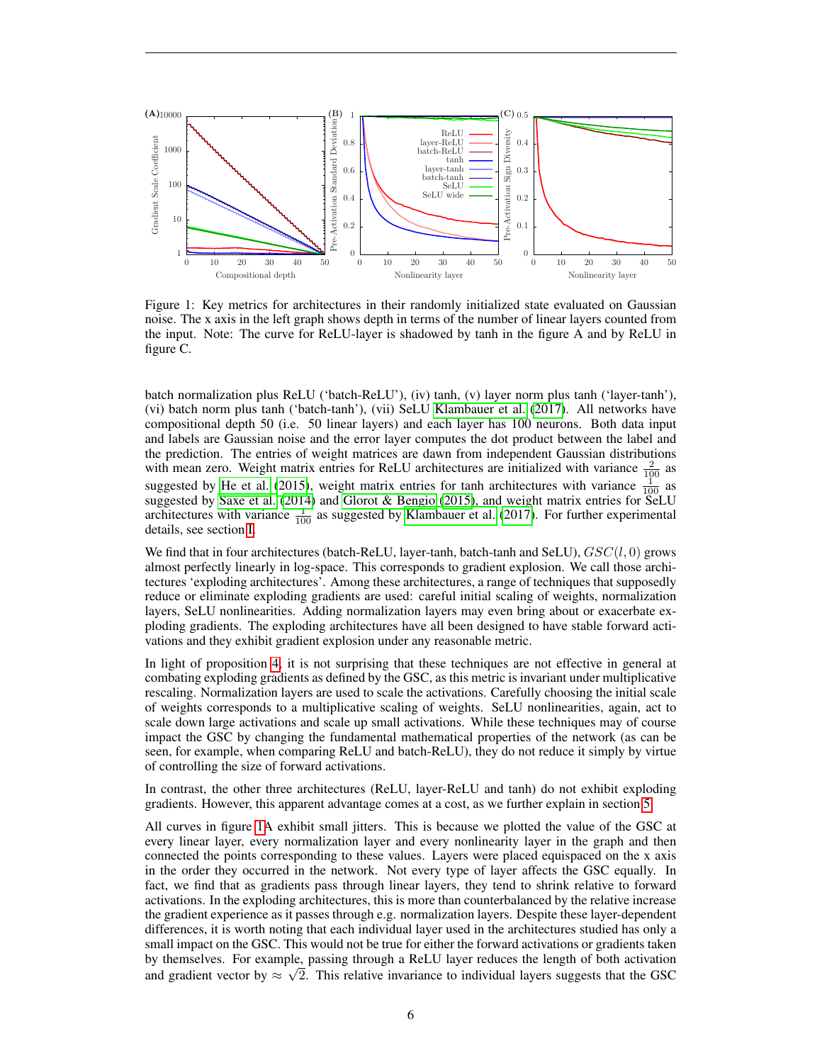Figure 1: Key metrics for architectures in their randomly initialized state evaluated on Gaussian noise. The x axis in the left graph shows depth in terms of the number of linear layers counted from the input. Note: The curve for ReLU-layer is shadowed by tanh in the figure A and by ReLU in figure C.

batch normalization plus ReLU ('batch-ReLU'), (iv) tanh, (v) layer norm plus tanh ('layer-tanh'), (vi) batch norm plus tanh ('batch-tanh'), (vii) SeLU Klambauer et al. (2017). All networks have compositional depth 50 (i.e. 50 linear layers) and each layer has 100 neurons. Both data input and labels are Gaussian noise and the error layer computes the dot product between the label and the prediction. The entries of weight matrices are dawn from independent Gaussian distributions with mean zero. Weight matrix entries for ReLU architectures are initialized with variance $\frac{2}{100}$ as suggested by He et al. (2015), weight matrix entries for tanh architectures with variance $\frac{1}{100}$ as suggested by Saxe et al. (2014) and Glorot & Bengio (2015), and weight matrix entries for SeLU architectures with variance $\frac{1}{100}$ as suggested by Klambauer et al. (2017). For further experimental details, see section I.

We find that in four architectures (batch-ReLU, layer-tanh, batch-tanh and SeLU), $GSC(l, 0)$ grows almost perfectly linearly in log-space. This corresponds to gradient explosion. We call those architectures 'exploding architectures'. Among these architectures, a range of techniques that supposedly reduce or eliminate exploding gradients are used: careful initial scaling of weights, normalization layers, SeLU nonlinearities. Adding normalization layers may even bring about or exacerbate exploding gradients. The exploding architectures have all been designed to have stable forward activations and they exhibit gradient explosion under any reasonable metric.

In light of proposition 4, it is not surprising that these techniques are not effective in general at combating exploding gradients as defined by the GSC, as this metric is invariant under multiplicative rescaling. Normalization layers are used to scale the activations. Carefully choosing the initial scale of weights corresponds to a multiplicative scaling of weights. SeLU nonlinearities, again, act to scale down large activations and scale up small activations. While these techniques may of course impact the GSC by changing the fundamental mathematical properties of the network (as can be seen, for example, when comparing ReLU and batch-ReLU), they do not reduce it simply by virtue of controlling the size of forward activations.

In contrast, the other three architectures (ReLU, layer-ReLU and tanh) do not exhibit exploding gradients. However, this apparent advantage comes at a cost, as we further explain in section 5.

All curves in figure 1A exhibit small jitters. This is because we plotted the value of the GSC at every linear layer, every normalization layer and every nonlinearity layer in the graph and then connected the points corresponding to these values. Layers were placed equispaced on the x axis in the order they occurred in the network. Not every type of layer affects the GSC equally. In fact, we find that as gradients pass through linear layers, they tend to shrink relative to forward activations. In the exploding architectures, this is more than counterbalanced by the relative increase the gradient experience as it passes through e.g. normalization layers. Despite these layer-dependent differences, it is worth noting that each individual layer used in the architectures studied has only a small impact on the GSC. This would not be true for either the forward activations or gradients taken by themselves. For example, passing through a ReLU layer reduces the length of both activation and gradient vector by $\approx \sqrt{2}$. This relative invariance to individual layers suggests that the GSC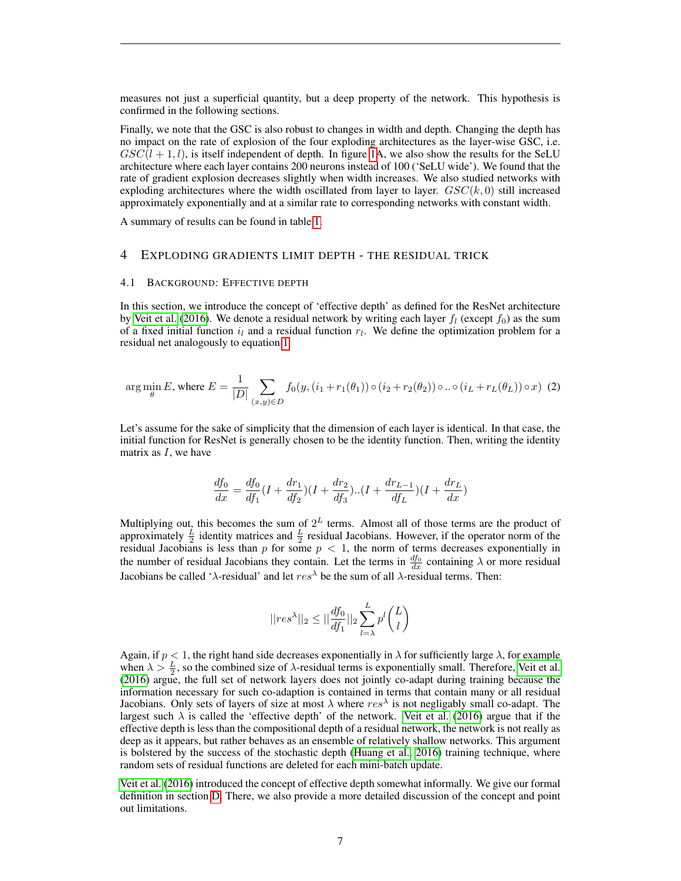measures not just a superficial quantity, but a deep property of the network. This hypothesis is confirmed in the following sections.

Finally, we note that the GSC is also robust to changes in width and depth. Changing the depth has no impact on the rate of explosion of the four exploding architectures as the layer-wise GSC, i.e. $GSC(l+1,l)$, is itself independent of depth. In figure 1A, we also show the results for the SeLU architecture where each layer contains 200 neurons instead of 100 ('SeLU wide'). We found that the rate of gradient explosion decreases slightly when width increases. We also studied networks with exploding architectures where the width oscillated from layer to layer. $GSC(k,0)$ still increased approximately exponentially and at a similar rate to corresponding networks with constant width.

A summary of results can be found in table 1.

## 4 Exploding gradients limit depth - the residual trick

### 4.1 Background: Effective depth

In this section, we introduce the concept of 'effective depth' as defined for the ResNet architecture by Veit et al. (2016). We denote a residual network by writing each layer $f_l$ (except $f_0$) as the sum of a fixed initial function $i_l$ and a residual function $r_l$. We define the optimization problem for a residual net analogously to equation 1

$$\arg\min_\theta E, \text{ where } E = \frac{1}{|D|}\sum_{(x,y)\in D} f_0(y, (i_1 + r_1(\theta_1)) \circ (i_2 + r_2(\theta_2)) \circ .. \circ (i_L + r_L(\theta_L)) \circ x) \quad (2)$$

Let's assume for the sake of simplicity that the dimension of each layer is identical. In that case, the initial function for ResNet is generally chosen to be the identity function. Then, writing the identity matrix as $I$, we have

$$\frac{df_0}{dx} = \frac{df_0}{df_1}(I + \frac{dr_1}{df_2})(I + \frac{dr_2}{df_3})..(I + \frac{dr_{L-1}}{df_L})(I + \frac{dr_L}{dx})$$

Multiplying out, this becomes the sum of $2^L$ terms. Almost all of those terms are the product of approximately $\frac{L}{2}$ identity matrices and $\frac{L}{2}$ residual Jacobians. However, if the operator norm of the residual Jacobians is less than $p$ for some $p < 1$, the norm of terms decreases exponentially in the number of residual Jacobians they contain. Let the terms in $\frac{df_0}{dx}$ containing $\lambda$ or more residual Jacobians be called '$\lambda$-residual' and let $res^\lambda$ be the sum of all $\lambda$-residual terms. Then:

$$||res^\lambda||_2 \le ||\frac{df_0}{df_1}||_2 \sum_{l=\lambda}^{L} p^l \binom{L}{l}$$

Again, if $p < 1$, the right hand side decreases exponentially in $\lambda$ for sufficiently large $\lambda$, for example when $\lambda > \frac{L}{2}$, so the combined size of $\lambda$-residual terms is exponentially small. Therefore, Veit et al. (2016) argue, the full set of network layers does not jointly co-adapt during training because the information necessary for such co-adaption is contained in terms that contain many or all residual Jacobians. Only sets of layers of size at most $\lambda$ where $res^\lambda$ is not negligably small co-adapt. The largest such $\lambda$ is called the 'effective depth' of the network. Veit et al. (2016) argue that if the effective depth is less than the compositional depth of a residual network, the network is not really as deep as it appears, but rather behaves as an ensemble of relatively shallow networks. This argument is bolstered by the success of the stochastic depth (Huang et al., 2016) training technique, where random sets of residual functions are deleted for each mini-batch update.

Veit et al. (2016) introduced the concept of effective depth somewhat informally. We give our formal definition in section D. There, we also provide a more detailed discussion of the concept and point out limitations.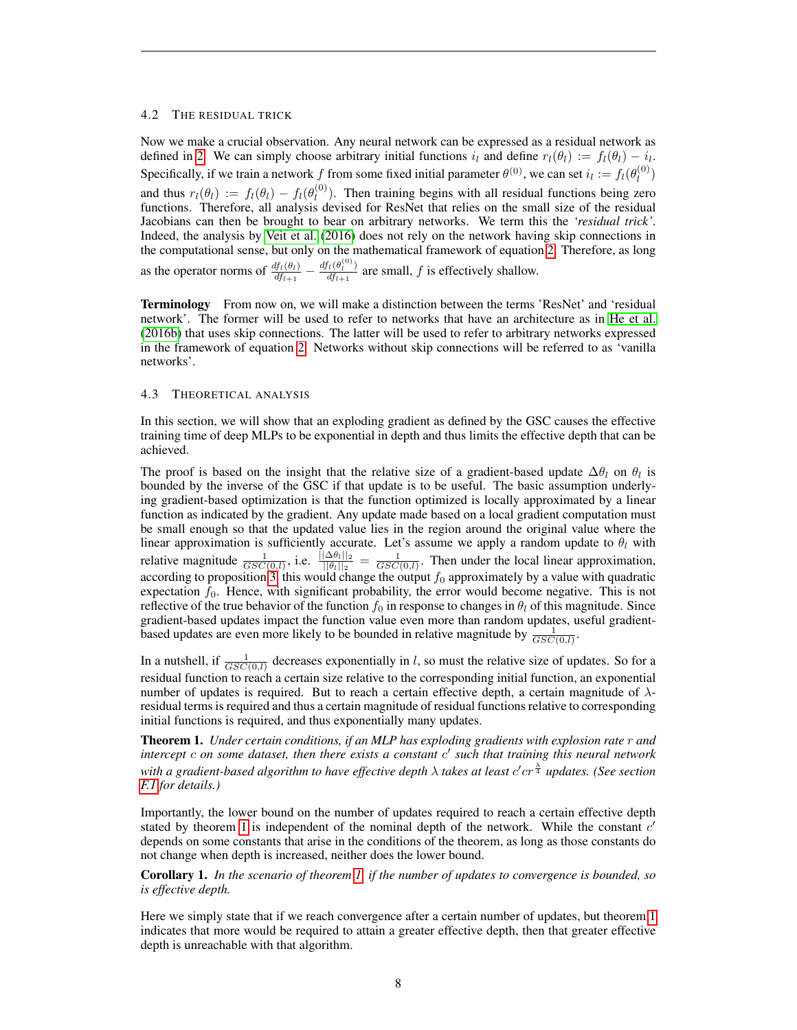### 4.2 The residual trick

Now we make a crucial observation. Any neural network can be expressed as a residual network as defined in 2. We can simply choose arbitrary initial functions $i_l$ and define $r_l(\theta_l) := f_l(\theta_l) - i_l$. Specifically, if we train a network $f$ from some fixed initial parameter $\theta^{(0)}$, we can set $i_l := f_l(\theta_l^{(0)})$ and thus $r_l(\theta_l) := f_l(\theta_l) - f_l(\theta_l^{(0)})$. Then training begins with all residual functions being zero functions. Therefore, all analysis devised for ResNet that relies on the small size of the residual Jacobians can then be brought to bear on arbitrary networks. We term this the *'residual trick'*. Indeed, the analysis by Veit et al. (2016) does not rely on the network having skip connections in the computational sense, but only on the mathematical framework of equation 2. Therefore, as long as the operator norms of $\frac{df_l(\theta_l)}{df_{l+1}} - \frac{df_l(\theta_l^{(0)})}{df_{l+1}}$ are small, $f$ is effectively shallow.

**Terminology** From now on, we will make a distinction between the terms 'ResNet' and 'residual network'. The former will be used to refer to networks that have an architecture as in He et al. (2016b) that uses skip connections. The latter will be used to refer to arbitrary networks expressed in the framework of equation 2. Networks without skip connections will be referred to as 'vanilla networks'.

### 4.3 Theoretical analysis

In this section, we will show that an exploding gradient as defined by the GSC causes the effective training time of deep MLPs to be exponential in depth and thus limits the effective depth that can be achieved.

The proof is based on the insight that the relative size of a gradient-based update $\Delta\theta_l$ on $\theta_l$ is bounded by the inverse of the GSC if that update is to be useful. The basic assumption underlying gradient-based optimization is that the function optimized is locally approximated by a linear function as indicated by the gradient. Any update made based on a local gradient computation must be small enough so that the updated value lies in the region around the original value where the linear approximation is sufficiently accurate. Let's assume we apply a random update to $\theta_l$ with relative magnitude $\frac{1}{GSC(0,l)}$, i.e. $\frac{||\Delta\theta_l||_2}{||\theta_l||_2} = \frac{1}{GSC(0,l)}$. Then under the local linear approximation, according to proposition 3 this would change the output $f_0$ approximately by a value with quadratic expectation $f_0$. Hence, with significant probability, the error would become negative. This is not reflective of the true behavior of the function $f_0$ in response to changes in $\theta_l$ of this magnitude. Since gradient-based updates impact the function value even more than random updates, useful gradient-based updates are even more likely to be bounded in relative magnitude by $\frac{1}{GSC(0,l)}$.

In a nutshell, if $\frac{1}{GSC(0,l)}$ decreases exponentially in $l$, so must the relative size of updates. So for a residual function to reach a certain size relative to the corresponding initial function, an exponential number of updates is required. But to reach a certain effective depth, a certain magnitude of $\lambda$-residual terms is required and thus a certain magnitude of residual functions relative to corresponding initial functions is required, and thus exponentially many updates.

**Theorem 1.** *Under certain conditions, if an MLP has exploding gradients with explosion rate $r$ and intercept $c$ on some dataset, then there exists a constant $c'$ such that training this neural network with a gradient-based algorithm to have effective depth $\lambda$ takes at least $c'cr^{\frac{\lambda}{4}}$ updates. (See section F.1 for details.)*

Importantly, the lower bound on the number of updates required to reach a certain effective depth stated by theorem 1 is independent of the nominal depth of the network. While the constant $c'$ depends on some constants that arise in the conditions of the theorem, as long as those constants do not change when depth is increased, neither does the lower bound.

**Corollary 1.** *In the scenario of theorem 1, if the number of updates to convergence is bounded, so is effective depth.*

Here we simply state that if we reach convergence after a certain number of updates, but theorem 1 indicates that more would be required to attain a greater effective depth, then that greater effective depth is unreachable with that algorithm.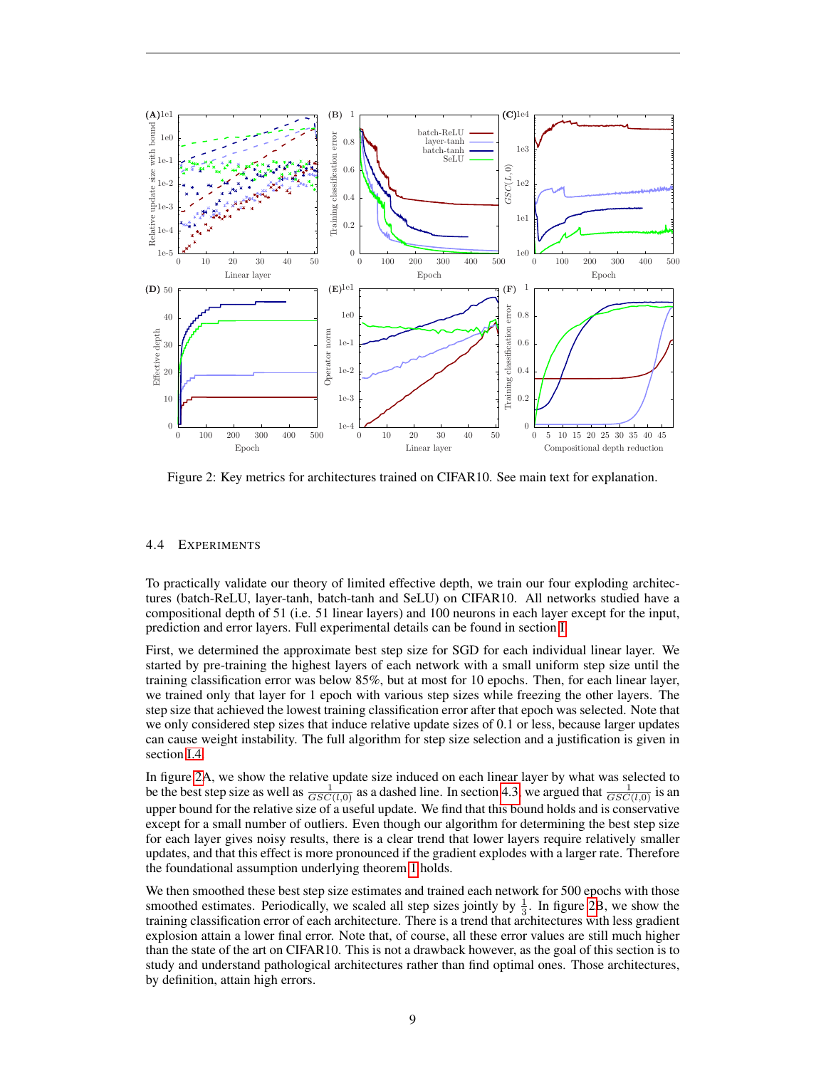Figure 2: Key metrics for architectures trained on CIFAR10. See main text for explanation.

### 4.4 Experiments

To practically validate our theory of limited effective depth, we train our four exploding architectures (batch-ReLU, layer-tanh, batch-tanh and SeLU) on CIFAR10. All networks studied have a compositional depth of 51 (i.e. 51 linear layers) and 100 neurons in each layer except for the input, prediction and error layers. Full experimental details can be found in section I.

First, we determined the approximate best step size for SGD for each individual linear layer. We started by pre-training the highest layers of each network with a small uniform step size until the training classification error was below 85%, but at most for 10 epochs. Then, for each linear layer, we trained only that layer for 1 epoch with various step sizes while freezing the other layers. The step size that achieved the lowest training classification error after that epoch was selected. Note that we only considered step sizes that induce relative update sizes of 0.1 or less, because larger updates can cause weight instability. The full algorithm for step size selection and a justification is given in section I.4.

In figure 2A, we show the relative update size induced on each linear layer by what was selected to be the best step size as well as $\frac{1}{GSC(l,0)}$ as a dashed line. In section 4.3, we argued that $\frac{1}{GSC(l,0)}$ is an upper bound for the relative size of a useful update. We find that this bound holds and is conservative except for a small number of outliers. Even though our algorithm for determining the best step size for each layer gives noisy results, there is a clear trend that lower layers require relatively smaller updates, and that this effect is more pronounced if the gradient explodes with a larger rate. Therefore the foundational assumption underlying theorem 1 holds.

We then smoothed these best step size estimates and trained each network for 500 epochs with those smoothed estimates. Periodically, we scaled all step sizes jointly by $\frac{1}{3}$. In figure 2B, we show the training classification error of each architecture. There is a trend that architectures with less gradient explosion attain a lower final error. Note that, of course, all these error values are still much higher than the state of the art on CIFAR10. This is not a drawback however, as the goal of this section is to study and understand pathological architectures rather than find optimal ones. Those architectures, by definition, attain high errors.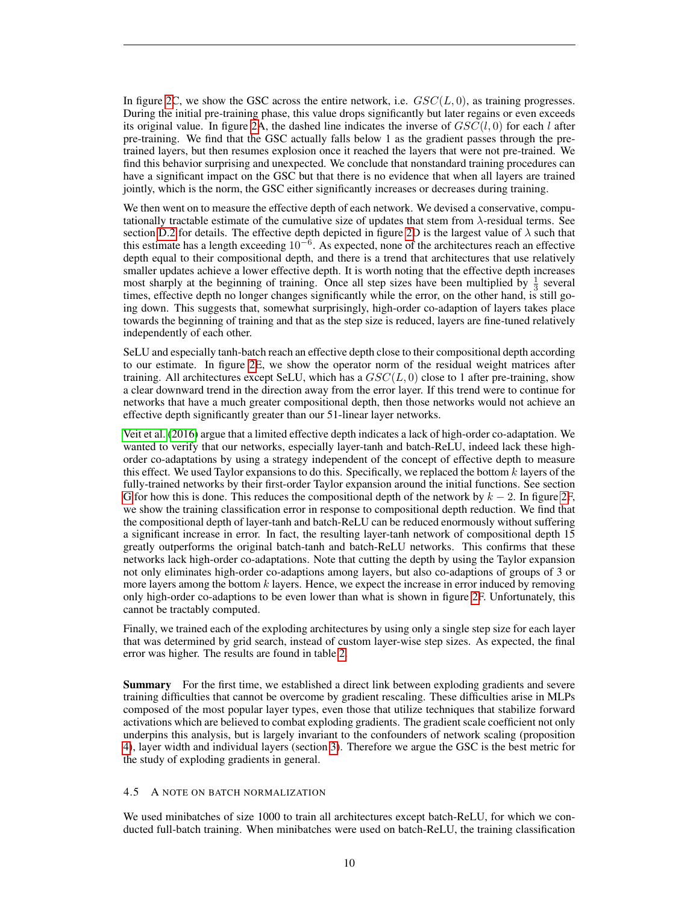In figure 2C, we show the GSC across the entire network, i.e. $GSC(L, 0)$, as training progresses. During the initial pre-training phase, this value drops significantly but later regains or even exceeds its original value. In figure 2A, the dashed line indicates the inverse of $GSC(l, 0)$ for each $l$ after pre-training. We find that the GSC actually falls below 1 as the gradient passes through the pre-trained layers, but then resumes explosion once it reached the layers that were not pre-trained. We find this behavior surprising and unexpected. We conclude that nonstandard training procedures can have a significant impact on the GSC but that there is no evidence that when all layers are trained jointly, which is the norm, the GSC either significantly increases or decreases during training.

We then went on to measure the effective depth of each network. We devised a conservative, computationally tractable estimate of the cumulative size of updates that stem from $\lambda$-residual terms. See section D.2 for details. The effective depth depicted in figure 2D is the largest value of $\lambda$ such that this estimate has a length exceeding $10^{-6}$. As expected, none of the architectures reach an effective depth equal to their compositional depth, and there is a trend that architectures that use relatively smaller updates achieve a lower effective depth. It is worth noting that the effective depth increases most sharply at the beginning of training. Once all step sizes have been multiplied by $\frac{1}{3}$ several times, effective depth no longer changes significantly while the error, on the other hand, is still going down. This suggests that, somewhat surprisingly, high-order co-adaption of layers takes place towards the beginning of training and that as the step size is reduced, layers are fine-tuned relatively independently of each other.

SeLU and especially tanh-batch reach an effective depth close to their compositional depth according to our estimate. In figure 2E, we show the operator norm of the residual weight matrices after training. All architectures except SeLU, which has a $GSC(L, 0)$ close to 1 after pre-training, show a clear downward trend in the direction away from the error layer. If this trend were to continue for networks that have a much greater compositional depth, then those networks would not achieve an effective depth significantly greater than our 51-linear layer networks.

Veit et al. (2016) argue that a limited effective depth indicates a lack of high-order co-adaptation. We wanted to verify that our networks, especially layer-tanh and batch-ReLU, indeed lack these high-order co-adaptations by using a strategy independent of the concept of effective depth to measure this effect. We used Taylor expansions to do this. Specifically, we replaced the bottom $k$ layers of the fully-trained networks by their first-order Taylor expansion around the initial functions. See section G for how this is done. This reduces the compositional depth of the network by $k - 2$. In figure 2F, we show the training classification error in response to compositional depth reduction. We find that the compositional depth of layer-tanh and batch-ReLU can be reduced enormously without suffering a significant increase in error. In fact, the resulting layer-tanh network of compositional depth 15 greatly outperforms the original batch-tanh and batch-ReLU networks. This confirms that these networks lack high-order co-adaptations. Note that cutting the depth by using the Taylor expansion not only eliminates high-order co-adaptions among layers, but also co-adaptions of groups of 3 or more layers among the bottom $k$ layers. Hence, we expect the increase in error induced by removing only high-order co-adaptions to be even lower than what is shown in figure 2F. Unfortunately, this cannot be tractably computed.

Finally, we trained each of the exploding architectures by using only a single step size for each layer that was determined by grid search, instead of custom layer-wise step sizes. As expected, the final error was higher. The results are found in table 2.

**Summary** For the first time, we established a direct link between exploding gradients and severe training difficulties that cannot be overcome by gradient rescaling. These difficulties arise in MLPs composed of the most popular layer types, even those that utilize techniques that stabilize forward activations which are believed to combat exploding gradients. The gradient scale coefficient not only underpins this analysis, but is largely invariant to the confounders of network scaling (proposition 4), layer width and individual layers (section 3). Therefore we argue the GSC is the best metric for the study of exploding gradients in general.

### 4.5 A note on batch normalization

We used minibatches of size 1000 to train all architectures except batch-ReLU, for which we conducted full-batch training. When minibatches were used on batch-ReLU, the training classification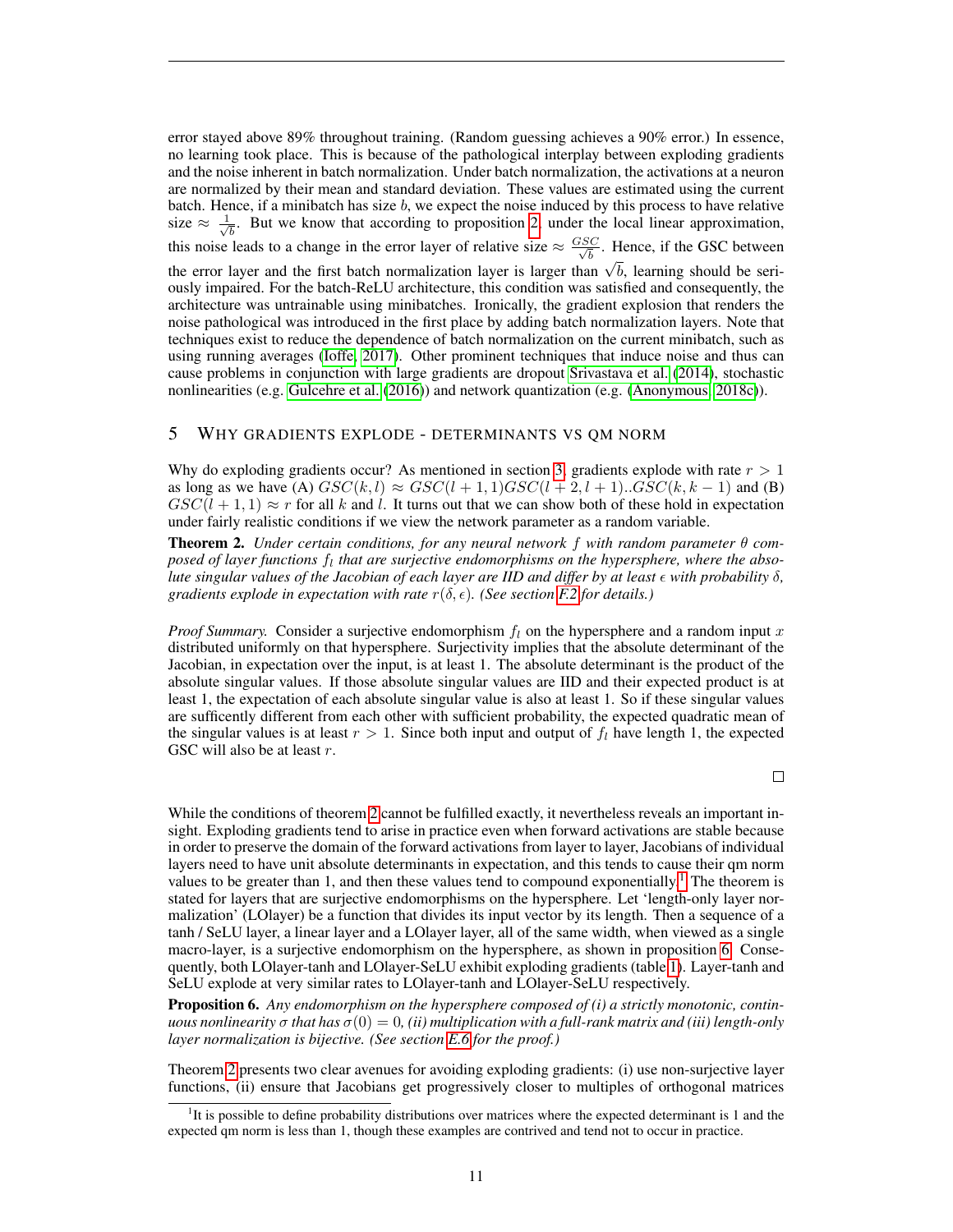error stayed above 89% throughout training. (Random guessing achieves a 90% error.) In essence, no learning took place. This is because of the pathological interplay between exploding gradients and the noise inherent in batch normalization. Under batch normalization, the activations at a neuron are normalized by their mean and standard deviation. These values are estimated using the current batch. Hence, if a minibatch has size $b$, we expect the noise induced by this process to have relative size $\approx \frac{1}{\sqrt{b}}$. But we know that according to proposition 2, under the local linear approximation, this noise leads to a change in the error layer of relative size $\approx \frac{GSC}{\sqrt{b}}$. Hence, if the GSC between the error layer and the first batch normalization layer is larger than $\sqrt{b}$, learning should be seriously impaired. For the batch-ReLU architecture, this condition was satisfied and consequently, the architecture was untrainable using minibatches. Ironically, the gradient explosion that renders the noise pathological was introduced in the first place by adding batch normalization layers. Note that techniques exist to reduce the dependence of batch normalization on the current minibatch, such as using running averages (Ioffe, 2017). Other prominent techniques that induce noise and thus can cause problems in conjunction with large gradients are dropout Srivastava et al. (2014), stochastic nonlinearities (e.g. Gulcehre et al. (2016)) and network quantization (e.g. (Anonymous, 2018c)).

## 5 Why gradients explode - determinants vs qm norm

Why do exploding gradients occur? As mentioned in section 3, gradients explode with rate $r > 1$ as long as we have (A) $GSC(k,l) \approx GSC(l+1,1)GSC(l+2,l+1)..GSC(k,k-1)$ and (B) $GSC(l+1,1) \approx r$ for all $k$ and $l$. It turns out that we can show both of these hold in expectation under fairly realistic conditions if we view the network parameter as a random variable.

**Theorem 2.** *Under certain conditions, for any neural network $f$ with random parameter $\theta$ composed of layer functions $f_l$ that are surjective endomorphisms on the hypersphere, where the absolute singular values of the Jacobian of each layer are IID and differ by at least $\epsilon$ with probability $\delta$, gradients explode in expectation with rate $r(\delta, \epsilon)$. (See section F.2 for details.)*

*Proof Summary.* Consider a surjective endomorphism $f_l$ on the hypersphere and a random input $x$ distributed uniformly on that hypersphere. Surjectivity implies that the absolute determinant of the Jacobian, in expectation over the input, is at least 1. The absolute determinant is the product of the absolute singular values. If those absolute singular values are IID and their expected product is at least 1, the expectation of each absolute singular value is also at least 1. So if these singular values are sufficently different from each other with sufficient probability, the expected quadratic mean of the singular values is at least $r > 1$. Since both input and output of $f_l$ have length 1, the expected GSC will also be at least $r$.

□

While the conditions of theorem 2 cannot be fulfilled exactly, it nevertheless reveals an important insight. Exploding gradients tend to arise in practice even when forward activations are stable because in order to preserve the domain of the forward activations from layer to layer, Jacobians of individual layers need to have unit absolute determinants in expectation, and this tends to cause their qm norm values to be greater than 1, and then these values tend to compound exponentially.[1] The theorem is stated for layers that are surjective endomorphisms on the hypersphere. Let 'length-only layer normalization' (LOlayer) be a function that divides its input vector by its length. Then a sequence of a tanh / SeLU layer, a linear layer and a LOlayer layer, all of the same width, when viewed as a single macro-layer, is a surjective endomorphism on the hypersphere, as shown in proposition 6. Consequently, both LOlayer-tanh and LOlayer-SeLU exhibit exploding gradients (table 1). Layer-tanh and SeLU explode at very similar rates to LOlayer-tanh and LOlayer-SeLU respectively.

**Proposition 6.** *Any endomorphism on the hypersphere composed of (i) a strictly monotonic, continuous nonlinearity $\sigma$ that has $\sigma(0) = 0$, (ii) multiplication with a full-rank matrix and (iii) length-only layer normalization is bijective. (See section E.6 for the proof.)*

Theorem 2 presents two clear avenues for avoiding exploding gradients: (i) use non-surjective layer functions, (ii) ensure that Jacobians get progressively closer to multiples of orthogonal matrices

[1] It is possible to define probability distributions over matrices where the expected determinant is 1 and the expected qm norm is less than 1, though these examples are contrived and tend not to occur in practice.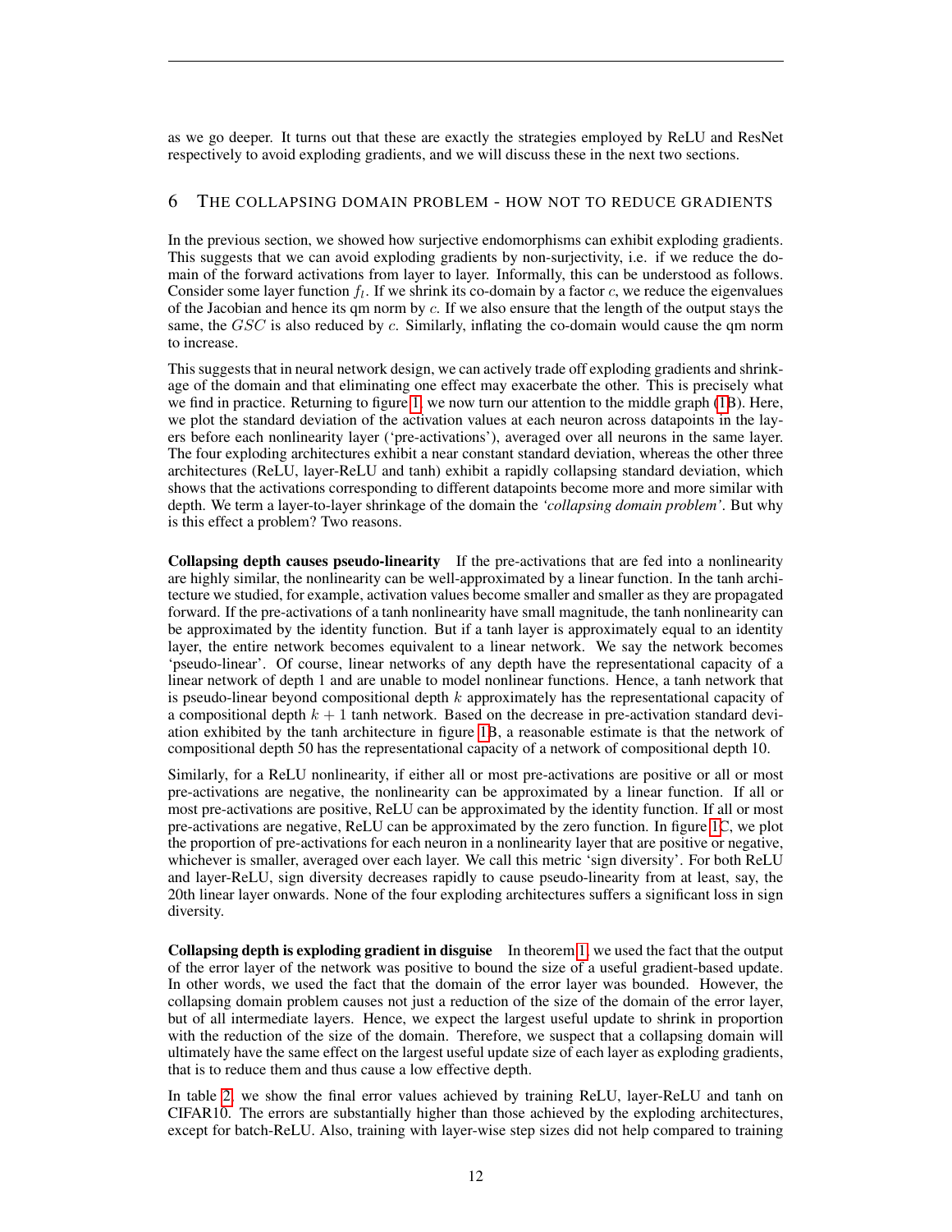as we go deeper. It turns out that these are exactly the strategies employed by ReLU and ResNet respectively to avoid exploding gradients, and we will discuss these in the next two sections.

## 6 The collapsing domain problem - how not to reduce gradients

In the previous section, we showed how surjective endomorphisms can exhibit exploding gradients. This suggests that we can avoid exploding gradients by non-surjectivity, i.e. if we reduce the domain of the forward activations from layer to layer. Informally, this can be understood as follows. Consider some layer function $f_l$. If we shrink its co-domain by a factor $c$, we reduce the eigenvalues of the Jacobian and hence its qm norm by $c$. If we also ensure that the length of the output stays the same, the $GSC$ is also reduced by $c$. Similarly, inflating the co-domain would cause the qm norm to increase.

This suggests that in neural network design, we can actively trade off exploding gradients and shrinkage of the domain and that eliminating one effect may exacerbate the other. This is precisely what we find in practice. Returning to figure 1, we now turn our attention to the middle graph (1B). Here, we plot the standard deviation of the activation values at each neuron across datapoints in the layers before each nonlinearity layer ('pre-activations'), averaged over all neurons in the same layer. The four exploding architectures exhibit a near constant standard deviation, whereas the other three architectures (ReLU, layer-ReLU and tanh) exhibit a rapidly collapsing standard deviation, which shows that the activations corresponding to different datapoints become more and more similar with depth. We term a layer-to-layer shrinkage of the domain the ***'collapsing domain problem'***. But why is this effect a problem? Two reasons.

**Collapsing depth causes pseudo-linearity** If the pre-activations that are fed into a nonlinearity are highly similar, the nonlinearity can be well-approximated by a linear function. In the tanh architecture we studied, for example, activation values become smaller and smaller as they are propagated forward. If the pre-activations of a tanh nonlinearity have small magnitude, the tanh nonlinearity can be approximated by the identity function. But if a tanh layer is approximately equal to an identity layer, the entire network becomes equivalent to a linear network. We say the network becomes 'pseudo-linear'. Of course, linear networks of any depth have the representational capacity of a linear network of depth 1 and are unable to model nonlinear functions. Hence, a tanh network that is pseudo-linear beyond compositional depth $k$ approximately has the representational capacity of a compositional depth $k+1$ tanh network. Based on the decrease in pre-activation standard deviation exhibited by the tanh architecture in figure 1B, a reasonable estimate is that the network of compositional depth 50 has the representational capacity of a network of compositional depth 10.

Similarly, for a ReLU nonlinearity, if either all or most pre-activations are positive or all or most pre-activations are negative, the nonlinearity can be approximated by a linear function. If all or most pre-activations are positive, ReLU can be approximated by the identity function. If all or most pre-activations are negative, ReLU can be approximated by the zero function. In figure 1C, we plot the proportion of pre-activations for each neuron in a nonlinearity layer that are positive or negative, whichever is smaller, averaged over each layer. We call this metric 'sign diversity'. For both ReLU and layer-ReLU, sign diversity decreases rapidly to cause pseudo-linearity from at least, say, the 20th linear layer onwards. None of the four exploding architectures suffers a significant loss in sign diversity.

**Collapsing depth is exploding gradient in disguise** In theorem 1, we used the fact that the output of the error layer of the network was positive to bound the size of a useful gradient-based update. In other words, we used the fact that the domain of the error layer was bounded. However, the collapsing domain problem causes not just a reduction of the size of the domain of the error layer, but of all intermediate layers. Hence, we expect the largest useful update to shrink in proportion with the reduction of the size of the domain. Therefore, we suspect that a collapsing domain will ultimately have the same effect on the largest useful update size of each layer as exploding gradients, that is to reduce them and thus cause a low effective depth.

In table 2, we show the final error values achieved by training ReLU, layer-ReLU and tanh on CIFAR10. The errors are substantially higher than those achieved by the exploding architectures, except for batch-ReLU. Also, training with layer-wise step sizes did not help compared to training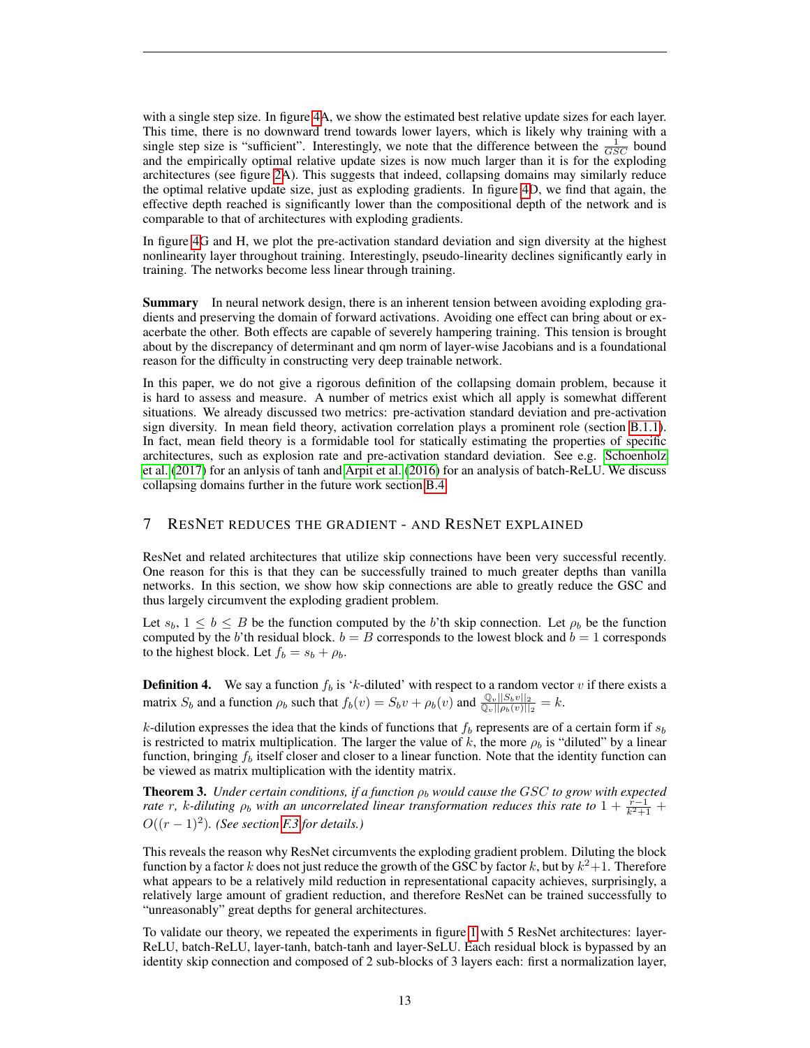with a single step size. In figure 4A, we show the estimated best relative update sizes for each layer. This time, there is no downward trend towards lower layers, which is likely why training with a single step size is "sufficient". Interestingly, we note that the difference between the $\frac{1}{GSC}$ bound and the empirically optimal relative update sizes is now much larger than it is for the exploding architectures (see figure 2A). This suggests that indeed, collapsing domains may similarly reduce the optimal relative update size, just as exploding gradients. In figure 4D, we find that again, the effective depth reached is significantly lower than the compositional depth of the network and is comparable to that of architectures with exploding gradients.

In figure 4G and H, we plot the pre-activation standard deviation and sign diversity at the highest nonlinearity layer throughout training. Interestingly, pseudo-linearity declines significantly early in training. The networks become less linear through training.

**Summary** In neural network design, there is an inherent tension between avoiding exploding gradients and preserving the domain of forward activations. Avoiding one effect can bring about or exacerbate the other. Both effects are capable of severely hampering training. This tension is brought about by the discrepancy of determinant and qm norm of layer-wise Jacobians and is a foundational reason for the difficulty in constructing very deep trainable network.

In this paper, we do not give a rigorous definition of the collapsing domain problem, because it is hard to assess and measure. A number of metrics exist which all apply is somewhat different situations. We already discussed two metrics: pre-activation standard deviation and pre-activation sign diversity. In mean field theory, activation correlation plays a prominent role (section B.1.1). In fact, mean field theory is a formidable tool for statically estimating the properties of specific architectures, such as explosion rate and pre-activation standard deviation. See e.g. Schoenholz et al. (2017) for an anlysis of tanh and Arpit et al. (2016) for an analysis of batch-ReLU. We discuss collapsing domains further in the future work section B.4.

## 7 ResNet reduces the gradient - and ResNet explained

ResNet and related architectures that utilize skip connections have been very successful recently. One reason for this is that they can be successfully trained to much greater depths than vanilla networks. In this section, we show how skip connections are able to greatly reduce the GSC and thus largely circumvent the exploding gradient problem.

Let $s_b$, $1 \leq b \leq B$ be the function computed by the $b$'th skip connection. Let $\rho_b$ be the function computed by the $b$'th residual block. $b = B$ corresponds to the lowest block and $b = 1$ corresponds to the highest block. Let $f_b = s_b + \rho_b$.

**Definition 4.** We say a function $f_b$ is '$k$-diluted' with respect to a random vector $v$ if there exists a matrix $S_b$ and a function $\rho_b$ such that $f_b(v) = S_b v + \rho_b(v)$ and $\frac{\mathbb{Q}_v ||S_b v||_2}{\mathbb{Q}_v ||\rho_b(v)||_2} = k$.

$k$-dilution expresses the idea that the kinds of functions that $f_b$ represents are of a certain form if $s_b$ is restricted to matrix multiplication. The larger the value of $k$, the more $\rho_b$ is "diluted" by a linear function, bringing $f_b$ itself closer and closer to a linear function. Note that the identity function can be viewed as matrix multiplication with the identity matrix.

**Theorem 3.** *Under certain conditions, if a function $\rho_b$ would cause the $GSC$ to grow with expected rate $r$, $k$-diluting $\rho_b$ with an uncorrelated linear transformation reduces this rate to $1 + \frac{r-1}{k^2+1} + O((r-1)^2)$. (See section F.3 for details.)*

This reveals the reason why ResNet circumvents the exploding gradient problem. Diluting the block function by a factor $k$ does not just reduce the growth of the GSC by factor $k$, but by $k^2+1$. Therefore what appears to be a relatively mild reduction in representational capacity achieves, surprisingly, a relatively large amount of gradient reduction, and therefore ResNet can be trained successfully to "unreasonably" great depths for general architectures.

To validate our theory, we repeated the experiments in figure 1 with 5 ResNet architectures: layer-ReLU, batch-ReLU, layer-tanh, batch-tanh and layer-SeLU. Each residual block is bypassed by an identity skip connection and composed of 2 sub-blocks of 3 layers each: first a normalization layer,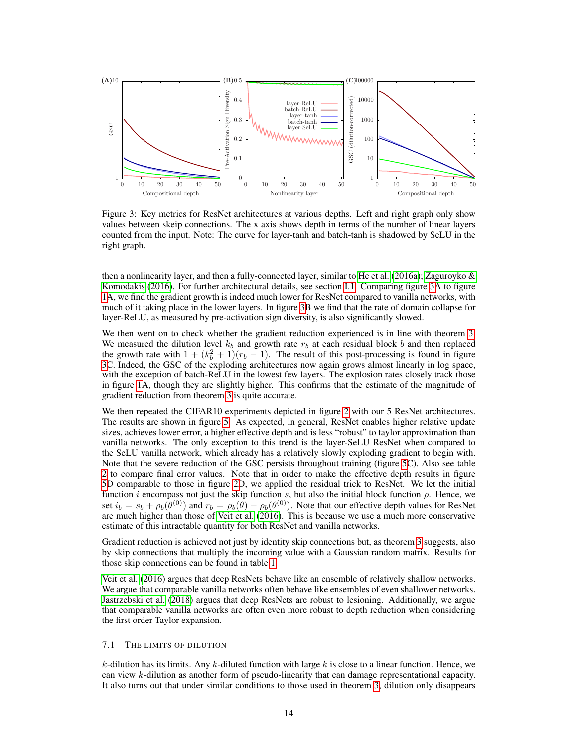Figure 3: Key metrics for ResNet architectures at various depths. Left and right graph only show values between skeip connections. The x axis shows depth in terms of the number of linear layers counted from the input. Note: The curve for layer-tanh and batch-tanh is shadowed by SeLU in the right graph.

then a nonlinearity layer, and then a fully-connected layer, similar to He et al. (2016a); Zagoruyko & Komodakis (2016). For further architectural details, see section I.1. Comparing figure 3A to figure 1A, we find the gradient growth is indeed much lower for ResNet compared to vanilla networks, with much of it taking place in the lower layers. In figure 3B we find that the rate of domain collapse for layer-ReLU, as measured by pre-activation sign diversity, is also significantly slowed.

We then went on to check whether the gradient reduction experienced is in line with theorem 3. We measured the dilution level $k_b$ and growth rate $r_b$ at each residual block $b$ and then replaced the growth rate with $1 + (k_b^2 + 1)(r_b - 1)$. The result of this post-processing is found in figure 3C. Indeed, the GSC of the exploding architectures now again grows almost linearly in log space, with the exception of batch-ReLU in the lowest few layers. The explosion rates closely track those in figure 1A, though they are slightly higher. This confirms that the estimate of the magnitude of gradient reduction from theorem 3 is quite accurate.

We then repeated the CIFAR10 experiments depicted in figure 2 with our 5 ResNet architectures. The results are shown in figure 5. As expected, in general, ResNet enables higher relative update sizes, achieves lower error, a higher effective depth and is less "robust" to taylor approximation than vanilla networks. The only exception to this trend is the layer-SeLU ResNet when compared to the SeLU vanilla network, which already has a relatively slowly exploding gradient to begin with. Note that the severe reduction of the GSC persists throughout training (figure 5C). Also see table 2 to compare final error values. Note that in order to make the effective depth results in figure 5D comparable to those in figure 2D, we applied the residual trick to ResNet. We let the initial function $i$ encompass not just the skip function $s$, but also the initial block function $\rho$. Hence, we set $i_b = s_b + \rho_b(\theta^{(0)})$ and $r_b = \rho_b(\theta) - \rho_b(\theta^{(0)})$. Note that our effective depth values for ResNet are much higher than those of Veit et al. (2016). This is because we use a much more conservative estimate of this intractable quantity for both ResNet and vanilla networks.

Gradient reduction is achieved not just by identity skip connections but, as theorem 3 suggests, also by skip connections that multiply the incoming value with a Gaussian random matrix. Results for those skip connections can be found in table 1.

Veit et al. (2016) argues that deep ResNets behave like an ensemble of relatively shallow networks. We argue that comparable vanilla networks often behave like ensembles of even shallower networks. Jastrzebski et al. (2018) argues that deep ResNets are robust to lesioning. Additionally, we argue that comparable vanilla networks are often even more robust to depth reduction when considering the first order Taylor expansion.

### 7.1 The limits of dilution

$k$-dilution has its limits. Any $k$-diluted function with large $k$ is close to a linear function. Hence, we can view $k$-dilution as another form of pseudo-linearity that can damage representational capacity. It also turns out that under similar conditions to those used in theorem 3, dilution only disappears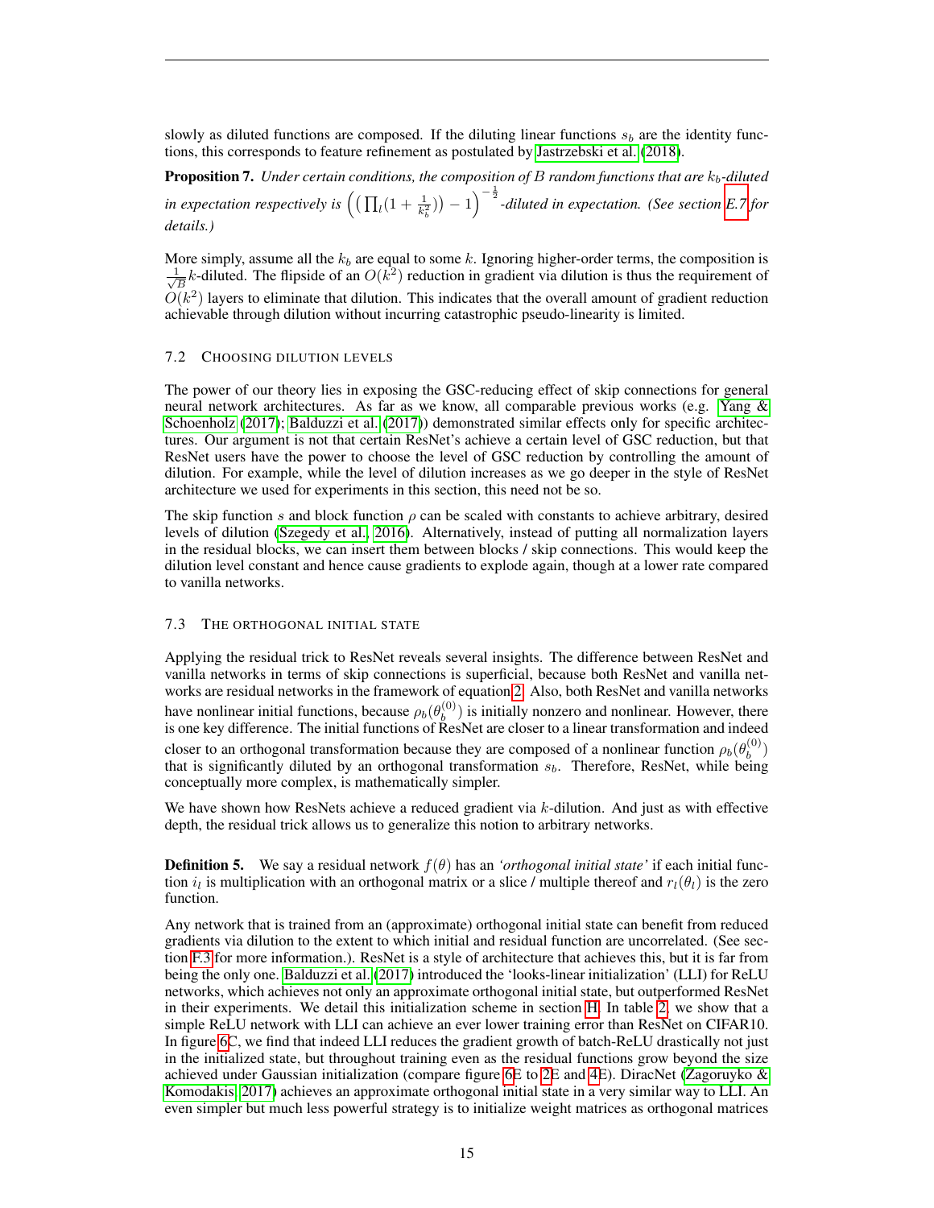slowly as diluted functions are composed. If the diluting linear functions $s_b$ are the identity functions, this corresponds to feature refinement as postulated by Jastrzebski et al. (2018).

**Proposition 7.** *Under certain conditions, the composition of $B$ random functions that are $k_b$-diluted in expectation respectively is $\Big(\big(\prod_l(1+\frac{1}{k_b^2})\big)-1\Big)^{-\frac{1}{2}}$-diluted in expectation. (See section E.7 for details.)*

More simply, assume all the $k_b$ are equal to some $k$. Ignoring higher-order terms, the composition is $\frac{1}{\sqrt{B}}k$-diluted. The flipside of an $O(k^2)$ reduction in gradient via dilution is thus the requirement of $O(k^2)$ layers to eliminate that dilution. This indicates that the overall amount of gradient reduction achievable through dilution without incurring catastrophic pseudo-linearity is limited.

### 7.2 Choosing dilution levels

The power of our theory lies in exposing the GSC-reducing effect of skip connections for general neural network architectures. As far as we know, all comparable previous works (e.g. Yang & Schoenholz (2017); Balduzzi et al. (2017)) demonstrated similar effects only for specific architectures. Our argument is not that certain ResNet's achieve a certain level of GSC reduction, but that ResNet users have the power to choose the level of GSC reduction by controlling the amount of dilution. For example, while the level of dilution increases as we go deeper in the style of ResNet architecture we used for experiments in this section, this need not be so.

The skip function $s$ and block function $\rho$ can be scaled with constants to achieve arbitrary, desired levels of dilution (Szegedy et al., 2016). Alternatively, instead of putting all normalization layers in the residual blocks, we can insert them between blocks / skip connections. This would keep the dilution level constant and hence cause gradients to explode again, though at a lower rate compared to vanilla networks.

### 7.3 The orthogonal initial state

Applying the residual trick to ResNet reveals several insights. The difference between ResNet and vanilla networks in terms of skip connections is superficial, because both ResNet and vanilla networks are residual networks in the framework of equation 2. Also, both ResNet and vanilla networks have nonlinear initial functions, because $\rho_b(\theta_b^{(0)})$ is initially nonzero and nonlinear. However, there is one key difference. The initial functions of ResNet are closer to a linear transformation and indeed closer to an orthogonal transformation because they are composed of a nonlinear function $\rho_b(\theta_b^{(0)})$ that is significantly diluted by an orthogonal transformation $s_b$. Therefore, ResNet, while being conceptually more complex, is mathematically simpler.

We have shown how ResNets achieve a reduced gradient via $k$-dilution. And just as with effective depth, the residual trick allows us to generalize this notion to arbitrary networks.

**Definition 5.** We say a residual network $f(\theta)$ has an *'orthogonal initial state'* if each initial function $i_l$ is multiplication with an orthogonal matrix or a slice / multiple thereof and $r_l(\theta_l)$ is the zero function.

Any network that is trained from an (approximate) orthogonal initial state can benefit from reduced gradients via dilution to the extent to which initial and residual function are uncorrelated. (See section F.3 for more information.). ResNet is a style of architecture that achieves this, but it is far from being the only one. Balduzzi et al. (2017) introduced the 'looks-linear initialization' (LLI) for ReLU networks, which achieves not only an approximate orthogonal initial state, but outperformed ResNet in their experiments. We detail this initialization scheme in section H. In table 2, we show that a simple ReLU network with LLI can achieve an ever lower training error than ResNet on CIFAR10. In figure 6C, we find that indeed LLI reduces the gradient growth of batch-ReLU drastically not just in the initialized state, but throughout training even as the residual functions grow beyond the size achieved under Gaussian initialization (compare figure 6E to 2E and 4E). DiracNet (Zagoruyko & Komodakis, 2017) achieves an approximate orthogonal initial state in a very similar way to LLI. An even simpler but much less powerful strategy is to initialize weight matrices as orthogonal matrices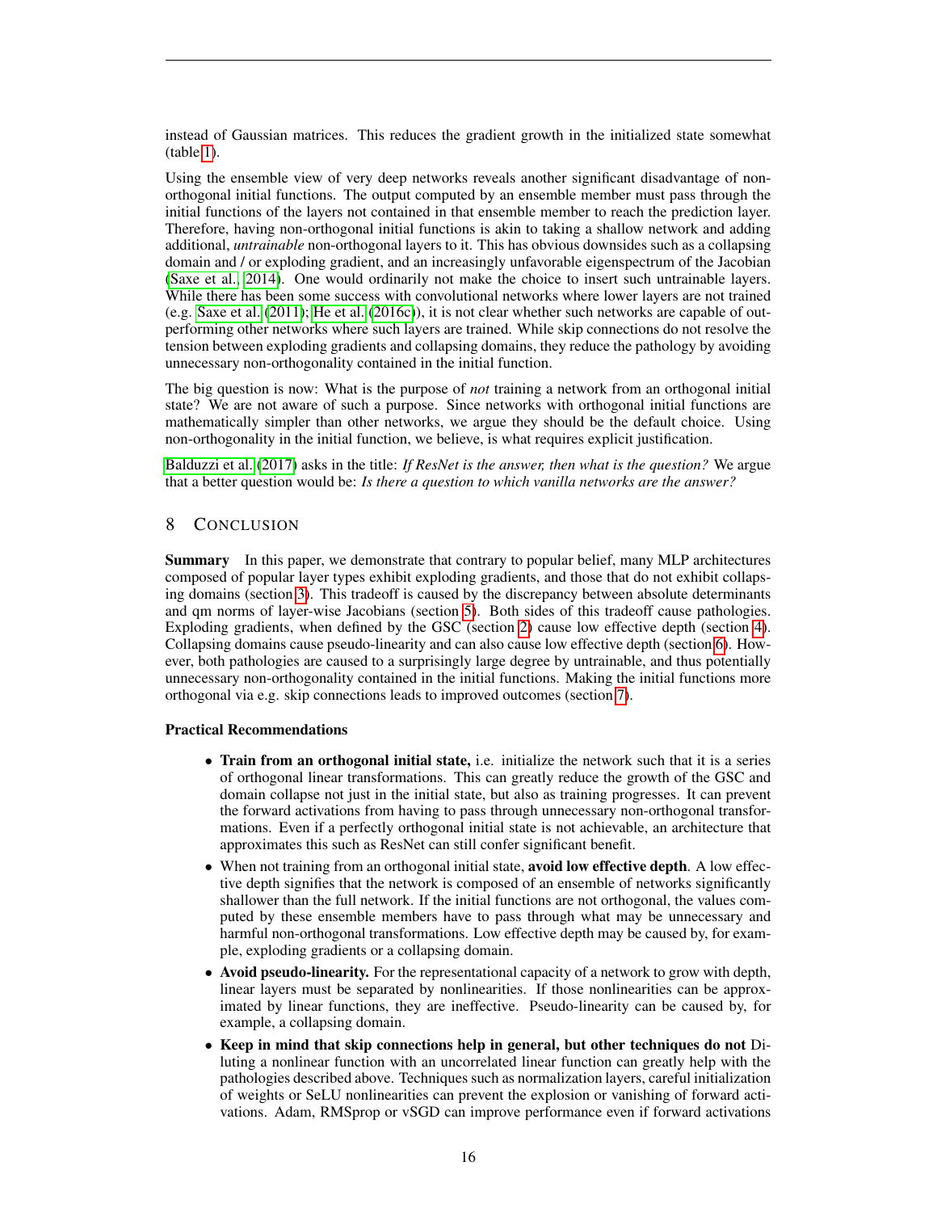instead of Gaussian matrices. This reduces the gradient growth in the initialized state somewhat (table 1).

Using the ensemble view of very deep networks reveals another significant disadvantage of non-orthogonal initial functions. The output computed by an ensemble member must pass through the initial functions of the layers not contained in that ensemble member to reach the prediction layer. Therefore, having non-orthogonal initial functions is akin to taking a shallow network and adding additional, *untrainable* non-orthogonal layers to it. This has obvious downsides such as a collapsing domain and / or exploding gradient, and an increasingly unfavorable eigenspectrum of the Jacobian (Saxe et al., 2014). One would ordinarily not make the choice to insert such untrainable layers. While there has been some success with convolutional networks where lower layers are not trained (e.g. Saxe et al. (2011); He et al. (2016c)), it is not clear whether such networks are capable of outperforming other networks where such layers are trained. While skip connections do not resolve the tension between exploding gradients and collapsing domains, they reduce the pathology by avoiding unnecessary non-orthogonality contained in the initial function.

The big question is now: What is the purpose of *not* training a network from an orthogonal initial state? We are not aware of such a purpose. Since networks with orthogonal initial functions are mathematically simpler than other networks, we argue they should be the default choice. Using non-orthogonality in the initial function, we believe, is what requires explicit justification.

Balduzzi et al. (2017) asks in the title: *If ResNet is the answer, then what is the question?* We argue that a better question would be: *Is there a question to which vanilla networks are the answer?*

## 8 Conclusion

**Summary** In this paper, we demonstrate that contrary to popular belief, many MLP architectures composed of popular layer types exhibit exploding gradients, and those that do not exhibit collapsing domains (section 3). This tradeoff is caused by the discrepancy between absolute determinants and qm norms of layer-wise Jacobians (section 5). Both sides of this tradeoff cause pathologies. Exploding gradients, when defined by the GSC (section 2) cause low effective depth (section 4). Collapsing domains cause pseudo-linearity and can also cause low effective depth (section 6). However, both pathologies are caused to a surprisingly large degree by untrainable, and thus potentially unnecessary non-orthogonality contained in the initial functions. Making the initial functions more orthogonal via e.g. skip connections leads to improved outcomes (section 7).

**Practical Recommendations**

- **Train from an orthogonal initial state,** i.e. initialize the network such that it is a series of orthogonal linear transformations. This can greatly reduce the growth of the GSC and domain collapse not just in the initial state, but also as training progresses. It can prevent the forward activations from having to pass through unnecessary non-orthogonal transformations. Even if a perfectly orthogonal initial state is not achievable, an architecture that approximates this such as ResNet can still confer significant benefit.
- When not training from an orthogonal initial state, **avoid low effective depth**. A low effective depth signifies that the network is composed of an ensemble of networks significantly shallower than the full network. If the initial functions are not orthogonal, the values computed by these ensemble members have to pass through what may be unnecessary and harmful non-orthogonal transformations. Low effective depth may be caused by, for example, exploding gradients or a collapsing domain.
- **Avoid pseudo-linearity.** For the representational capacity of a network to grow with depth, linear layers must be separated by nonlinearities. If those nonlinearities can be approximated by linear functions, they are ineffective. Pseudo-linearity can be caused by, for example, a collapsing domain.
- **Keep in mind that skip connections help in general, but other techniques do not** Diluting a nonlinear function with an uncorrelated linear function can greatly help with the pathologies described above. Techniques such as normalization layers, careful initialization of weights or SeLU nonlinearities can prevent the explosion or vanishing of forward activations. Adam, RMSprop or vSGD can improve performance even if forward activations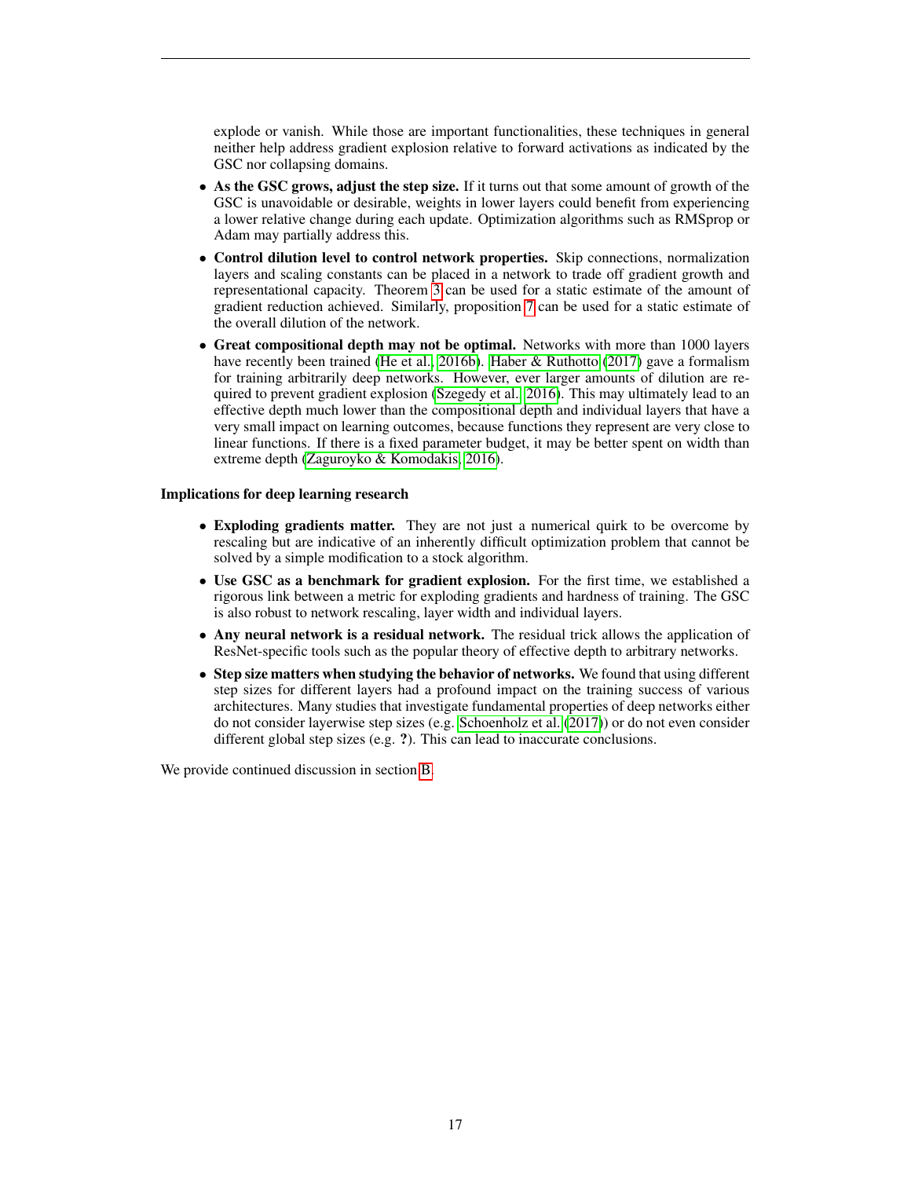explode or vanish. While those are important functionalities, these techniques in general neither help address gradient explosion relative to forward activations as indicated by the GSC nor collapsing domains.

- **As the GSC grows, adjust the step size.** If it turns out that some amount of growth of the GSC is unavoidable or desirable, weights in lower layers could benefit from experiencing a lower relative change during each update. Optimization algorithms such as RMSprop or Adam may partially address this.
- **Control dilution level to control network properties.** Skip connections, normalization layers and scaling constants can be placed in a network to trade off gradient growth and representational capacity. Theorem 3 can be used for a static estimate of the amount of gradient reduction achieved. Similarly, proposition 7 can be used for a static estimate of the overall dilution of the network.
- **Great compositional depth may not be optimal.** Networks with more than 1000 layers have recently been trained (He et al., 2016b). Haber & Ruthotto (2017) gave a formalism for training arbitrarily deep networks. However, ever larger amounts of dilution are required to prevent gradient explosion (Szegedy et al., 2016). This may ultimately lead to an effective depth much lower than the compositional depth and individual layers that have a very small impact on learning outcomes, because functions they represent are very close to linear functions. If there is a fixed parameter budget, it may be better spent on width than extreme depth (Zaguroyko & Komodakis, 2016).

**Implications for deep learning research**

- **Exploding gradients matter.** They are not just a numerical quirk to be overcome by rescaling but are indicative of an inherently difficult optimization problem that cannot be solved by a simple modification to a stock algorithm.
- **Use GSC as a benchmark for gradient explosion.** For the first time, we established a rigorous link between a metric for exploding gradients and hardness of training. The GSC is also robust to network rescaling, layer width and individual layers.
- **Any neural network is a residual network.** The residual trick allows the application of ResNet-specific tools such as the popular theory of effective depth to arbitrary networks.
- **Step size matters when studying the behavior of networks.** We found that using different step sizes for different layers had a profound impact on the training success of various architectures. Many studies that investigate fundamental properties of deep networks either do not consider layerwise step sizes (e.g. Schoenholz et al. (2017)) or do not even consider different global step sizes (e.g. **?**). This can lead to inaccurate conclusions.

We provide continued discussion in section B.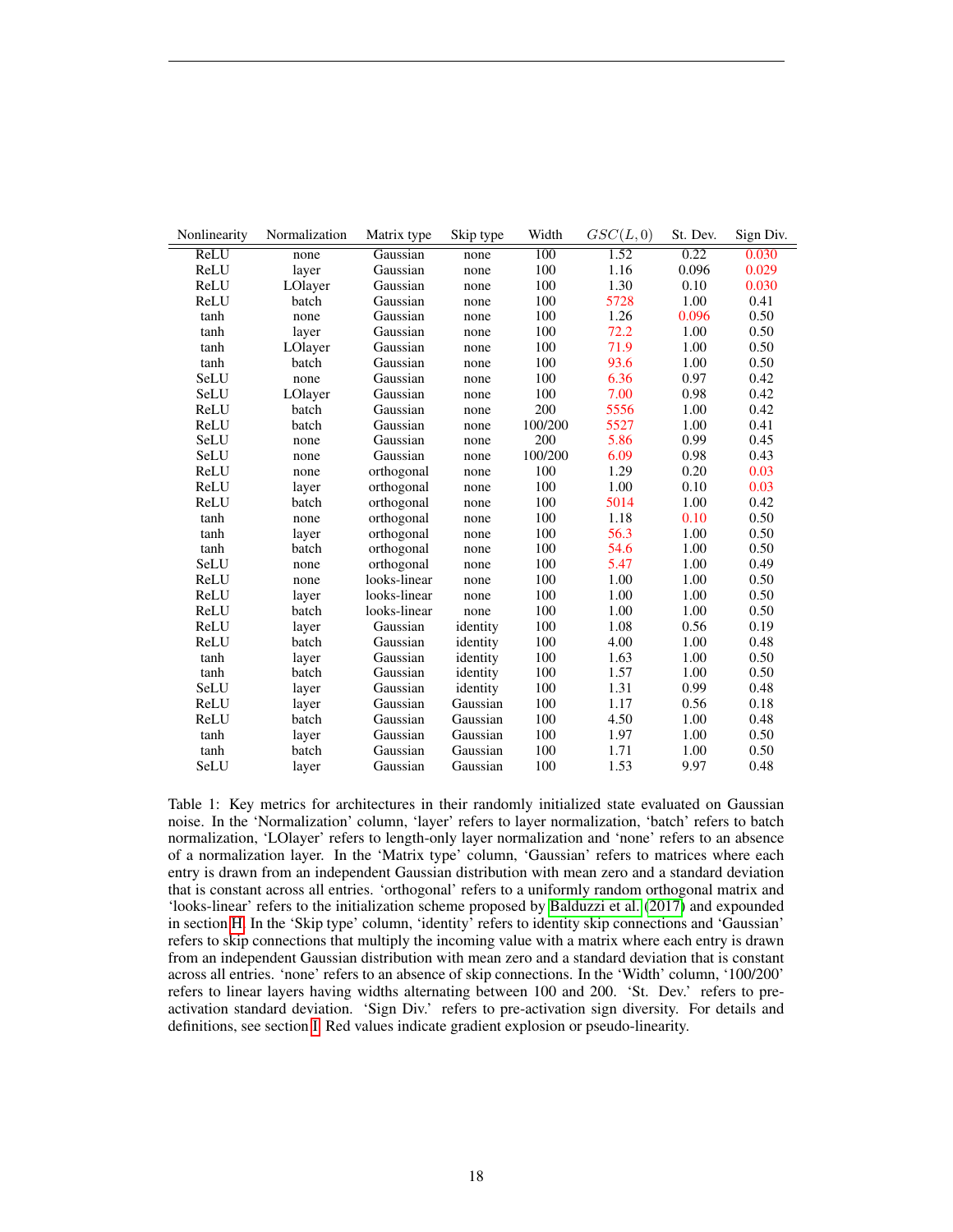| Nonlinearity | Normalization | Matrix type | Skip type | Width | $GSC(L, 0)$ | St. Dev. | Sign Div. |
|---|---|---|---|---|---|---|---|
| ReLU | none | Gaussian | none | 100 | 1.52 | 0.22 | 0.030 |
| ReLU | layer | Gaussian | none | 100 | 1.16 | 0.096 | 0.029 |
| ReLU | LOlayer | Gaussian | none | 100 | 1.30 | 0.10 | 0.030 |
| ReLU | batch | Gaussian | none | 100 | 5728 | 1.00 | 0.41 |
| tanh | none | Gaussian | none | 100 | 1.26 | 0.096 | 0.50 |
| tanh | layer | Gaussian | none | 100 | 72.2 | 1.00 | 0.50 |
| tanh | LOlayer | Gaussian | none | 100 | 71.9 | 1.00 | 0.50 |
| tanh | batch | Gaussian | none | 100 | 93.6 | 1.00 | 0.50 |
| SeLU | none | Gaussian | none | 100 | 6.36 | 0.97 | 0.42 |
| SeLU | LOlayer | Gaussian | none | 100 | 7.00 | 0.98 | 0.42 |
| ReLU | batch | Gaussian | none | 200 | 5556 | 1.00 | 0.42 |
| ReLU | batch | Gaussian | none | 100/200 | 5527 | 1.00 | 0.41 |
| SeLU | none | Gaussian | none | 200 | 5.86 | 0.99 | 0.45 |
| SeLU | none | Gaussian | none | 100/200 | 6.09 | 0.98 | 0.43 |
| ReLU | none | orthogonal | none | 100 | 1.29 | 0.20 | 0.03 |
| ReLU | layer | orthogonal | none | 100 | 1.00 | 0.10 | 0.03 |
| ReLU | batch | orthogonal | none | 100 | 5014 | 1.00 | 0.42 |
| tanh | none | orthogonal | none | 100 | 1.18 | 0.10 | 0.50 |
| tanh | layer | orthogonal | none | 100 | 56.3 | 1.00 | 0.50 |
| tanh | batch | orthogonal | none | 100 | 54.6 | 1.00 | 0.50 |
| SeLU | none | orthogonal | none | 100 | 5.47 | 1.00 | 0.49 |
| ReLU | none | looks-linear | none | 100 | 1.00 | 1.00 | 0.50 |
| ReLU | layer | looks-linear | none | 100 | 1.00 | 1.00 | 0.50 |
| ReLU | batch | looks-linear | none | 100 | 1.00 | 1.00 | 0.50 |
| ReLU | layer | Gaussian | identity | 100 | 1.08 | 0.56 | 0.19 |
| ReLU | batch | Gaussian | identity | 100 | 4.00 | 1.00 | 0.48 |
| tanh | layer | Gaussian | identity | 100 | 1.63 | 1.00 | 0.50 |
| tanh | batch | Gaussian | identity | 100 | 1.57 | 1.00 | 0.50 |
| SeLU | layer | Gaussian | identity | 100 | 1.31 | 0.99 | 0.48 |
| ReLU | layer | Gaussian | Gaussian | 100 | 1.17 | 0.56 | 0.18 |
| ReLU | batch | Gaussian | Gaussian | 100 | 4.50 | 1.00 | 0.48 |
| tanh | layer | Gaussian | Gaussian | 100 | 1.97 | 1.00 | 0.50 |
| tanh | batch | Gaussian | Gaussian | 100 | 1.71 | 1.00 | 0.50 |
| SeLU | layer | Gaussian | Gaussian | 100 | 1.53 | 9.97 | 0.48 |

Table 1: Key metrics for architectures in their randomly initialized state evaluated on Gaussian noise. In the 'Normalization' column, 'layer' refers to layer normalization, 'batch' refers to batch normalization, 'LOlayer' refers to length-only layer normalization and 'none' refers to an absence of a normalization layer. In the 'Matrix type' column, 'Gaussian' refers to matrices where each entry is drawn from an independent Gaussian distribution with mean zero and a standard deviation that is constant across all entries. 'orthogonal' refers to a uniformly random orthogonal matrix and 'looks-linear' refers to the initialization scheme proposed by Balduzzi et al. (2017) and expounded in section H. In the 'Skip type' column, 'identity' refers to identity skip connections and 'Gaussian' refers to skip connections that multiply the incoming value with a matrix where each entry is drawn from an independent Gaussian distribution with mean zero and a standard deviation that is constant across all entries. 'none' refers to an absence of skip connections. In the 'Width' column, '100/200' refers to linear layers having widths alternating between 100 and 200. 'St. Dev.' refers to pre-activation standard deviation. 'Sign Div.' refers to pre-activation sign diversity. For details and definitions, see section I. Red values indicate gradient explosion or pseudo-linearity.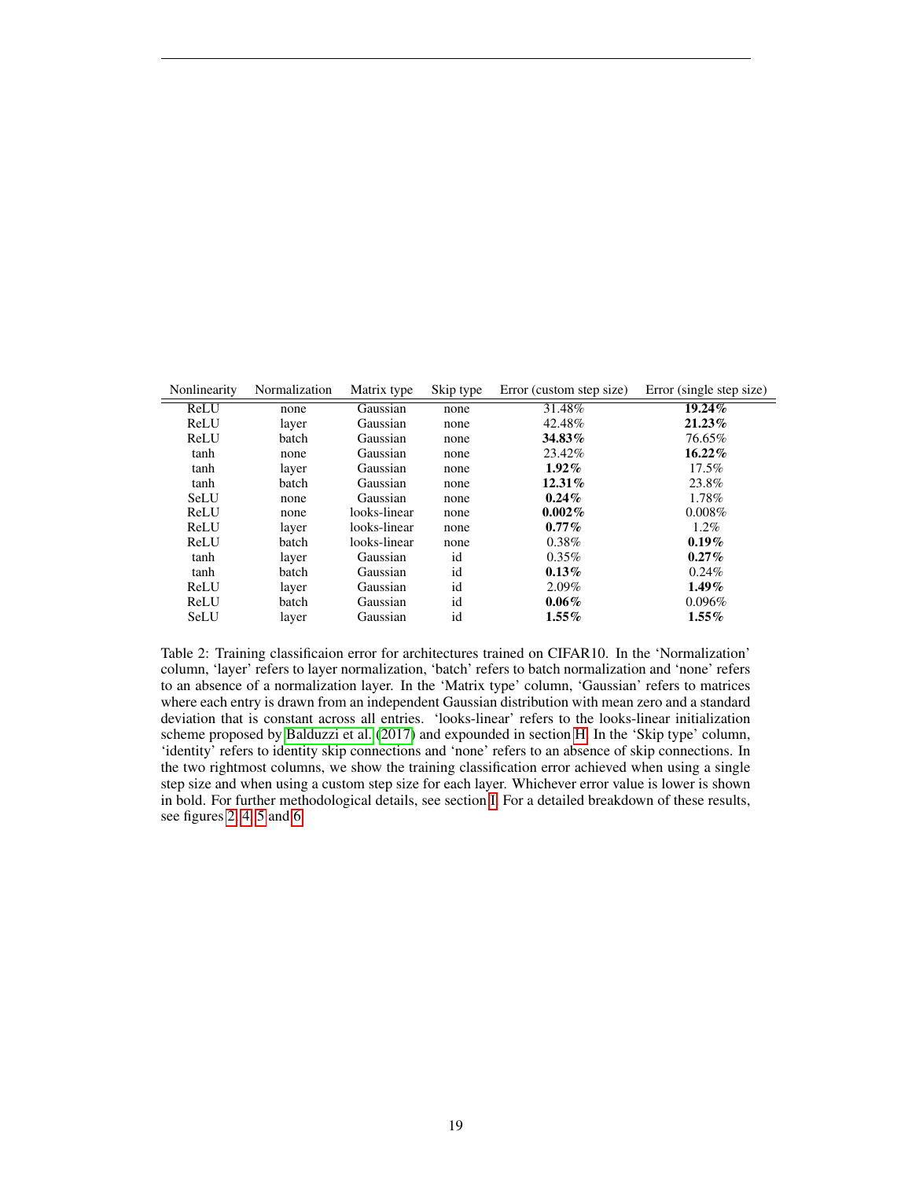| Nonlinearity | Normalization | Matrix type | Skip type | Error (custom step size) | Error (single step size) |
|---|---|---|---|---|---|
| ReLU | none | Gaussian | none | 31.48% | **19.24%** |
| ReLU | layer | Gaussian | none | 42.48% | **21.23%** |
| ReLU | batch | Gaussian | none | **34.83%** | 76.65% |
| tanh | none | Gaussian | none | 23.42% | **16.22%** |
| tanh | layer | Gaussian | none | **1.92%** | 17.5% |
| tanh | batch | Gaussian | none | **12.31%** | 23.8% |
| SeLU | none | Gaussian | none | **0.24%** | 1.78% |
| ReLU | none | looks-linear | none | **0.002%** | 0.008% |
| ReLU | layer | looks-linear | none | **0.77%** | 1.2% |
| ReLU | batch | looks-linear | none | 0.38% | **0.19%** |
| tanh | layer | Gaussian | id | 0.35% | **0.27%** |
| tanh | batch | Gaussian | id | **0.13%** | 0.24% |
| ReLU | layer | Gaussian | id | 2.09% | **1.49%** |
| ReLU | batch | Gaussian | id | **0.06%** | 0.096% |
| SeLU | layer | Gaussian | id | **1.55%** | **1.55%** |

Table 2: Training classificaion error for architectures trained on CIFAR10. In the 'Normalization' column, 'layer' refers to layer normalization, 'batch' refers to batch normalization and 'none' refers to an absence of a normalization layer. In the 'Matrix type' column, 'Gaussian' refers to matrices where each entry is drawn from an independent Gaussian distribution with mean zero and a standard deviation that is constant across all entries. 'looks-linear' refers to the looks-linear initialization scheme proposed by Balduzzi et al. (2017) and expounded in section H. In the 'Skip type' column, 'identity' refers to identity skip connections and 'none' refers to an absence of skip connections. In the two rightmost columns, we show the training classification error achieved when using a single step size and when using a custom step size for each layer. Whichever error value is lower is shown in bold. For further methodological details, see section I. For a detailed breakdown of these results, see figures 2, 4, 5 and 6.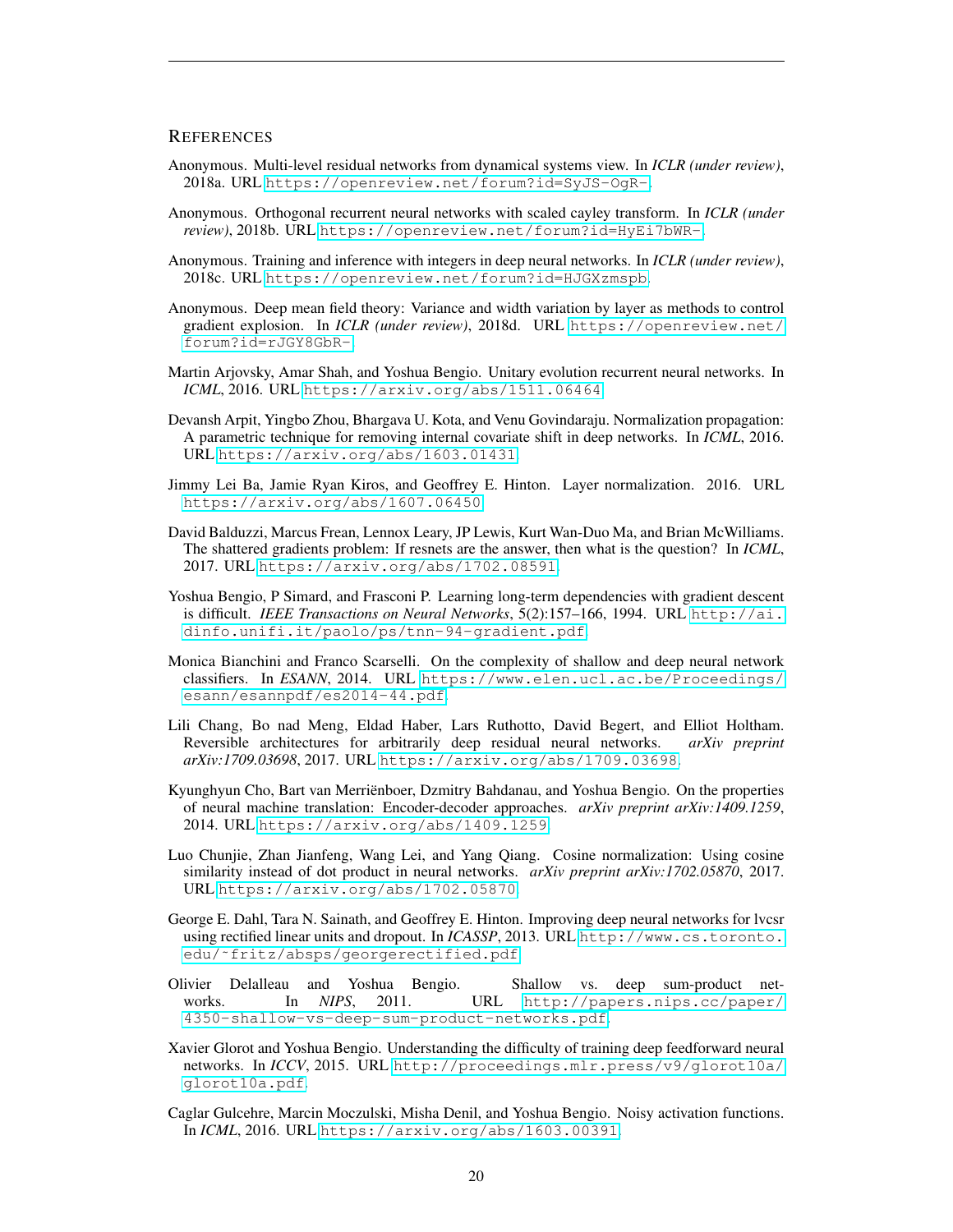## References

Anonymous. Multi-level residual networks from dynamical systems view. In *ICLR (under review)*, 2018a. URL https://openreview.net/forum?id=SyJS-OgR-.

Anonymous. Orthogonal recurrent neural networks with scaled cayley transform. In *ICLR (under review)*, 2018b. URL https://openreview.net/forum?id=HyEi7bWR-.

Anonymous. Training and inference with integers in deep neural networks. In *ICLR (under review)*, 2018c. URL https://openreview.net/forum?id=HJGXzmspb.

Anonymous. Deep mean field theory: Variance and width variation by layer as methods to control gradient explosion. In *ICLR (under review)*, 2018d. URL https://openreview.net/forum?id=rJGY8GbR-.

Martin Arjovsky, Amar Shah, and Yoshua Bengio. Unitary evolution recurrent neural networks. In *ICML*, 2016. URL https://arxiv.org/abs/1511.06464.

Devansh Arpit, Yingbo Zhou, Bhargava U. Kota, and Venu Govindaraju. Normalization propagation: A parametric technique for removing internal covariate shift in deep networks. In *ICML*, 2016. URL https://arxiv.org/abs/1603.01431.

Jimmy Lei Ba, Jamie Ryan Kiros, and Geoffrey E. Hinton. Layer normalization. 2016. URL https://arxiv.org/abs/1607.06450.

David Balduzzi, Marcus Frean, Lennox Leary, JP Lewis, Kurt Wan-Duo Ma, and Brian McWilliams. The shattered gradients problem: If resnets are the answer, then what is the question? In *ICML*, 2017. URL https://arxiv.org/abs/1702.08591.

Yoshua Bengio, P Simard, and Frasconi P. Learning long-term dependencies with gradient descent is difficult. *IEEE Transactions on Neural Networks*, 5(2):157–166, 1994. URL http://ai.dinfo.unifi.it/paolo/ps/tnn-94-gradient.pdf.

Monica Bianchini and Franco Scarselli. On the complexity of shallow and deep neural network classifiers. In *ESANN*, 2014. URL https://www.elen.ucl.ac.be/Proceedings/esann/esannpdf/es2014-44.pdf.

Lili Chang, Bo nad Meng, Eldad Haber, Lars Ruthotto, David Begert, and Elliot Holtham. Reversible architectures for arbitrarily deep residual neural networks. *arXiv preprint arXiv:1709.03698*, 2017. URL https://arxiv.org/abs/1709.03698.

Kyunghyun Cho, Bart van Merriënboer, Dzmitry Bahdanau, and Yoshua Bengio. On the properties of neural machine translation: Encoder-decoder approaches. *arXiv preprint arXiv:1409.1259*, 2014. URL https://arxiv.org/abs/1409.1259.

Luo Chunjie, Zhan Jianfeng, Wang Lei, and Yang Qiang. Cosine normalization: Using cosine similarity instead of dot product in neural networks. *arXiv preprint arXiv:1702.05870*, 2017. URL https://arxiv.org/abs/1702.05870.

George E. Dahl, Tara N. Sainath, and Geoffrey E. Hinton. Improving deep neural networks for lvcsr using rectified linear units and dropout. In *ICASSP*, 2013. URL http://www.cs.toronto.edu/~fritz/absps/georgerectified.pdf.

Olivier Delalleau and Yoshua Bengio. Shallow vs. deep sum-product networks. In *NIPS*, 2011. URL http://papers.nips.cc/paper/4350-shallow-vs-deep-sum-product-networks.pdf.

Xavier Glorot and Yoshua Bengio. Understanding the difficulty of training deep feedforward neural networks. In *ICCV*, 2015. URL http://proceedings.mlr.press/v9/glorot10a/glorot10a.pdf.

Caglar Gulcehre, Marcin Moczulski, Misha Denil, and Yoshua Bengio. Noisy activation functions. In *ICML*, 2016. URL https://arxiv.org/abs/1603.00391.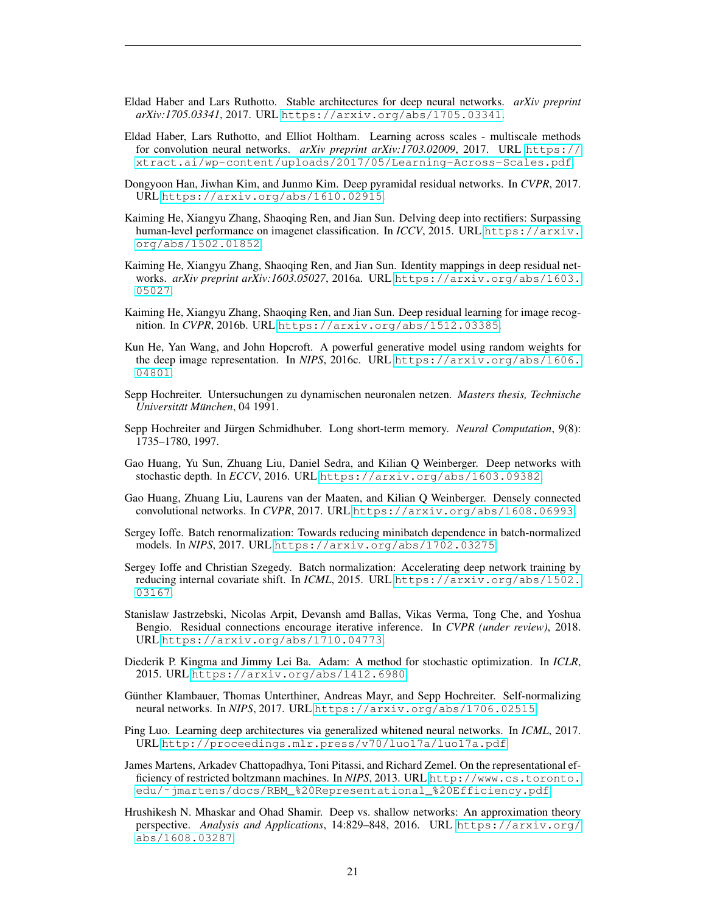Eldad Haber and Lars Ruthotto. Stable architectures for deep neural networks. *arXiv preprint arXiv:1705.03341*, 2017. URL https://arxiv.org/abs/1705.03341.

Eldad Haber, Lars Ruthotto, and Elliot Holtham. Learning across scales - multiscale methods for convolution neural networks. *arXiv preprint arXiv:1703.02009*, 2017. URL https://xtract.ai/wp-content/uploads/2017/05/Learning-Across-Scales.pdf.

Dongyoon Han, Jiwhan Kim, and Junmo Kim. Deep pyramidal residual networks. In *CVPR*, 2017. URL https://arxiv.org/abs/1610.02915.

Kaiming He, Xiangyu Zhang, Shaoqing Ren, and Jian Sun. Delving deep into rectifiers: Surpassing human-level performance on imagenet classification. In *ICCV*, 2015. URL https://arxiv.org/abs/1502.01852.

Kaiming He, Xiangyu Zhang, Shaoqing Ren, and Jian Sun. Identity mappings in deep residual networks. *arXiv preprint arXiv:1603.05027*, 2016a. URL https://arxiv.org/abs/1603.05027.

Kaiming He, Xiangyu Zhang, Shaoqing Ren, and Jian Sun. Deep residual learning for image recognition. In *CVPR*, 2016b. URL https://arxiv.org/abs/1512.03385.

Kun He, Yan Wang, and John Hopcroft. A powerful generative model using random weights for the deep image representation. In *NIPS*, 2016c. URL https://arxiv.org/abs/1606.04801.

Sepp Hochreiter. Untersuchungen zu dynamischen neuronalen netzen. *Masters thesis, Technische Universität München*, 04 1991.

Sepp Hochreiter and Jürgen Schmidhuber. Long short-term memory. *Neural Computation*, 9(8): 1735–1780, 1997.

Gao Huang, Yu Sun, Zhuang Liu, Daniel Sedra, and Kilian Q Weinberger. Deep networks with stochastic depth. In *ECCV*, 2016. URL https://arxiv.org/abs/1603.09382.

Gao Huang, Zhuang Liu, Laurens van der Maaten, and Kilian Q Weinberger. Densely connected convolutional networks. In *CVPR*, 2017. URL https://arxiv.org/abs/1608.06993.

Sergey Ioffe. Batch renormalization: Towards reducing minibatch dependence in batch-normalized models. In *NIPS*, 2017. URL https://arxiv.org/abs/1702.03275.

Sergey Ioffe and Christian Szegedy. Batch normalization: Accelerating deep network training by reducing internal covariate shift. In *ICML*, 2015. URL https://arxiv.org/abs/1502.03167.

Stanislaw Jastrzebski, Nicolas Arpit, Devansh amd Ballas, Vikas Verma, Tong Che, and Yoshua Bengio. Residual connections encourage iterative inference. In *CVPR (under review)*, 2018. URL https://arxiv.org/abs/1710.04773.

Diederik P. Kingma and Jimmy Lei Ba. Adam: A method for stochastic optimization. In *ICLR*, 2015. URL https://arxiv.org/abs/1412.6980.

Günther Klambauer, Thomas Unterthiner, Andreas Mayr, and Sepp Hochreiter. Self-normalizing neural networks. In *NIPS*, 2017. URL https://arxiv.org/abs/1706.02515.

Ping Luo. Learning deep architectures via generalized whitened neural networks. In *ICML*, 2017. URL http://proceedings.mlr.press/v70/luo17a/luo17a.pdf.

James Martens, Arkadev Chattopadhya, Toni Pitassi, and Richard Zemel. On the representational efficiency of restricted boltzmann machines. In *NIPS*, 2013. URL http://www.cs.toronto.edu/~jmartens/docs/RBM_%20Representational_%20Efficiency.pdf.

Hrushikesh N. Mhaskar and Ohad Shamir. Deep vs. shallow networks: An approximation theory perspective. *Analysis and Applications*, 14:829–848, 2016. URL https://arxiv.org/abs/1608.03287.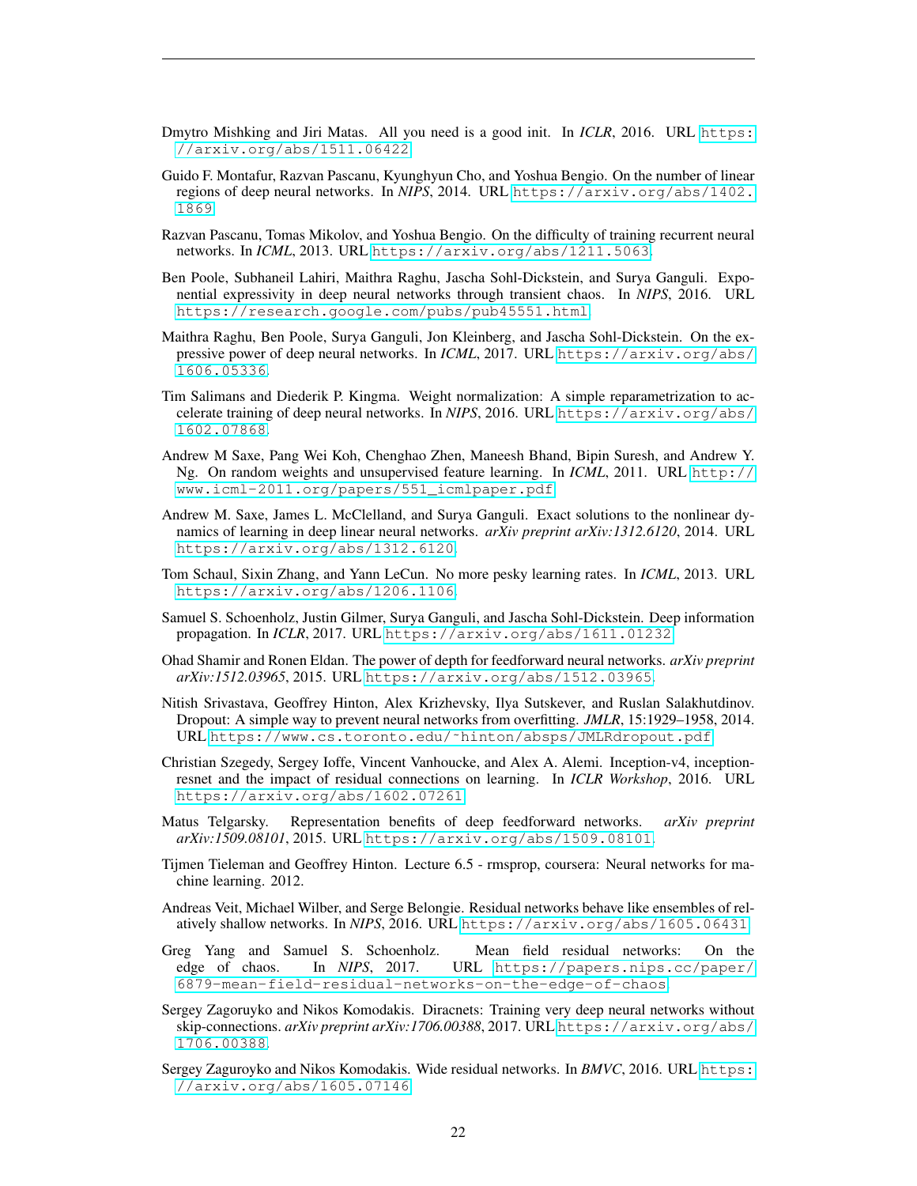Dmytro Mishking and Jiri Matas. All you need is a good init. In *ICLR*, 2016. URL https://arxiv.org/abs/1511.06422.

Guido F. Montafur, Razvan Pascanu, Kyunghyun Cho, and Yoshua Bengio. On the number of linear regions of deep neural networks. In *NIPS*, 2014. URL https://arxiv.org/abs/1402.1869.

Razvan Pascanu, Tomas Mikolov, and Yoshua Bengio. On the difficulty of training recurrent neural networks. In *ICML*, 2013. URL https://arxiv.org/abs/1211.5063.

Ben Poole, Subhaneil Lahiri, Maithra Raghu, Jascha Sohl-Dickstein, and Surya Ganguli. Exponential expressivity in deep neural networks through transient chaos. In *NIPS*, 2016. URL https://research.google.com/pubs/pub45551.html.

Maithra Raghu, Ben Poole, Surya Ganguli, Jon Kleinberg, and Jascha Sohl-Dickstein. On the expressive power of deep neural networks. In *ICML*, 2017. URL https://arxiv.org/abs/1606.05336.

Tim Salimans and Diederik P. Kingma. Weight normalization: A simple reparametrization to accelerate training of deep neural networks. In *NIPS*, 2016. URL https://arxiv.org/abs/1602.07868.

Andrew M Saxe, Pang Wei Koh, Chenghao Zhen, Maneesh Bhand, Bipin Suresh, and Andrew Y. Ng. On random weights and unsupervised feature learning. In *ICML*, 2011. URL http://www.icml-2011.org/papers/551_icmlpaper.pdf.

Andrew M. Saxe, James L. McClelland, and Surya Ganguli. Exact solutions to the nonlinear dynamics of learning in deep linear neural networks. *arXiv preprint arXiv:1312.6120*, 2014. URL https://arxiv.org/abs/1312.6120.

Tom Schaul, Sixin Zhang, and Yann LeCun. No more pesky learning rates. In *ICML*, 2013. URL https://arxiv.org/abs/1206.1106.

Samuel S. Schoenholz, Justin Gilmer, Surya Ganguli, and Jascha Sohl-Dickstein. Deep information propagation. In *ICLR*, 2017. URL https://arxiv.org/abs/1611.01232.

Ohad Shamir and Ronen Eldan. The power of depth for feedforward neural networks. *arXiv preprint arXiv:1512.03965*, 2015. URL https://arxiv.org/abs/1512.03965.

Nitish Srivastava, Geoffrey Hinton, Alex Krizhevsky, Ilya Sutskever, and Ruslan Salakhutdinov. Dropout: A simple way to prevent neural networks from overfitting. *JMLR*, 15:1929–1958, 2014. URL https://www.cs.toronto.edu/~hinton/absps/JMLRdropout.pdf.

Christian Szegedy, Sergey Ioffe, Vincent Vanhoucke, and Alex A. Alemi. Inception-v4, inception-resnet and the impact of residual connections on learning. In *ICLR Workshop*, 2016. URL https://arxiv.org/abs/1602.07261.

Matus Telgarsky. Representation benefits of deep feedforward networks. *arXiv preprint arXiv:1509.08101*, 2015. URL https://arxiv.org/abs/1509.08101.

Tijmen Tieleman and Geoffrey Hinton. Lecture 6.5 - rmsprop, coursera: Neural networks for machine learning. 2012.

Andreas Veit, Michael Wilber, and Serge Belongie. Residual networks behave like ensembles of relatively shallow networks. In *NIPS*, 2016. URL https://arxiv.org/abs/1605.06431.

Greg Yang and Samuel S. Schoenholz. Mean field residual networks: On the edge of chaos. In *NIPS*, 2017. URL https://papers.nips.cc/paper/6879-mean-field-residual-networks-on-the-edge-of-chaos.

Sergey Zagoruyko and Nikos Komodakis. Diracnets: Training very deep neural networks without skip-connections. *arXiv preprint arXiv:1706.00388*, 2017. URL https://arxiv.org/abs/1706.00388.

Sergey Zaguroyko and Nikos Komodakis. Wide residual networks. In *BMVC*, 2016. URL https://arxiv.org/abs/1605.07146.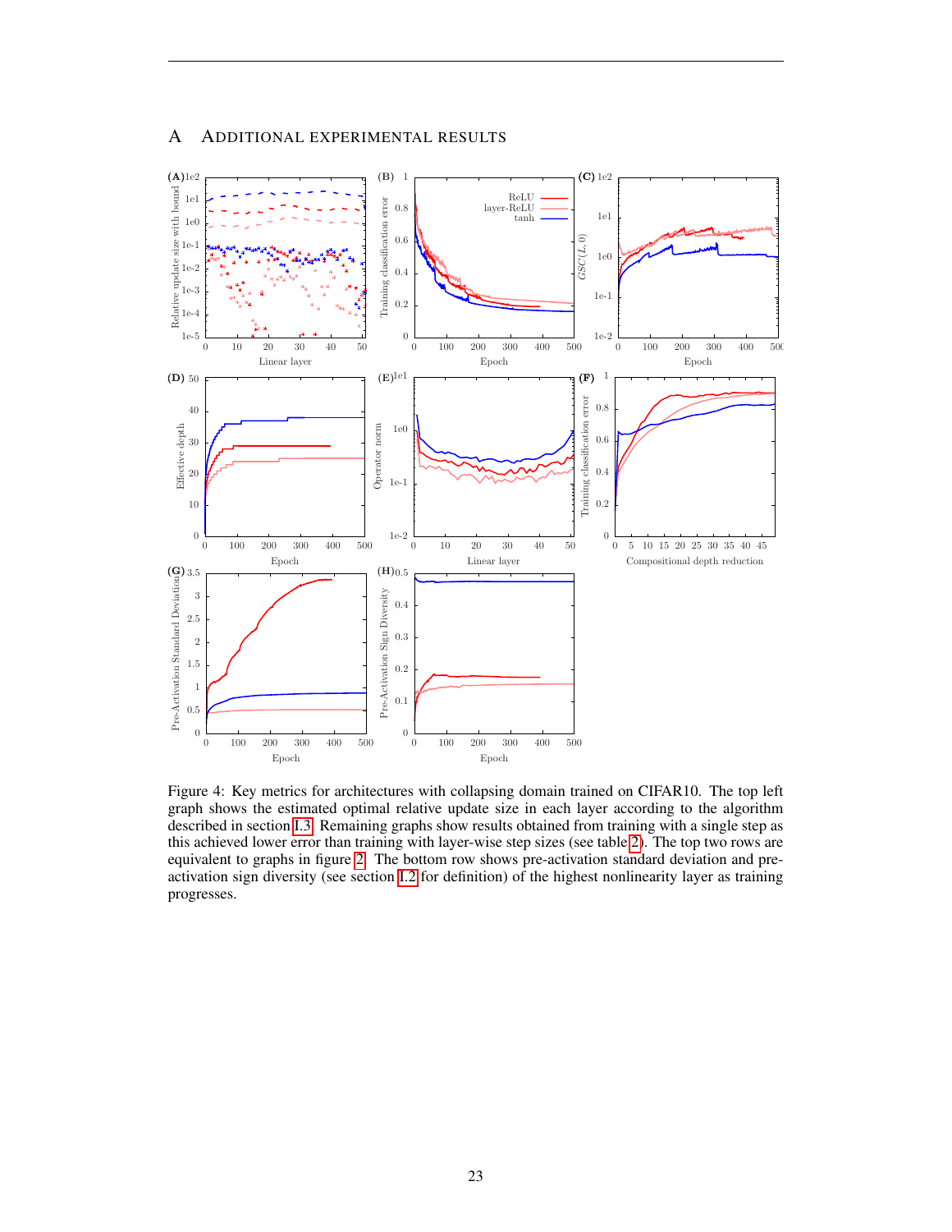## A Additional Experimental Results

Figure 4: Key metrics for architectures with collapsing domain trained on CIFAR10. The top left graph shows the estimated optimal relative update size in each layer according to the algorithm described in section I.3. Remaining graphs show results obtained from training with a single step as this achieved lower error than training with layer-wise step sizes (see table 2). The top two rows are equivalent to graphs in figure 2. The bottom row shows pre-activation standard deviation and pre-activation sign diversity (see section I.2 for definition) of the highest nonlinearity layer as training progresses.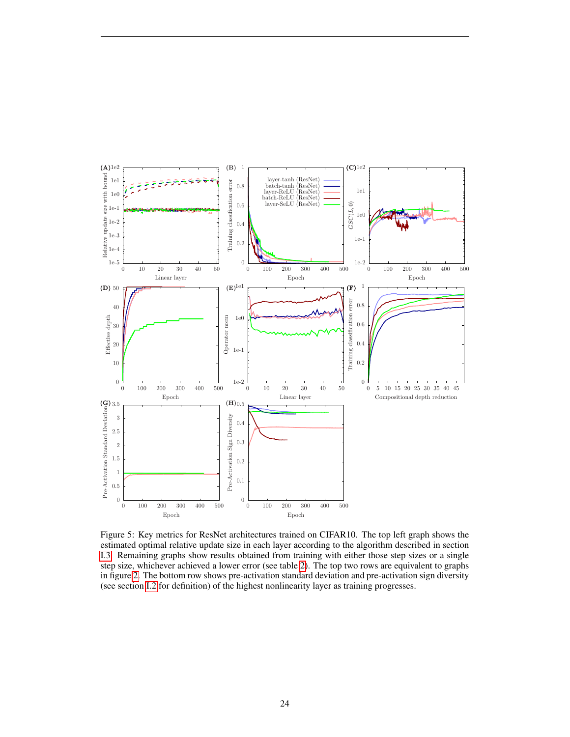Figure 5: Key metrics for ResNet architectures trained on CIFAR10. The top left graph shows the estimated optimal relative update size in each layer according to the algorithm described in section I.3. Remaining graphs show results obtained from training with either those step sizes or a single step size, whichever achieved a lower error (see table 2). The top two rows are equivalent to graphs in figure 2. The bottom row shows pre-activation standard deviation and pre-activation sign diversity (see section I.2 for definition) of the highest nonlinearity layer as training progresses.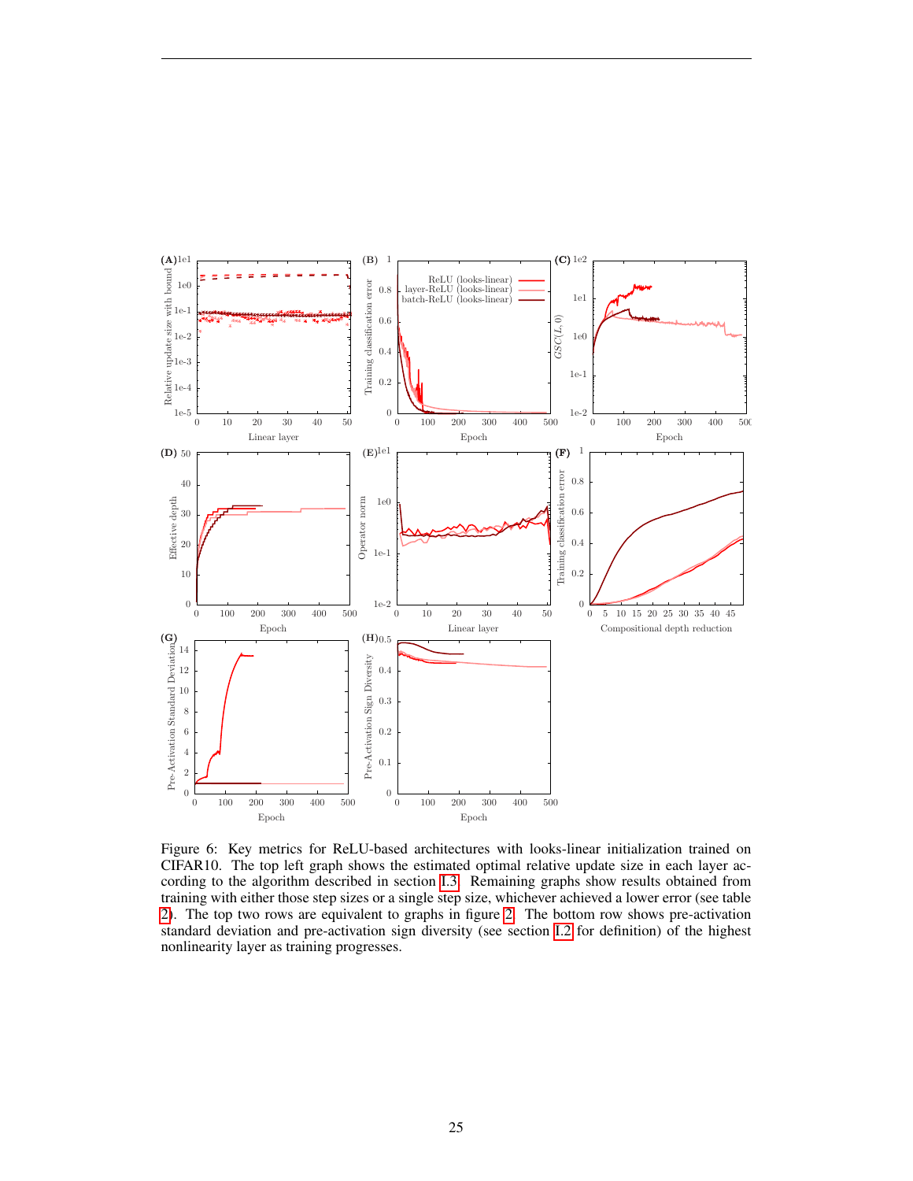Figure 6: Key metrics for ReLU-based architectures with looks-linear initialization trained on CIFAR10. The top left graph shows the estimated optimal relative update size in each layer according to the algorithm described in section I.3. Remaining graphs show results obtained from training with either those step sizes or a single step size, whichever achieved a lower error (see table 2). The top two rows are equivalent to graphs in figure 2. The bottom row shows pre-activation standard deviation and pre-activation sign diversity (see section I.2 for definition) of the highest nonlinearity layer as training progresses.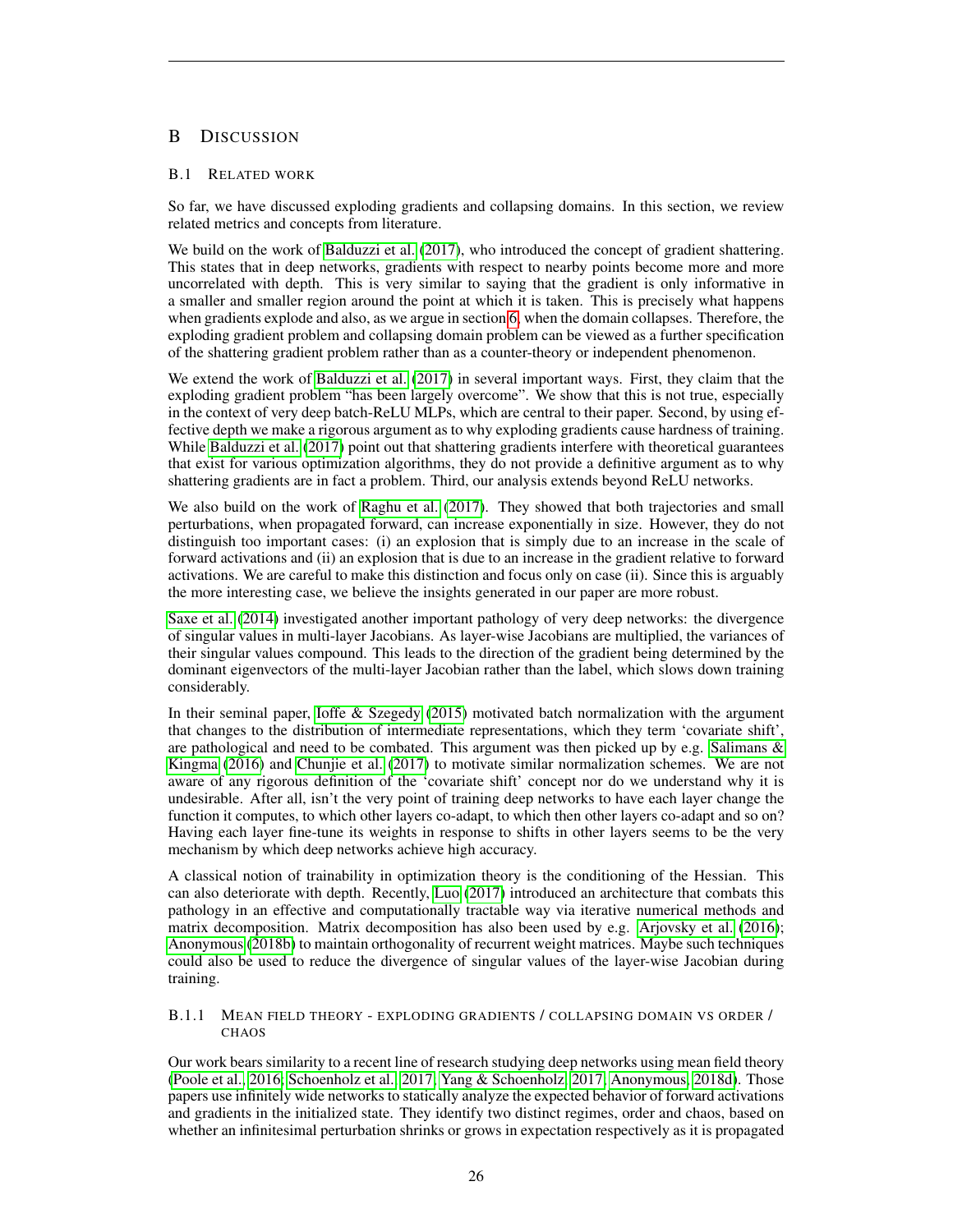# B Discussion

## B.1 Related work

So far, we have discussed exploding gradients and collapsing domains. In this section, we review related metrics and concepts from literature.

We build on the work of Balduzzi et al. (2017), who introduced the concept of gradient shattering. This states that in deep networks, gradients with respect to nearby points become more and more uncorrelated with depth. This is very similar to saying that the gradient is only informative in a smaller and smaller region around the point at which it is taken. This is precisely what happens when gradients explode and also, as we argue in section 6, when the domain collapses. Therefore, the exploding gradient problem and collapsing domain problem can be viewed as a further specification of the shattering gradient problem rather than as a counter-theory or independent phenomenon.

We extend the work of Balduzzi et al. (2017) in several important ways. First, they claim that the exploding gradient problem "has been largely overcome". We show that this is not true, especially in the context of very deep batch-ReLU MLPs, which are central to their paper. Second, by using effective depth we make a rigorous argument as to why exploding gradients cause hardness of training. While Balduzzi et al. (2017) point out that shattering gradients interfere with theoretical guarantees that exist for various optimization algorithms, they do not provide a definitive argument as to why shattering gradients are in fact a problem. Third, our analysis extends beyond ReLU networks.

We also build on the work of Raghu et al. (2017). They showed that both trajectories and small perturbations, when propagated forward, can increase exponentially in size. However, they do not distinguish too important cases: (i) an explosion that is simply due to an increase in the scale of forward activations and (ii) an explosion that is due to an increase in the gradient relative to forward activations. We are careful to make this distinction and focus only on case (ii). Since this is arguably the more interesting case, we believe the insights generated in our paper are more robust.

Saxe et al. (2014) investigated another important pathology of very deep networks: the divergence of singular values in multi-layer Jacobians. As layer-wise Jacobians are multiplied, the variances of their singular values compound. This leads to the direction of the gradient being determined by the dominant eigenvectors of the multi-layer Jacobian rather than the label, which slows down training considerably.

In their seminal paper, Ioffe & Szegedy (2015) motivated batch normalization with the argument that changes to the distribution of intermediate representations, which they term 'covariate shift', are pathological and need to be combated. This argument was then picked up by e.g. Salimans & Kingma (2016) and Chunjie et al. (2017) to motivate similar normalization schemes. We are not aware of any rigorous definition of the 'covariate shift' concept nor do we understand why it is undesirable. After all, isn't the very point of training deep networks to have each layer change the function it computes, to which other layers co-adapt, to which then other layers co-adapt and so on? Having each layer fine-tune its weights in response to shifts in other layers seems to be the very mechanism by which deep networks achieve high accuracy.

A classical notion of trainability in optimization theory is the conditioning of the Hessian. This can also deteriorate with depth. Recently, Luo (2017) introduced an architecture that combats this pathology in an effective and computationally tractable way via iterative numerical methods and matrix decomposition. Matrix decomposition has also been used by e.g. Arjovsky et al. (2016); Anonymous (2018b) to maintain orthogonality of recurrent weight matrices. Maybe such techniques could also be used to reduce the divergence of singular values of the layer-wise Jacobian during training.

### B.1.1 Mean field theory - exploding gradients / collapsing domain vs order / chaos

Our work bears similarity to a recent line of research studying deep networks using mean field theory (Poole et al., 2016; Schoenholz et al., 2017; Yang & Schoenholz, 2017; Anonymous, 2018d). Those papers use infinitely wide networks to statically analyze the expected behavior of forward activations and gradients in the initialized state. They identify two distinct regimes, order and chaos, based on whether an infinitesimal perturbation shrinks or grows in expectation respectively as it is propagated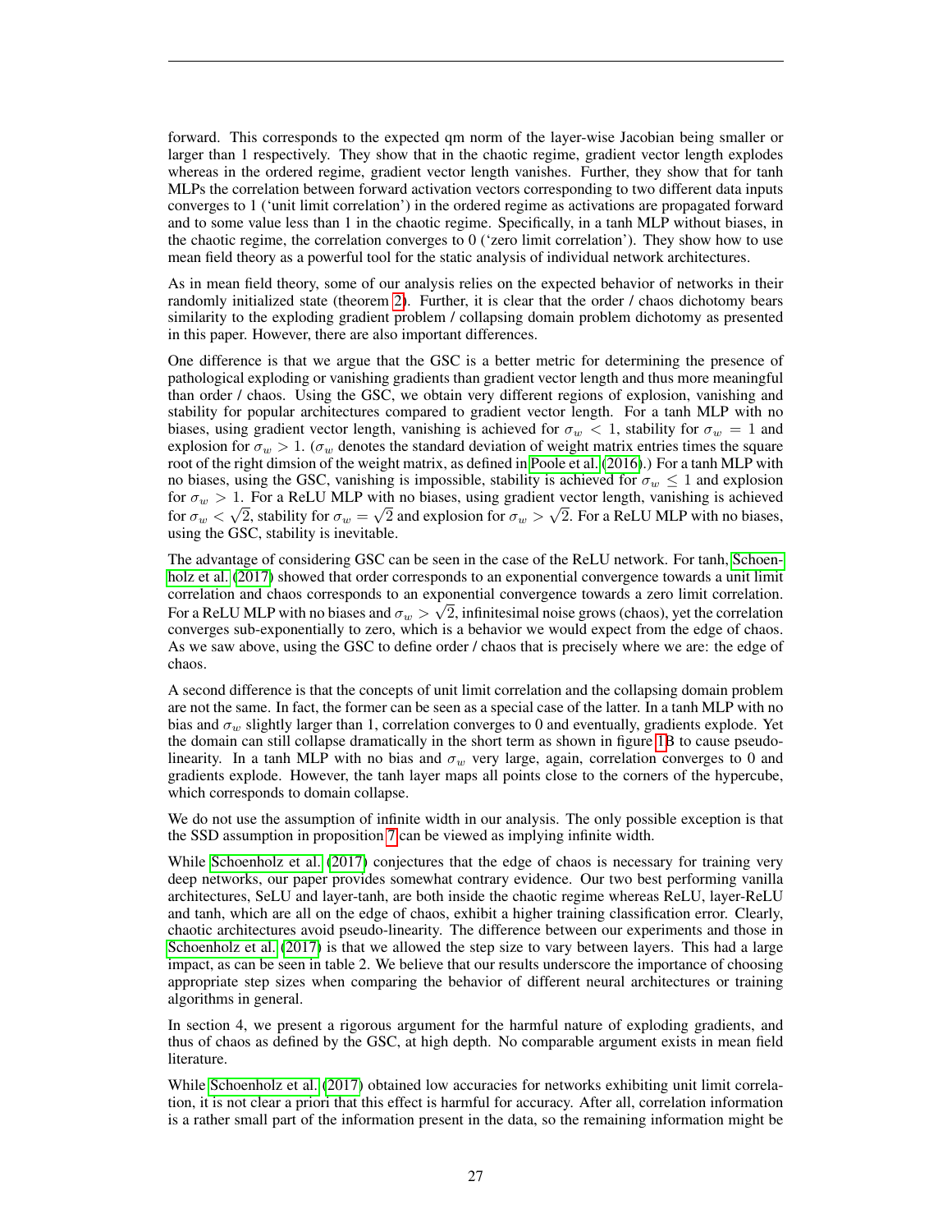forward. This corresponds to the expected qm norm of the layer-wise Jacobian being smaller or larger than 1 respectively. They show that in the chaotic regime, gradient vector length explodes whereas in the ordered regime, gradient vector length vanishes. Further, they show that for tanh MLPs the correlation between forward activation vectors corresponding to two different data inputs converges to 1 ('unit limit correlation') in the ordered regime as activations are propagated forward and to some value less than 1 in the chaotic regime. Specifically, in a tanh MLP without biases, in the chaotic regime, the correlation converges to 0 ('zero limit correlation'). They show how to use mean field theory as a powerful tool for the static analysis of individual network architectures.

As in mean field theory, some of our analysis relies on the expected behavior of networks in their randomly initialized state (theorem 2). Further, it is clear that the order / chaos dichotomy bears similarity to the exploding gradient problem / collapsing domain problem dichotomy as presented in this paper. However, there are also important differences.

One difference is that we argue that the GSC is a better metric for determining the presence of pathological exploding or vanishing gradients than gradient vector length and thus more meaningful than order / chaos. Using the GSC, we obtain very different regions of explosion, vanishing and stability for popular architectures compared to gradient vector length. For a tanh MLP with no biases, using gradient vector length, vanishing is achieved for $\sigma_w < 1$, stability for $\sigma_w = 1$ and explosion for $\sigma_w > 1$. ($\sigma_w$ denotes the standard deviation of weight matrix entries times the square root of the right dimsion of the weight matrix, as defined in Poole et al. (2016).) For a tanh MLP with no biases, using the GSC, vanishing is impossible, stability is achieved for $\sigma_w \leq 1$ and explosion for $\sigma_w > 1$. For a ReLU MLP with no biases, using gradient vector length, vanishing is achieved for $\sigma_w < \sqrt{2}$, stability for $\sigma_w = \sqrt{2}$ and explosion for $\sigma_w > \sqrt{2}$. For a ReLU MLP with no biases, using the GSC, stability is inevitable.

The advantage of considering GSC can be seen in the case of the ReLU network. For tanh, Schoenholz et al. (2017) showed that order corresponds to an exponential convergence towards a unit limit correlation and chaos corresponds to an exponential convergence towards a zero limit correlation. For a ReLU MLP with no biases and $\sigma_w > \sqrt{2}$, infinitesimal noise grows (chaos), yet the correlation converges sub-exponentially to zero, which is a behavior we would expect from the edge of chaos. As we saw above, using the GSC to define order / chaos that is precisely where we are: the edge of chaos.

A second difference is that the concepts of unit limit correlation and the collapsing domain problem are not the same. In fact, the former can be seen as a special case of the latter. In a tanh MLP with no bias and $\sigma_w$ slightly larger than 1, correlation converges to 0 and eventually, gradients explode. Yet the domain can still collapse dramatically in the short term as shown in figure 1B to cause pseudo-linearity. In a tanh MLP with no bias and $\sigma_w$ very large, again, correlation converges to 0 and gradients explode. However, the tanh layer maps all points close to the corners of the hypercube, which corresponds to domain collapse.

We do not use the assumption of infinite width in our analysis. The only possible exception is that the SSD assumption in proposition 7 can be viewed as implying infinite width.

While Schoenholz et al. (2017) conjectures that the edge of chaos is necessary for training very deep networks, our paper provides somewhat contrary evidence. Our two best performing vanilla architectures, SeLU and layer-tanh, are both inside the chaotic regime whereas ReLU, layer-ReLU and tanh, which are all on the edge of chaos, exhibit a higher training classification error. Clearly, chaotic architectures avoid pseudo-linearity. The difference between our experiments and those in Schoenholz et al. (2017) is that we allowed the step size to vary between layers. This had a large impact, as can be seen in table 2. We believe that our results underscore the importance of choosing appropriate step sizes when comparing the behavior of different neural architectures or training algorithms in general.

In section 4, we present a rigorous argument for the harmful nature of exploding gradients, and thus of chaos as defined by the GSC, at high depth. No comparable argument exists in mean field literature.

While Schoenholz et al. (2017) obtained low accuracies for networks exhibiting unit limit correlation, it is not clear a priori that this effect is harmful for accuracy. After all, correlation information is a rather small part of the information present in the data, so the remaining information might be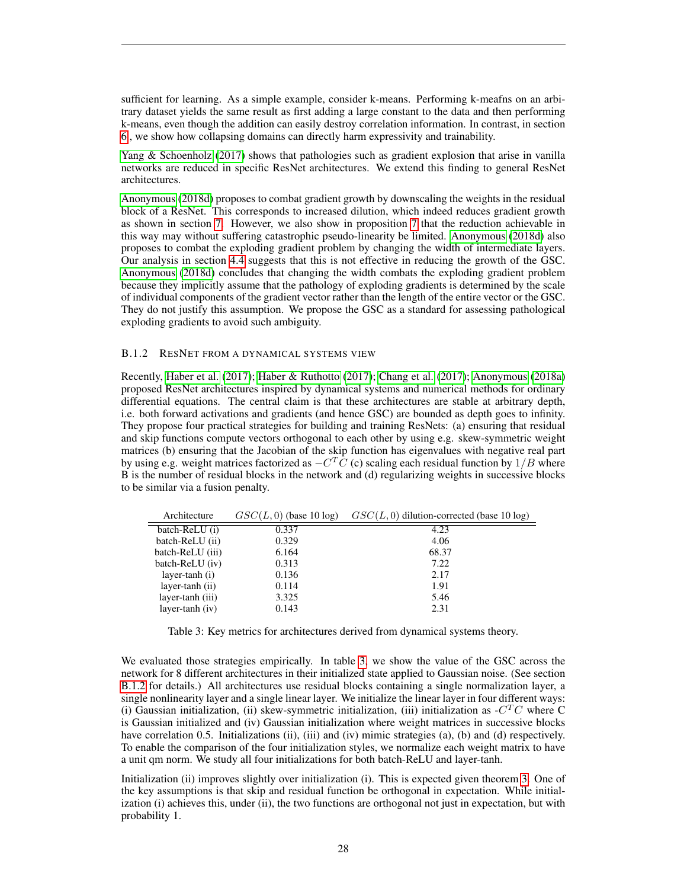sufficient for learning. As a simple example, consider k-means. Performing k-meafns on an arbitrary dataset yields the same result as first adding a large constant to the data and then performing k-means, even though the addition can easily destroy correlation information. In contrast, in section 6 , we show how collapsing domains can directly harm expressivity and trainability.

Yang & Schoenholz (2017) shows that pathologies such as gradient explosion that arise in vanilla networks are reduced in specific ResNet architectures. We extend this finding to general ResNet architectures.

Anonymous (2018d) proposes to combat gradient growth by downscaling the weights in the residual block of a ResNet. This corresponds to increased dilution, which indeed reduces gradient growth as shown in section 7. However, we also show in proposition 7 that the reduction achievable in this way may without suffering catastrophic pseudo-linearity be limited. Anonymous (2018d) also proposes to combat the exploding gradient problem by changing the width of intermediate layers. Our analysis in section 4.4 suggests that this is not effective in reducing the growth of the GSC. Anonymous (2018d) concludes that changing the width combats the exploding gradient problem because they implicitly assume that the pathology of exploding gradients is determined by the scale of individual components of the gradient vector rather than the length of the entire vector or the GSC. They do not justify this assumption. We propose the GSC as a standard for assessing pathological exploding gradients to avoid such ambiguity.

#### B.1.2 ResNet from a dynamical systems view

Recently, Haber et al. (2017); Haber & Ruthotto (2017); Chang et al. (2017); Anonymous (2018a) proposed ResNet architectures inspired by dynamical systems and numerical methods for ordinary differential equations. The central claim is that these architectures are stable at arbitrary depth, i.e. both forward activations and gradients (and hence GSC) are bounded as depth goes to infinity. They propose four practical strategies for building and training ResNets: (a) ensuring that residual and skip functions compute vectors orthogonal to each other by using e.g. skew-symmetric weight matrices (b) ensuring that the Jacobian of the skip function has eigenvalues with negative real part by using e.g. weight matrices factorized as $-C^TC$ (c) scaling each residual function by $1/B$ where B is the number of residual blocks in the network and (d) regularizing weights in successive blocks to be similar via a fusion penalty.

| Architecture | $GSC(L, 0)$ (base 10 log) | $GSC(L, 0)$ dilution-corrected (base 10 log) |
|---|---|---|
| batch-ReLU (i) | 0.337 | 4.23 |
| batch-ReLU (ii) | 0.329 | 4.06 |
| batch-ReLU (iii) | 6.164 | 68.37 |
| batch-ReLU (iv) | 0.313 | 7.22 |
| layer-tanh (i) | 0.136 | 2.17 |
| layer-tanh (ii) | 0.114 | 1.91 |
| layer-tanh (iii) | 3.325 | 5.46 |
| layer-tanh (iv) | 0.143 | 2.31 |

Table 3: Key metrics for architectures derived from dynamical systems theory.

We evaluated those strategies empirically. In table 3, we show the value of the GSC across the network for 8 different architectures in their initialized state applied to Gaussian noise. (See section B.1.2 for details.) All architectures use residual blocks containing a single normalization layer, a single nonlinearity layer and a single linear layer. We initialize the linear layer in four different ways: (i) Gaussian initialization, (ii) skew-symmetric initialization, (iii) initialization as -$C^TC$ where C is Gaussian initialized and (iv) Gaussian initialization where weight matrices in successive blocks have correlation 0.5. Initializations (ii), (iii) and (iv) mimic strategies (a), (b) and (d) respectively. To enable the comparison of the four initialization styles, we normalize each weight matrix to have a unit qm norm. We study all four initializations for both batch-ReLU and layer-tanh.

Initialization (ii) improves slightly over initialization (i). This is expected given theorem 3. One of the key assumptions is that skip and residual function be orthogonal in expectation. While initialization (i) achieves this, under (ii), the two functions are orthogonal not just in expectation, but with probability 1.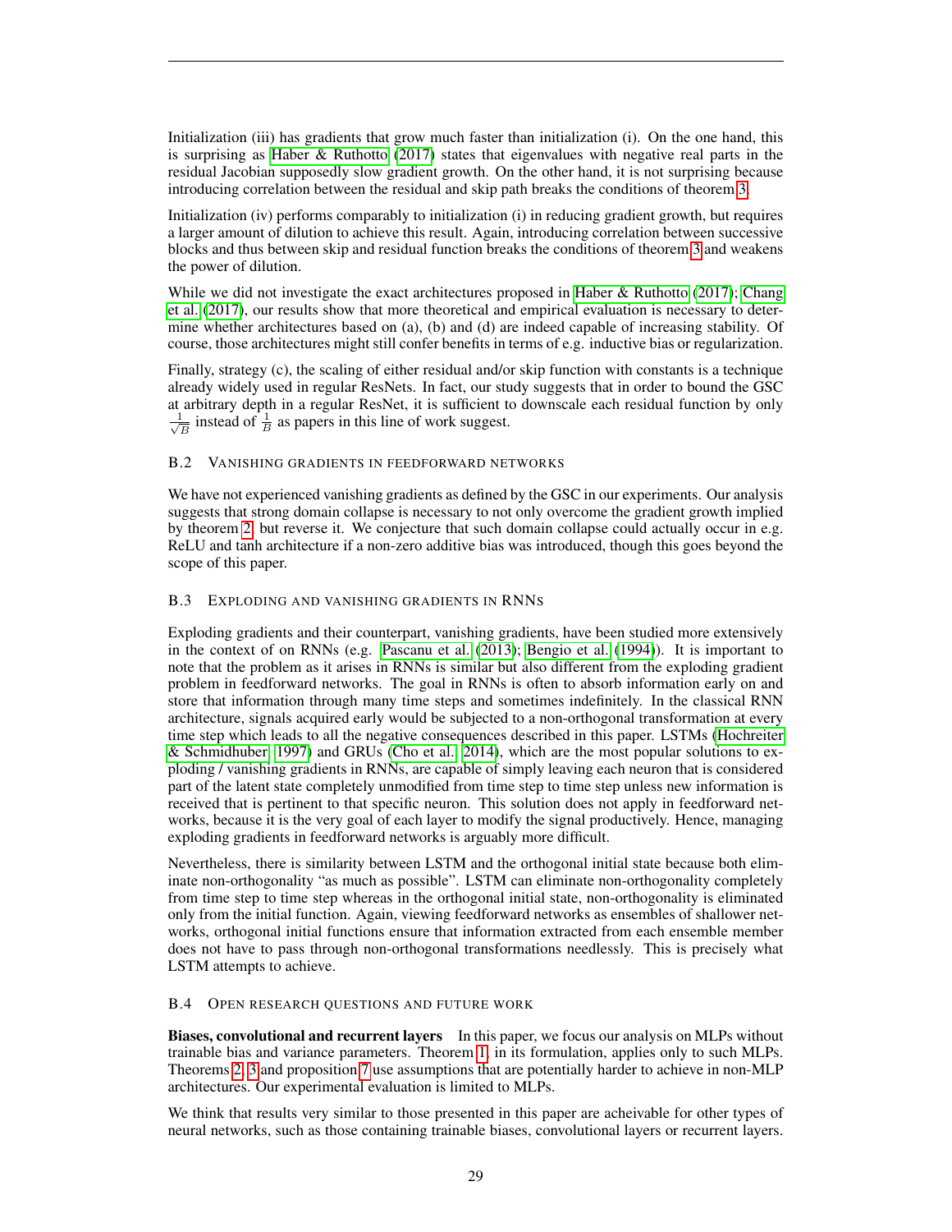Initialization (iii) has gradients that grow much faster than initialization (i). On the one hand, this is surprising as Haber & Ruthotto (2017) states that eigenvalues with negative real parts in the residual Jacobian supposedly slow gradient growth. On the other hand, it is not surprising because introducing correlation between the residual and skip path breaks the conditions of theorem 3.

Initialization (iv) performs comparably to initialization (i) in reducing gradient growth, but requires a larger amount of dilution to achieve this result. Again, introducing correlation between successive blocks and thus between skip and residual function breaks the conditions of theorem 3 and weakens the power of dilution.

While we did not investigate the exact architectures proposed in Haber & Ruthotto (2017); Chang et al. (2017), our results show that more theoretical and empirical evaluation is necessary to determine whether architectures based on (a), (b) and (d) are indeed capable of increasing stability. Of course, those architectures might still confer benefits in terms of e.g. inductive bias or regularization.

Finally, strategy (c), the scaling of either residual and/or skip function with constants is a technique already widely used in regular ResNets. In fact, our study suggests that in order to bound the GSC at arbitrary depth in a regular ResNet, it is sufficient to downscale each residual function by only $\frac{1}{\sqrt{B}}$ instead of $\frac{1}{B}$ as papers in this line of work suggest.

### B.2 Vanishing gradients in feedforward networks

We have not experienced vanishing gradients as defined by the GSC in our experiments. Our analysis suggests that strong domain collapse is necessary to not only overcome the gradient growth implied by theorem 2, but reverse it. We conjecture that such domain collapse could actually occur in e.g. ReLU and tanh architecture if a non-zero additive bias was introduced, though this goes beyond the scope of this paper.

### B.3 Exploding and vanishing gradients in RNNs

Exploding gradients and their counterpart, vanishing gradients, have been studied more extensively in the context of on RNNs (e.g. Pascanu et al. (2013); Bengio et al. (1994)). It is important to note that the problem as it arises in RNNs is similar but also different from the exploding gradient problem in feedforward networks. The goal in RNNs is often to absorb information early on and store that information through many time steps and sometimes indefinitely. In the classical RNN architecture, signals acquired early would be subjected to a non-orthogonal transformation at every time step which leads to all the negative consequences described in this paper. LSTMs (Hochreiter & Schmidhuber, 1997) and GRUs (Cho et al., 2014), which are the most popular solutions to exploding / vanishing gradients in RNNs, are capable of simply leaving each neuron that is considered part of the latent state completely unmodified from time step to time step unless new information is received that is pertinent to that specific neuron. This solution does not apply in feedforward networks, because it is the very goal of each layer to modify the signal productively. Hence, managing exploding gradients in feedforward networks is arguably more difficult.

Nevertheless, there is similarity between LSTM and the orthogonal initial state because both eliminate non-orthogonality "as much as possible". LSTM can eliminate non-orthogonality completely from time step to time step whereas in the orthogonal initial state, non-orthogonality is eliminated only from the initial function. Again, viewing feedforward networks as ensembles of shallower networks, orthogonal initial functions ensure that information extracted from each ensemble member does not have to pass through non-orthogonal transformations needlessly. This is precisely what LSTM attempts to achieve.

### B.4 Open research questions and future work

**Biases, convolutional and recurrent layers** In this paper, we focus our analysis on MLPs without trainable bias and variance parameters. Theorem 1, in its formulation, applies only to such MLPs. Theorems 2, 3 and proposition 7 use assumptions that are potentially harder to achieve in non-MLP architectures. Our experimental evaluation is limited to MLPs.

We think that results very similar to those presented in this paper are acheivable for other types of neural networks, such as those containing trainable biases, convolutional layers or recurrent layers.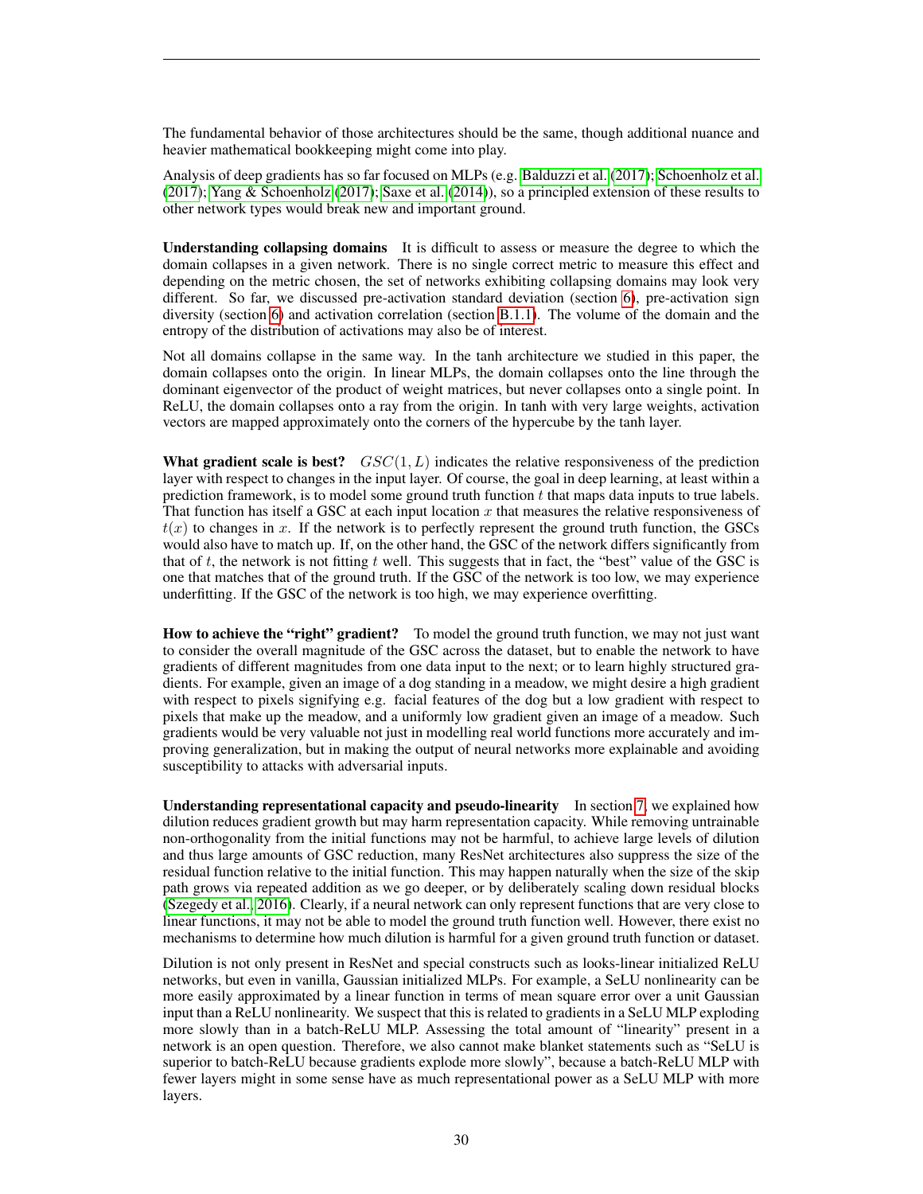The fundamental behavior of those architectures should be the same, though additional nuance and heavier mathematical bookkeeping might come into play.

Analysis of deep gradients has so far focused on MLPs (e.g. Balduzzi et al. (2017); Schoenholz et al. (2017); Yang & Schoenholz (2017); Saxe et al. (2014)), so a principled extension of these results to other network types would break new and important ground.

**Understanding collapsing domains** It is difficult to assess or measure the degree to which the domain collapses in a given network. There is no single correct metric to measure this effect and depending on the metric chosen, the set of networks exhibiting collapsing domains may look very different. So far, we discussed pre-activation standard deviation (section 6), pre-activation sign diversity (section 6) and activation correlation (section B.1.1). The volume of the domain and the entropy of the distribution of activations may also be of interest.

Not all domains collapse in the same way. In the tanh architecture we studied in this paper, the domain collapses onto the origin. In linear MLPs, the domain collapses onto the line through the dominant eigenvector of the product of weight matrices, but never collapses onto a single point. In ReLU, the domain collapses onto a ray from the origin. In tanh with very large weights, activation vectors are mapped approximately onto the corners of the hypercube by the tanh layer.

**What gradient scale is best?** $GSC(1, L)$ indicates the relative responsiveness of the prediction layer with respect to changes in the input layer. Of course, the goal in deep learning, at least within a prediction framework, is to model some ground truth function $t$ that maps data inputs to true labels. That function has itself a GSC at each input location $x$ that measures the relative responsiveness of $t(x)$ to changes in $x$. If the network is to perfectly represent the ground truth function, the GSCs would also have to match up. If, on the other hand, the GSC of the network differs significantly from that of $t$, the network is not fitting $t$ well. This suggests that in fact, the "best" value of the GSC is one that matches that of the ground truth. If the GSC of the network is too low, we may experience underfitting. If the GSC of the network is too high, we may experience overfitting.

**How to achieve the "right" gradient?** To model the ground truth function, we may not just want to consider the overall magnitude of the GSC across the dataset, but to enable the network to have gradients of different magnitudes from one data input to the next; or to learn highly structured gradients. For example, given an image of a dog standing in a meadow, we might desire a high gradient with respect to pixels signifying e.g. facial features of the dog but a low gradient with respect to pixels that make up the meadow, and a uniformly low gradient given an image of a meadow. Such gradients would be very valuable not just in modelling real world functions more accurately and improving generalization, but in making the output of neural networks more explainable and avoiding susceptibility to attacks with adversarial inputs.

**Understanding representational capacity and pseudo-linearity** In section 7, we explained how dilution reduces gradient growth but may harm representation capacity. While removing untrainable non-orthogonality from the initial functions may not be harmful, to achieve large levels of dilution and thus large amounts of GSC reduction, many ResNet architectures also suppress the size of the residual function relative to the initial function. This may happen naturally when the size of the skip path grows via repeated addition as we go deeper, or by deliberately scaling down residual blocks (Szegedy et al., 2016). Clearly, if a neural network can only represent functions that are very close to linear functions, it may not be able to model the ground truth function well. However, there exist no mechanisms to determine how much dilution is harmful for a given ground truth function or dataset.

Dilution is not only present in ResNet and special constructs such as looks-linear initialized ReLU networks, but even in vanilla, Gaussian initialized MLPs. For example, a SeLU nonlinearity can be more easily approximated by a linear function in terms of mean square error over a unit Gaussian input than a ReLU nonlinearity. We suspect that this is related to gradients in a SeLU MLP exploding more slowly than in a batch-ReLU MLP. Assessing the total amount of "linearity" present in a network is an open question. Therefore, we also cannot make blanket statements such as "SeLU is superior to batch-ReLU because gradients explode more slowly", because a batch-ReLU MLP with fewer layers might in some sense have as much representational power as a SeLU MLP with more layers.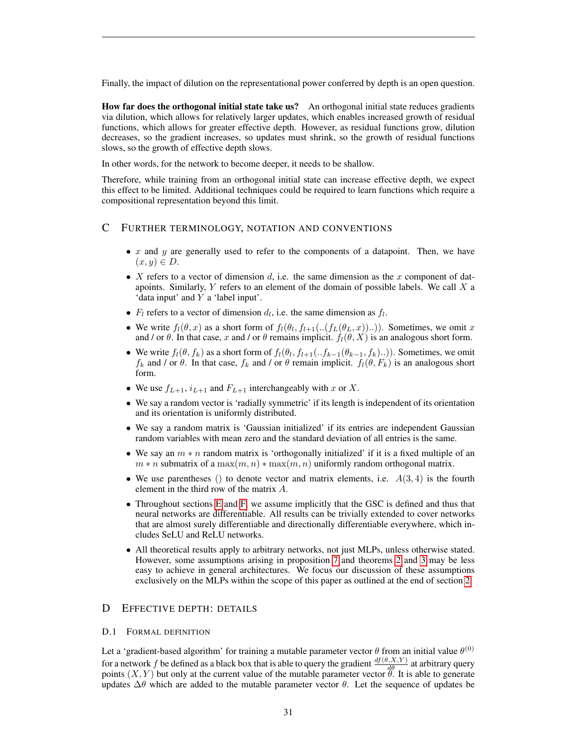Finally, the impact of dilution on the representational power conferred by depth is an open question.

**How far does the orthogonal initial state take us?** An orthogonal initial state reduces gradients via dilution, which allows for relatively larger updates, which enables increased growth of residual functions, which allows for greater effective depth. However, as residual functions grow, dilution decreases, so the gradient increases, so updates must shrink, so the growth of residual functions slows, so the growth of effective depth slows.

In other words, for the network to become deeper, it needs to be shallow.

Therefore, while training from an orthogonal initial state can increase effective depth, we expect this effect to be limited. Additional techniques could be required to learn functions which require a compositional representation beyond this limit.

## C Further terminology, notation and conventions

- $x$ and $y$ are generally used to refer to the components of a datapoint. Then, we have $(x, y) \in D$.
- $X$ refers to a vector of dimension $d$, i.e. the same dimension as the $x$ component of datapoints. Similarly, $Y$ refers to an element of the domain of possible labels. We call $X$ a 'data input' and $Y$ a 'label input'.
- $F_l$ refers to a vector of dimension $d_l$, i.e. the same dimension as $f_l$.
- We write $f_l(\theta, x)$ as a short form of $f_l(\theta_l, f_{l+1}(..(f_L(\theta_L, x))..))$. Sometimes, we omit $x$ and / or $\theta$. In that case, $x$ and / or $\theta$ remains implicit. $f_l(\theta, X)$ is an analogous short form.
- We write $f_l(\theta, f_k)$ as a short form of $f_l(\theta_l, f_{l+1}(..f_{k-1}(\theta_{k-1}, f_k)..))$. Sometimes, we omit $f_k$ and / or $\theta$. In that case, $f_k$ and / or $\theta$ remain implicit. $f_l(\theta, F_k)$ is an analogous short form.
- We use $f_{L+1}$, $i_{L+1}$ and $F_{L+1}$ interchangeably with $x$ or $X$.
- We say a random vector is 'radially symmetric' if its length is independent of its orientation and its orientation is uniformly distributed.
- We say a random matrix is 'Gaussian initialized' if its entries are independent Gaussian random variables with mean zero and the standard deviation of all entries is the same.
- We say an $m * n$ random matrix is 'orthogonally initialized' if it is a fixed multiple of an $m * n$ submatrix of a $\max(m, n) * \max(m, n)$ uniformly random orthogonal matrix.
- We use parentheses () to denote vector and matrix elements, i.e. $A(3, 4)$ is the fourth element in the third row of the matrix $A$.
- Throughout sections E and F, we assume implicitly that the GSC is defined and thus that neural networks are differentiable. All results can be trivially extended to cover networks that are almost surely differentiable and directionally differentiable everywhere, which includes SeLU and ReLU networks.
- All theoretical results apply to arbitrary networks, not just MLPs, unless otherwise stated. However, some assumptions arising in proposition 7 and theorems 2 and 3 may be less easy to achieve in general architectures. We focus our discussion of these assumptions exclusively on the MLPs within the scope of this paper as outlined at the end of section 2.

## D Effective depth: details

### D.1 Formal definition

Let a 'gradient-based algorithm' for training a mutable parameter vector $\theta$ from an initial value $\theta^{(0)}$ for a network $f$ be defined as a black box that is able to query the gradient $\frac{df(\theta,X,Y)}{d\theta}$ at arbitrary query points $(X, Y)$ but only at the current value of the mutable parameter vector $\theta$. It is able to generate updates $\Delta\theta$ which are added to the mutable parameter vector $\theta$. Let the sequence of updates be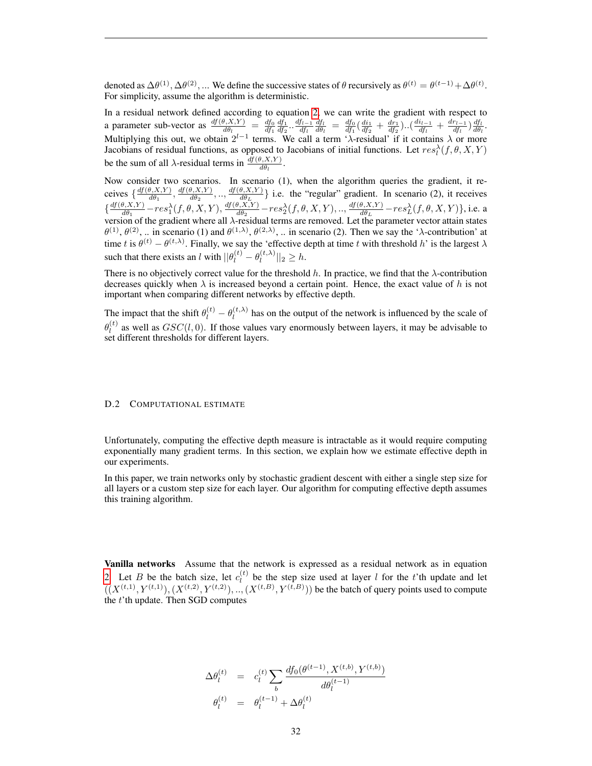denoted as $\Delta\theta^{(1)}, \Delta\theta^{(2)}, ...$ We define the successive states of $\theta$ recursively as $\theta^{(t)} = \theta^{(t-1)} + \Delta\theta^{(t)}$. For simplicity, assume the algorithm is deterministic.

In a residual network defined according to equation 2, we can write the gradient with respect to a parameter sub-vector as $\frac{df(\theta,X,Y)}{d\theta_l} = \frac{df_0}{df_1}\frac{df_1}{df_2}..\frac{df_{l-1}}{df_l}\frac{df_l}{d\theta_l} = \frac{df_0}{df_1}(\frac{di_1}{df_2} + \frac{dr_1}{df_2})..(\frac{di_{l-1}}{df_l} + \frac{dr_{l-1}}{df_l})\frac{df_l}{d\theta_l}$. Multiplying this out, we obtain $2^{l-1}$ terms. We call a term '$\lambda$-residual' if it contains $\lambda$ or more Jacobians of residual functions, as opposed to Jacobians of initial functions. Let $res_l^\lambda(f,\theta,X,Y)$ be the sum of all $\lambda$-residual terms in $\frac{df(\theta,X,Y)}{d\theta_l}$.

Now consider two scenarios. In scenario (1), when the algorithm queries the gradient, it receives $\{\frac{df(\theta,X,Y)}{d\theta_1}, \frac{df(\theta,X,Y)}{d\theta_2}, .., \frac{df(\theta,X,Y)}{d\theta_L}\}$ i.e. the "regular" gradient. In scenario (2), it receives $\{\frac{df(\theta,X,Y)}{d\theta_1} - res_1^\lambda(f,\theta,X,Y), \frac{df(\theta,X,Y)}{d\theta_2} - res_2^\lambda(f,\theta,X,Y), .., \frac{df(\theta,X,Y)}{d\theta_L} - res_L^\lambda(f,\theta,X,Y)\}$, i.e. a version of the gradient where all $\lambda$-residual terms are removed. Let the parameter vector attain states $\theta^{(1)}, \theta^{(2)}, ..$ in scenario (1) and $\theta^{(1,\lambda)}, \theta^{(2,\lambda)}, ..$ in scenario (2). Then we say the '$\lambda$-contribution' at time $t$ is $\theta^{(t)} - \theta^{(t,\lambda)}$. Finally, we say the 'effective depth at time $t$ with threshold $h$' is the largest $\lambda$ such that there exists an $l$ with $||\theta_l^{(t)} - \theta_l^{(t,\lambda)}||_2 \geq h$.

There is no objectively correct value for the threshold $h$. In practice, we find that the $\lambda$-contribution decreases quickly when $\lambda$ is increased beyond a certain point. Hence, the exact value of $h$ is not important when comparing different networks by effective depth.

The impact that the shift $\theta_l^{(t)} - \theta_l^{(t,\lambda)}$ has on the output of the network is influenced by the scale of $\theta_l^{(t)}$ as well as $GSC(l,0)$. If those values vary enormously between layers, it may be advisable to set different thresholds for different layers.

### D.2 Computational estimate

Unfortunately, computing the effective depth measure is intractable as it would require computing exponentially many gradient terms. In this section, we explain how we estimate effective depth in our experiments.

In this paper, we train networks only by stochastic gradient descent with either a single step size for all layers or a custom step size for each layer. Our algorithm for computing effective depth assumes this training algorithm.

**Vanilla networks** Assume that the network is expressed as a residual network as in equation 2. Let $B$ be the batch size, let $c_l^{(t)}$ be the step size used at layer $l$ for the $t$'th update and let $((X^{(t,1)}, Y^{(t,1)}), (X^{(t,2)}, Y^{(t,2)}), .., (X^{(t,B)}, Y^{(t,B)}))$ be the batch of query points used to compute the $t$'th update. Then SGD computes

$$
\begin{aligned}
\Delta\theta_l^{(t)} &= c_l^{(t)} \sum_b \frac{df_0(\theta^{(t-1)}, X^{(t,b)}, Y^{(t,b)})}{d\theta_l^{(t-1)}} \\
\theta_l^{(t)} &= \theta_l^{(t-1)} + \Delta\theta_l^{(t)}
\end{aligned}
$$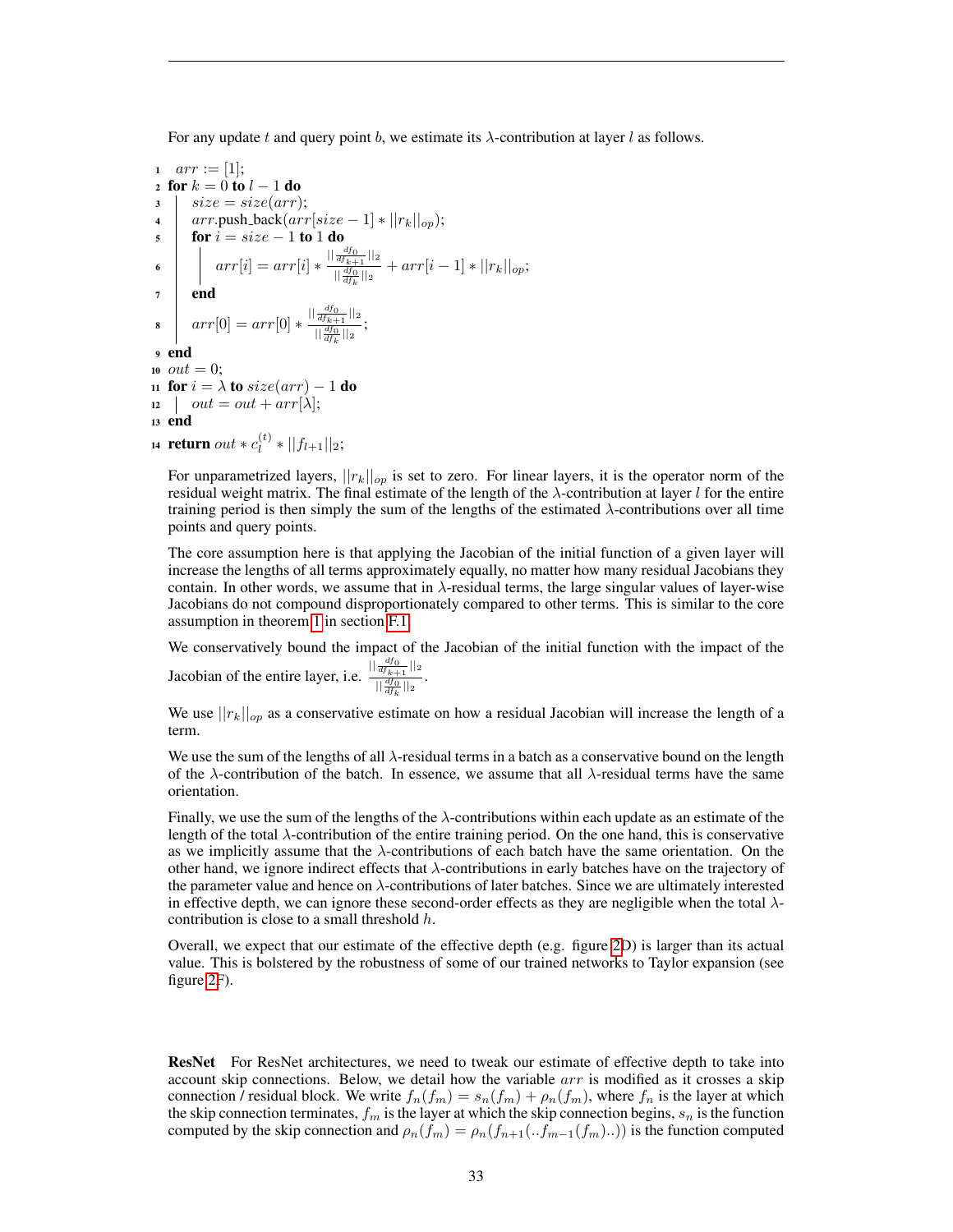For any update $t$ and query point $b$, we estimate its $\lambda$-contribution at layer $l$ as follows.

```
1  arr := [1];
2  for k = 0 to l − 1 do
3      size = size(arr);
4      arr.push_back(arr[size − 1] * ||r_k||_op);
5      for i = size − 1 to 1 do
6          arr[i] = arr[i] * (||df_0/df_{k+1}||_2 / ||df_0/df_k||_2) + arr[i − 1] * ||r_k||_op;
7      end
8      arr[0] = arr[0] * (||df_0/df_{k+1}||_2 / ||df_0/df_k||_2);
9  end
10 out = 0;
11 for i = λ to size(arr) − 1 do
12     out = out + arr[λ];
13 end
14 return out * c_l^(t) * ||f_{l+1}||_2;
```

For unparametrized layers, $||r_k||_{op}$ is set to zero. For linear layers, it is the operator norm of the residual weight matrix. The final estimate of the length of the $\lambda$-contribution at layer $l$ for the entire training period is then simply the sum of the lengths of the estimated $\lambda$-contributions over all time points and query points.

The core assumption here is that applying the Jacobian of the initial function of a given layer will increase the lengths of all terms approximately equally, no matter how many residual Jacobians they contain. In other words, we assume that in $\lambda$-residual terms, the large singular values of layer-wise Jacobians do not compound disproportionately compared to other terms. This is similar to the core assumption in theorem 1 in section F.1.

We conservatively bound the impact of the Jacobian of the initial function with the impact of the Jacobian of the entire layer, i.e. $\frac{||\frac{df_0}{df_{k+1}}||_2}{||\frac{df_0}{df_k}||_2}$.

We use $||r_k||_{op}$ as a conservative estimate on how a residual Jacobian will increase the length of a term.

We use the sum of the lengths of all $\lambda$-residual terms in a batch as a conservative bound on the length of the $\lambda$-contribution of the batch. In essence, we assume that all $\lambda$-residual terms have the same orientation.

Finally, we use the sum of the lengths of the $\lambda$-contributions within each update as an estimate of the length of the total $\lambda$-contribution of the entire training period. On the one hand, this is conservative as we implicitly assume that the $\lambda$-contributions of each batch have the same orientation. On the other hand, we ignore indirect effects that $\lambda$-contributions in early batches have on the trajectory of the parameter value and hence on $\lambda$-contributions of later batches. Since we are ultimately interested in effective depth, we can ignore these second-order effects as they are negligible when the total $\lambda$-contribution is close to a small threshold $h$.

Overall, we expect that our estimate of the effective depth (e.g. figure 2D) is larger than its actual value. This is bolstered by the robustness of some of our trained networks to Taylor expansion (see figure 2F).

**ResNet** For ResNet architectures, we need to tweak our estimate of effective depth to take into account skip connections. Below, we detail how the variable $arr$ is modified as it crosses a skip connection / residual block. We write $f_n(f_m) = s_n(f_m) + \rho_n(f_m)$, where $f_n$ is the layer at which the skip connection terminates, $f_m$ is the layer at which the skip connection begins, $s_n$ is the function computed by the skip connection and $\rho_n(f_m) = \rho_n(f_{n+1}(..f_{m-1}(f_m)..))$ is the function computed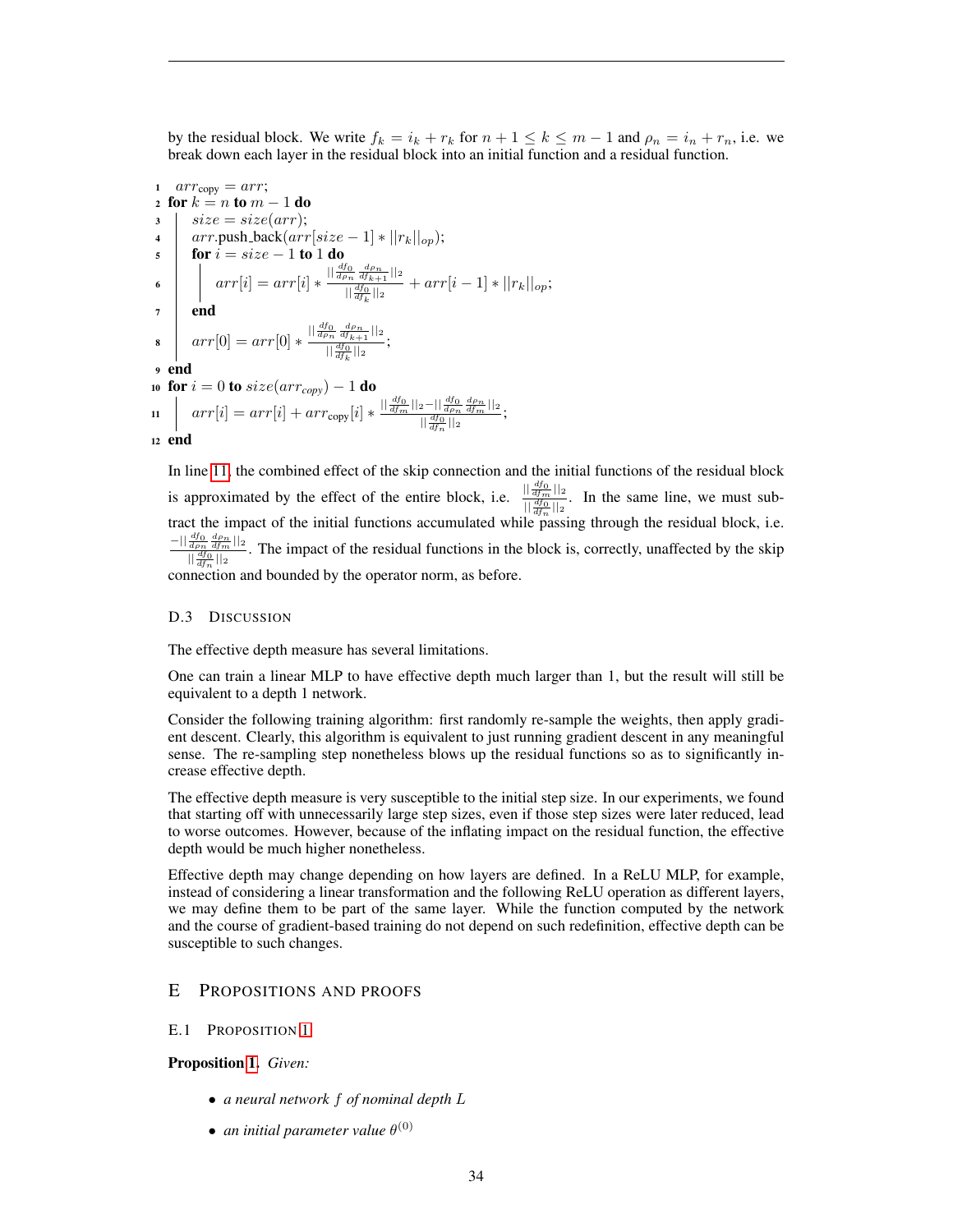by the residual block. We write $f_k = i_k + r_k$ for $n+1 \leq k \leq m-1$ and $\rho_n = i_n + r_n$, i.e. we break down each layer in the residual block into an initial function and a residual function.

```
1  arr_copy = arr;
2  for k = n to m − 1 do
3      size = size(arr);
4      arr.push_back(arr[size − 1] ∗ ||r_k||_op);
5      for i = size − 1 to 1 do
6          arr[i] = arr[i] ∗ ( || df_0/dρ_n · dρ_n/df_{k+1} ||_2 / || df_0/df_k ||_2 ) + arr[i − 1] ∗ ||r_k||_op;
7      end
8      arr[0] = arr[0] ∗ ( || df_0/dρ_n · dρ_n/df_{k+1} ||_2 / || df_0/df_k ||_2 );
9  end
10 for i = 0 to size(arr_copy) − 1 do
11     arr[i] = arr[i] + arr_copy[i] ∗ ( || df_0/df_m ||_2 − || df_0/dρ_n · dρ_n/df_m ||_2 ) / || df_0/df_n ||_2;
12 end
```

In line 11, the combined effect of the skip connection and the initial functions of the residual block is approximated by the effect of the entire block, i.e. $\frac{||\frac{df_0}{df_m}||_2}{||\frac{df_0}{df_n}||_2}$. In the same line, we must subtract the impact of the initial functions accumulated while passing through the residual block, i.e. $\frac{-||\frac{df_0}{d\rho_n}\frac{d\rho_n}{df_m}||_2}{||\frac{df_0}{df_n}||_2}$. The impact of the residual functions in the block is, correctly, unaffected by the skip connection and bounded by the operator norm, as before.

### D.3 Discussion

The effective depth measure has several limitations.

One can train a linear MLP to have effective depth much larger than 1, but the result will still be equivalent to a depth 1 network.

Consider the following training algorithm: first randomly re-sample the weights, then apply gradient descent. Clearly, this algorithm is equivalent to just running gradient descent in any meaningful sense. The re-sampling step nonetheless blows up the residual functions so as to significantly increase effective depth.

The effective depth measure is very susceptible to the initial step size. In our experiments, we found that starting off with unnecessarily large step sizes, even if those step sizes were later reduced, lead to worse outcomes. However, because of the inflating impact on the residual function, the effective depth would be much higher nonetheless.

Effective depth may change depending on how layers are defined. In a ReLU MLP, for example, instead of considering a linear transformation and the following ReLU operation as different layers, we may define them to be part of the same layer. While the function computed by the network and the course of gradient-based training do not depend on such redefinition, effective depth can be susceptible to such changes.

## E Propositions and Proofs

### E.1 Proposition 1

**Proposition 1.** *Given:*

- *a neural network $f$ of nominal depth $L$*
- *an initial parameter value $\theta^{(0)}$*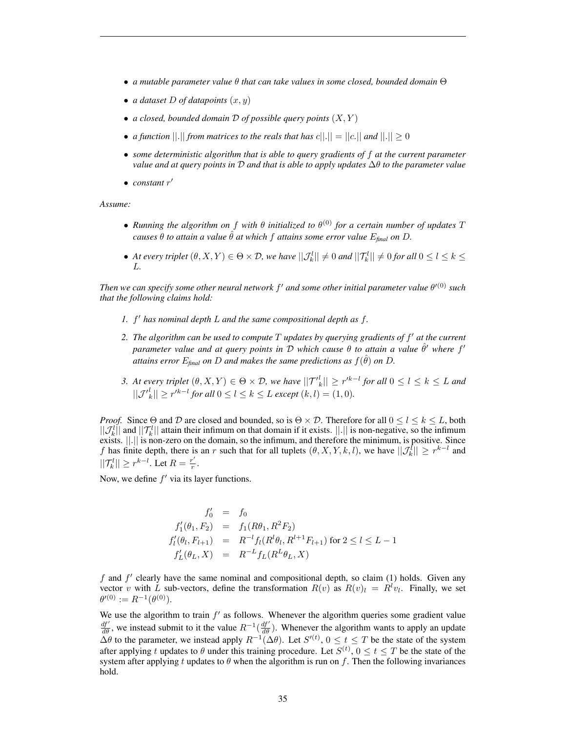- *a mutable parameter value $\theta$ that can take values in some closed, bounded domain $\Theta$*
- *a dataset $D$ of datapoints $(x, y)$*
- *a closed, bounded domain $\mathcal{D}$ of possible query points $(X, Y)$*
- *a function $||.||$ from matrices to the reals that has $c||.|| = ||c.||$ and $||.|| \geq 0$*
- *some deterministic algorithm that is able to query gradients of $f$ at the current parameter value and at query points in $\mathcal{D}$ and that is able to apply updates $\Delta\theta$ to the parameter value*
- *constant $r'$*

*Assume:*

- *Running the algorithm on $f$ with $\theta$ initialized to $\theta^{(0)}$ for a certain number of updates $T$ causes $\theta$ to attain a value $\hat{\theta}$ at which $f$ attains some error value $E_{final}$ on $D$.*
- *At every triplet $(\theta, X, Y) \in \Theta \times \mathcal{D}$, we have $||\mathcal{J}_k^l|| \neq 0$ and $||\mathcal{T}_k^l|| \neq 0$ for all $0 \leq l \leq k \leq L$.*

*Then we can specify some other neural network $f'$ and some other initial parameter value $\theta'^{(0)}$ such that the following claims hold:*

1. *$f'$ has nominal depth $L$ and the same compositional depth as $f$.*
2. *The algorithm can be used to compute $T$ updates by querying gradients of $f'$ at the current parameter value and at query points in $\mathcal{D}$ which cause $\theta$ to attain a value $\hat{\theta}'$ where $f'$ attains error $E_{final}$ on $D$ and makes the same predictions as $f(\hat{\theta})$ on $D$.*
3. *At every triplet $(\theta, X, Y) \in \Theta \times \mathcal{D}$, we have $||\mathcal{T}'^l_k|| \geq r'^{k-l}$ for all $0 \leq l \leq k \leq L$ and $||\mathcal{J}'^l_k|| \geq r'^{k-l}$ for all $0 \leq l \leq k \leq L$ except $(k, l) = (1, 0)$.*

*Proof.* Since $\Theta$ and $\mathcal{D}$ are closed and bounded, so is $\Theta \times \mathcal{D}$. Therefore for all $0 \leq l \leq k \leq L$, both $||\mathcal{J}_k^l||$ and $||\mathcal{T}_k^l||$ attain their infimum on that domain if it exists. $||.||$ is non-negative, so the infimum exists. $||.||$ is non-zero on the domain, so the infimum, and therefore the minimum, is positive. Since $f$ has finite depth, there is an $r$ such that for all tuplets $(\theta, X, Y, k, l)$, we have $||\mathcal{J}_k^l|| \geq r^{k-l}$ and $||\mathcal{T}_k^l|| \geq r^{k-l}$. Let $R = \frac{r'}{r}$.

Now, we define $f'$ via its layer functions.

$$
\begin{aligned}
f'_0 &= f_0 \\
f'_1(\theta_1, F_2) &= f_1(R\theta_1, R^2 F_2) \\
f'_l(\theta_l, F_{l+1}) &= R^{-l} f_l(R^l \theta_l, R^{l+1} F_{l+1}) \text{ for } 2 \leq l \leq L-1 \\
f'_L(\theta_L, X) &= R^{-L} f_L(R^L \theta_L, X)
\end{aligned}
$$

$f$ and $f'$ clearly have the same nominal and compositional depth, so claim (1) holds. Given any vector $v$ with $L$ sub-vectors, define the transformation $R(v)$ as $R(v)_l = R^l v_l$. Finally, we set $\theta'^{(0)} := R^{-1}(\theta^{(0)})$.

We use the algorithm to train $f'$ as follows. Whenever the algorithm queries some gradient value $\frac{df'}{d\theta}$, we instead submit to it the value $R^{-1}(\frac{df'}{d\theta})$. Whenever the algorithm wants to apply an update $\Delta\theta$ to the parameter, we instead apply $R^{-1}(\Delta\theta)$. Let $S'^{(t)}$, $0 \leq t \leq T$ be the state of the system after applying $t$ updates to $\theta$ under this training procedure. Let $S^{(t)}$, $0 \leq t \leq T$ be the state of the system after applying $t$ updates to $\theta$ when the algorithm is run on $f$. Then the following invariances hold.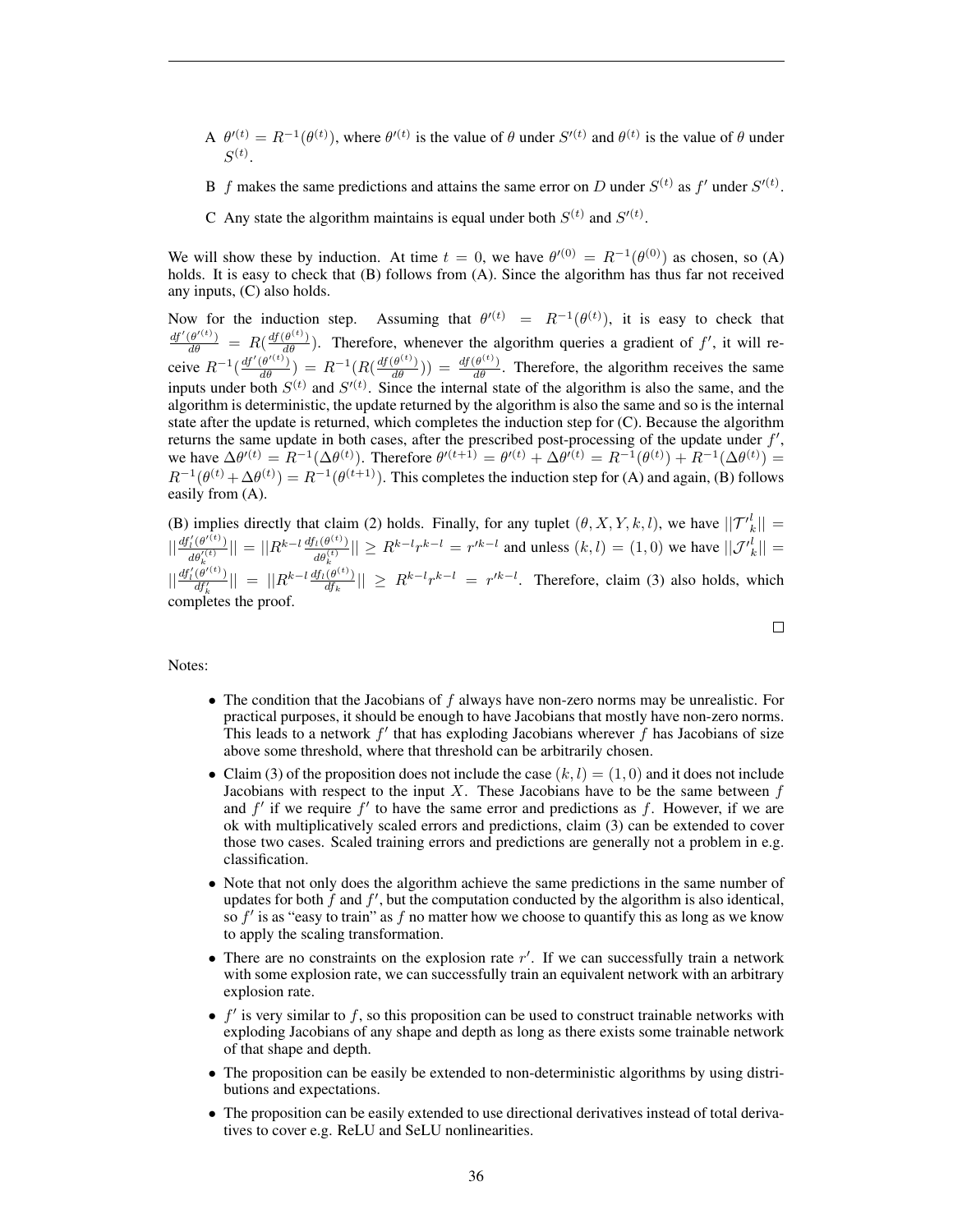A $\theta'^{(t)} = R^{-1}(\theta^{(t)})$, where $\theta'^{(t)}$ is the value of $\theta$ under $S'^{(t)}$ and $\theta^{(t)}$ is the value of $\theta$ under $S^{(t)}$.

B $f$ makes the same predictions and attains the same error on $D$ under $S^{(t)}$ as $f'$ under $S'^{(t)}$.

C Any state the algorithm maintains is equal under both $S^{(t)}$ and $S'^{(t)}$.

We will show these by induction. At time $t = 0$, we have $\theta'^{(0)} = R^{-1}(\theta^{(0)})$ as chosen, so (A) holds. It is easy to check that (B) follows from (A). Since the algorithm has thus far not received any inputs, (C) also holds.

Now for the induction step. Assuming that $\theta'^{(t)} = R^{-1}(\theta^{(t)})$, it is easy to check that $\frac{df'(\theta'^{(t)})}{d\theta} = R(\frac{df(\theta^{(t)})}{d\theta})$. Therefore, whenever the algorithm queries a gradient of $f'$, it will receive $R^{-1}(\frac{df'(\theta'^{(t)})}{d\theta}) = R^{-1}(R(\frac{df(\theta^{(t)})}{d\theta})) = \frac{df(\theta^{(t)})}{d\theta}$. Therefore, the algorithm receives the same inputs under both $S^{(t)}$ and $S'^{(t)}$. Since the internal state of the algorithm is also the same, and the algorithm is deterministic, the update returned by the algorithm is also the same and so is the internal state after the update is returned, which completes the induction step for (C). Because the algorithm returns the same update in both cases, after the prescribed post-processing of the update under $f'$, we have $\Delta\theta'^{(t)} = R^{-1}(\Delta\theta^{(t)})$. Therefore $\theta'^{(t+1)} = \theta'^{(t)} + \Delta\theta'^{(t)} = R^{-1}(\theta^{(t)}) + R^{-1}(\Delta\theta^{(t)}) = R^{-1}(\theta^{(t)} + \Delta\theta^{(t)}) = R^{-1}(\theta^{(t+1)})$. This completes the induction step for (A) and again, (B) follows easily from (A).

(B) implies directly that claim (2) holds. Finally, for any tuplet $(\theta, X, Y, k, l)$, we have $||\mathcal{T}'^{l}_{k}|| = ||\frac{df'_l(\theta'^{(t)})}{d\theta'^{(t)}_k}|| = ||R^{k-l}\frac{df_l(\theta^{(t)})}{d\theta^{(t)}_k}|| \geq R^{k-l}r^{k-l} = r'^{k-l}$ and unless $(k,l) = (1,0)$ we have $||\mathcal{J}'^{l}_{k}|| = ||\frac{df'_l(\theta'^{(t)})}{df'_k}|| = ||R^{k-l}\frac{df_l(\theta^{(t)})}{df_k}|| \geq R^{k-l}r^{k-l} = r'^{k-l}$. Therefore, claim (3) also holds, which completes the proof.

□

Notes:

- The condition that the Jacobians of $f$ always have non-zero norms may be unrealistic. For practical purposes, it should be enough to have Jacobians that mostly have non-zero norms. This leads to a network $f'$ that has exploding Jacobians wherever $f$ has Jacobians of size above some threshold, where that threshold can be arbitrarily chosen.
- Claim (3) of the proposition does not include the case $(k,l) = (1,0)$ and it does not include Jacobians with respect to the input $X$. These Jacobians have to be the same between $f$ and $f'$ if we require $f'$ to have the same error and predictions as $f$. However, if we are ok with multiplicatively scaled errors and predictions, claim (3) can be extended to cover those two cases. Scaled training errors and predictions are generally not a problem in e.g. classification.
- Note that not only does the algorithm achieve the same predictions in the same number of updates for both $f$ and $f'$, but the computation conducted by the algorithm is also identical, so $f'$ is as "easy to train" as $f$ no matter how we choose to quantify this as long as we know to apply the scaling transformation.
- There are no constraints on the explosion rate $r'$. If we can successfully train a network with some explosion rate, we can successfully train an equivalent network with an arbitrary explosion rate.
- $f'$ is very similar to $f$, so this proposition can be used to construct trainable networks with exploding Jacobians of any shape and depth as long as there exists some trainable network of that shape and depth.
- The proposition can be easily be extended to non-deterministic algorithms by using distributions and expectations.
- The proposition can be easily extended to use directional derivatives instead of total derivatives to cover e.g. ReLU and SeLU nonlinearities.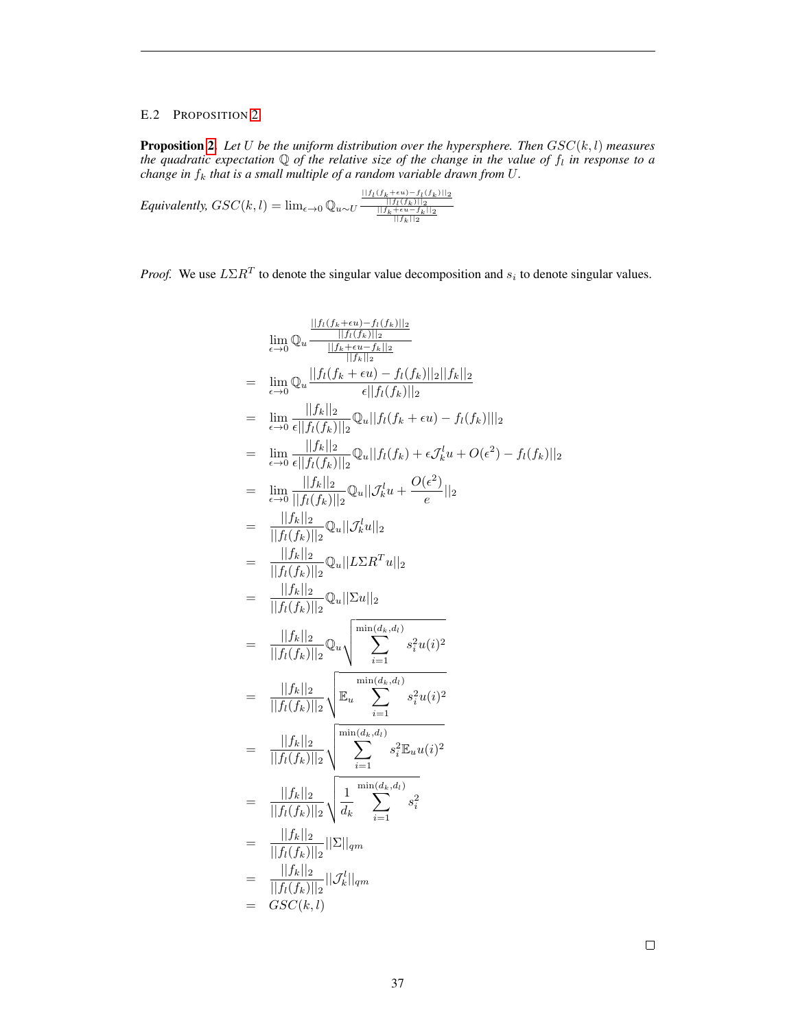### E.2 Proposition 2

**Proposition 2.** *Let $U$ be the uniform distribution over the hypersphere. Then $GSC(k,l)$ measures the quadratic expectation $\mathbb{Q}$ of the relative size of the change in the value of $f_l$ in response to a change in $f_k$ that is a small multiple of a random variable drawn from $U$.*

*Equivalently,* $GSC(k,l) = \lim_{\epsilon \to 0} \mathbb{Q}_{u \sim U} \frac{\frac{||f_l(f_k+\epsilon u) - f_l(f_k)||_2}{||f_l(f_k)||_2}}{\frac{||f_k + \epsilon u - f_k||_2}{||f_k||_2}}$

*Proof.* We use $L\Sigma R^T$ to denote the singular value decomposition and $s_i$ to denote singular values.

$$
\begin{aligned}
& \lim_{\epsilon \to 0} \mathbb{Q}_u \frac{\frac{||f_l(f_k+\epsilon u) - f_l(f_k)||_2}{||f_l(f_k)||_2}}{\frac{||f_k + \epsilon u - f_k||_2}{||f_k||_2}} \\
= & \lim_{\epsilon \to 0} \mathbb{Q}_u \frac{||f_l(f_k+\epsilon u) - f_l(f_k)||_2 ||f_k||_2}{\epsilon ||f_l(f_k)||_2} \\
= & \lim_{\epsilon \to 0} \frac{||f_k||_2}{\epsilon ||f_l(f_k)||_2} \mathbb{Q}_u ||f_l(f_k+\epsilon u) - f_l(f_k)||_2 \\
= & \lim_{\epsilon \to 0} \frac{||f_k||_2}{\epsilon ||f_l(f_k)||_2} \mathbb{Q}_u ||f_l(f_k) + \epsilon \mathcal{J}_k^l u + O(\epsilon^2) - f_l(f_k)||_2 \\
= & \lim_{\epsilon \to 0} \frac{||f_k||_2}{||f_l(f_k)||_2} \mathbb{Q}_u ||\mathcal{J}_k^l u + \frac{O(\epsilon^2)}{e}||_2 \\
= & \frac{||f_k||_2}{||f_l(f_k)||_2} \mathbb{Q}_u ||\mathcal{J}_k^l u||_2 \\
= & \frac{||f_k||_2}{||f_l(f_k)||_2} \mathbb{Q}_u ||L\Sigma R^T u||_2 \\
= & \frac{||f_k||_2}{||f_l(f_k)||_2} \mathbb{Q}_u ||\Sigma u||_2 \\
= & \frac{||f_k||_2}{||f_l(f_k)||_2} \mathbb{Q}_u \sqrt{\sum_{i=1}^{\min(d_k,d_l)} s_i^2 u(i)^2} \\
= & \frac{||f_k||_2}{||f_l(f_k)||_2} \sqrt{\mathbb{E}_u \sum_{i=1}^{\min(d_k,d_l)} s_i^2 u(i)^2} \\
= & \frac{||f_k||_2}{||f_l(f_k)||_2} \sqrt{\sum_{i=1}^{\min(d_k,d_l)} s_i^2 \mathbb{E}_u u(i)^2} \\
= & \frac{||f_k||_2}{||f_l(f_k)||_2} \sqrt{\frac{1}{d_k} \sum_{i=1}^{\min(d_k,d_l)} s_i^2} \\
= & \frac{||f_k||_2}{||f_l(f_k)||_2} ||\Sigma||_{qm} \\
= & \frac{||f_k||_2}{||f_l(f_k)||_2} ||\mathcal{J}_k^l||_{qm} \\
= & GSC(k,l)
\end{aligned}
$$

□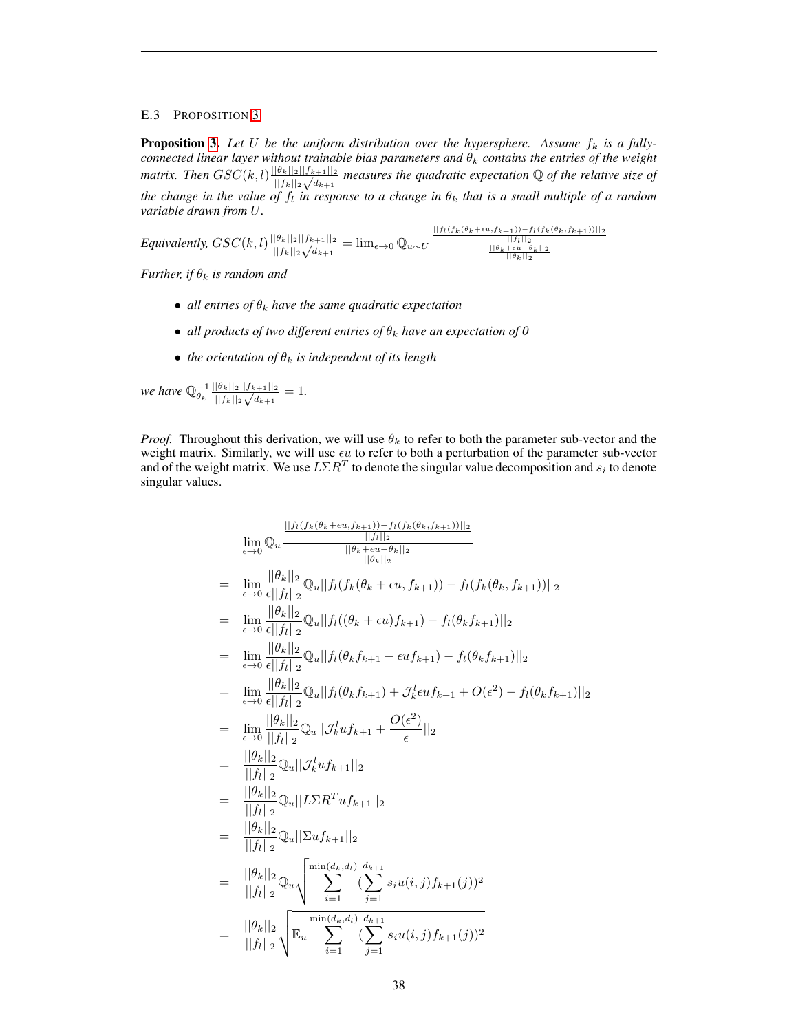### E.3 PROPOSITION 3

**Proposition 3.** *Let $U$ be the uniform distribution over the hypersphere. Assume $f_k$ is a fully-connected linear layer without trainable bias parameters and $\theta_k$ contains the entries of the weight matrix. Then $GSC(k,l)\frac{||\theta_k||_2||f_{k+1}||_2}{||f_k||_2\sqrt{d_{k+1}}}$ measures the quadratic expectation $\mathbb{Q}$ of the relative size of the change in the value of $f_l$ in response to a change in $\theta_k$ that is a small multiple of a random variable drawn from $U$.*

*Equivalently, $GSC(k,l)\frac{||\theta_k||_2||f_{k+1}||_2}{||f_k||_2\sqrt{d_{k+1}}} = \lim_{\epsilon \to 0} \mathbb{Q}_{u\sim U} \frac{\frac{||f_l(f_k(\theta_k+\epsilon u, f_{k+1}))-f_l(f_k(\theta_k,f_{k+1}))||_2}{||f_l||_2}}{\frac{||\theta_k+\epsilon u - \theta_k||_2}{||\theta_k||_2}}$*

*Further, if $\theta_k$ is random and*

- *all entries of $\theta_k$ have the same quadratic expectation*
- *all products of two different entries of $\theta_k$ have an expectation of 0*
- *the orientation of $\theta_k$ is independent of its length*

*we have $\mathbb{Q}_{\theta_k}^{-1}\frac{||\theta_k||_2||f_{k+1}||_2}{||f_k||_2\sqrt{d_{k+1}}} = 1$.*

*Proof.* Throughout this derivation, we will use $\theta_k$ to refer to both the parameter sub-vector and the weight matrix. Similarly, we will use $\epsilon u$ to refer to both a perturbation of the parameter sub-vector and of the weight matrix. We use $L\Sigma R^T$ to denote the singular value decomposition and $s_i$ to denote singular values.

$$
\begin{aligned}
& \lim_{\epsilon \to 0} \mathbb{Q}_u \frac{\frac{||f_l(f_k(\theta_k+\epsilon u, f_{k+1}))-f_l(f_k(\theta_k,f_{k+1}))||_2}{||f_l||_2}}{\frac{||\theta_k+\epsilon u - \theta_k||_2}{||\theta_k||_2}} \\
= & \lim_{\epsilon \to 0} \frac{||\theta_k||_2}{\epsilon ||f_l||_2} \mathbb{Q}_u ||f_l(f_k(\theta_k+\epsilon u, f_{k+1}))-f_l(f_k(\theta_k,f_{k+1}))||_2 \\
= & \lim_{\epsilon \to 0} \frac{||\theta_k||_2}{\epsilon ||f_l||_2} \mathbb{Q}_u ||f_l((\theta_k+\epsilon u) f_{k+1})-f_l(\theta_k f_{k+1})||_2 \\
= & \lim_{\epsilon \to 0} \frac{||\theta_k||_2}{\epsilon ||f_l||_2} \mathbb{Q}_u ||f_l(\theta_k f_{k+1} + \epsilon u f_{k+1})-f_l(\theta_k f_{k+1})||_2 \\
= & \lim_{\epsilon \to 0} \frac{||\theta_k||_2}{\epsilon ||f_l||_2} \mathbb{Q}_u ||f_l(\theta_k f_{k+1}) + \mathcal{J}_k^l \epsilon u f_{k+1} + O(\epsilon^2) -f_l(\theta_k f_{k+1})||_2 \\
= & \lim_{\epsilon \to 0} \frac{||\theta_k||_2}{||f_l||_2} \mathbb{Q}_u ||\mathcal{J}_k^l u f_{k+1} + \frac{O(\epsilon^2)}{\epsilon}||_2 \\
= & \frac{||\theta_k||_2}{||f_l||_2} \mathbb{Q}_u ||\mathcal{J}_k^l u f_{k+1}||_2 \\
= & \frac{||\theta_k||_2}{||f_l||_2} \mathbb{Q}_u ||L\Sigma R^T u f_{k+1}||_2 \\
= & \frac{||\theta_k||_2}{||f_l||_2} \mathbb{Q}_u ||\Sigma u f_{k+1}||_2 \\
= & \frac{||\theta_k||_2}{||f_l||_2} \mathbb{Q}_u \sqrt{\sum_{i=1}^{\min(d_k,d_l)} (\sum_{j=1}^{d_{k+1}} s_i u(i,j) f_{k+1}(j))^2} \\
= & \frac{||\theta_k||_2}{||f_l||_2} \sqrt{\mathbb{E}_u \sum_{i=1}^{\min(d_k,d_l)} (\sum_{j=1}^{d_{k+1}} s_i u(i,j) f_{k+1}(j))^2}
\end{aligned}
$$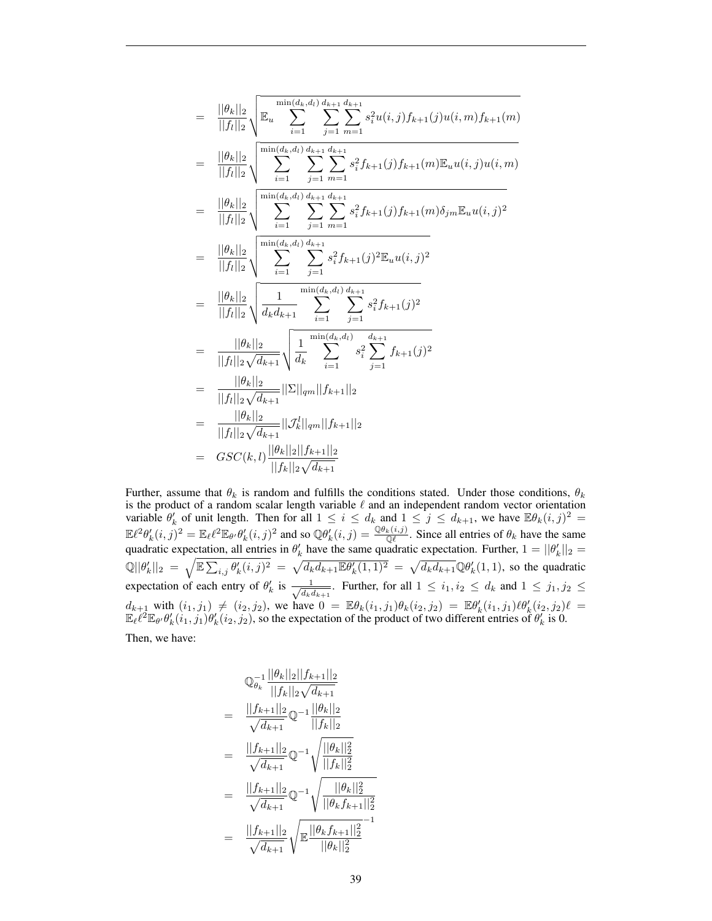$$
\begin{aligned}
&= \frac{||\theta_k||_2}{||f_l||_2}\sqrt{\mathbb{E}_u \sum_{i=1}^{\min(d_k,d_l)}\sum_{j=1}^{d_{k+1}}\sum_{m=1}^{d_{k+1}} s_i^2 u(i,j) f_{k+1}(j) u(i,m) f_{k+1}(m)} \\
&= \frac{||\theta_k||_2}{||f_l||_2}\sqrt{\sum_{i=1}^{\min(d_k,d_l)}\sum_{j=1}^{d_{k+1}}\sum_{m=1}^{d_{k+1}} s_i^2 f_{k+1}(j) f_{k+1}(m) \mathbb{E}_u u(i,j) u(i,m)} \\
&= \frac{||\theta_k||_2}{||f_l||_2}\sqrt{\sum_{i=1}^{\min(d_k,d_l)}\sum_{j=1}^{d_{k+1}}\sum_{m=1}^{d_{k+1}} s_i^2 f_{k+1}(j) f_{k+1}(m) \delta_{jm} \mathbb{E}_u u(i,j)^2} \\
&= \frac{||\theta_k||_2}{||f_l||_2}\sqrt{\sum_{i=1}^{\min(d_k,d_l)}\sum_{j=1}^{d_{k+1}} s_i^2 f_{k+1}(j)^2 \mathbb{E}_u u(i,j)^2} \\
&= \frac{||\theta_k||_2}{||f_l||_2}\sqrt{\frac{1}{d_k d_{k+1}}\sum_{i=1}^{\min(d_k,d_l)}\sum_{j=1}^{d_{k+1}} s_i^2 f_{k+1}(j)^2} \\
&= \frac{||\theta_k||_2}{||f_l||_2\sqrt{d_{k+1}}}\sqrt{\frac{1}{d_k}\sum_{i=1}^{\min(d_k,d_l)} s_i^2 \sum_{j=1}^{d_{k+1}} f_{k+1}(j)^2} \\
&= \frac{||\theta_k||_2}{||f_l||_2\sqrt{d_{k+1}}}||\Sigma||_{qm}||f_{k+1}||_2 \\
&= \frac{||\theta_k||_2}{||f_l||_2\sqrt{d_{k+1}}}||\mathcal{J}_k^l||_{qm}||f_{k+1}||_2 \\
&= GSC(k,l)\frac{||\theta_k||_2||f_{k+1}||_2}{||f_k||_2\sqrt{d_{k+1}}}
\end{aligned}
$$

Further, assume that $\theta_k$ is random and fulfills the conditions stated. Under those conditions, $\theta_k$ is the product of a random scalar length variable $\ell$ and an independent random vector orientation variable $\theta_k'$ of unit length. Then for all $1 \le i \le d_k$ and $1 \le j \le d_{k+1}$, we have $\mathbb{E}\theta_k(i,j)^2 = \mathbb{E}\ell^2\theta_k'(i,j)^2 = \mathbb{E}_\ell \ell^2 \mathbb{E}_{\theta'}\theta_k'(i,j)^2$ and so $\mathbb{Q}\theta_k'(i,j) = \frac{\mathbb{Q}\theta_k(i,j)}{\mathbb{Q}\ell}$. Since all entries of $\theta_k$ have the same quadratic expectation, all entries in $\theta_k'$ have the same quadratic expectation. Further, $1 = ||\theta_k'||_2 = \mathbb{Q}||\theta_k'||_2 = \sqrt{\mathbb{E}\sum_{i,j}\theta_k'(i,j)^2} = \sqrt{d_k d_{k+1}\mathbb{E}\theta_k'(1,1)^2} = \sqrt{d_k d_{k+1}}\mathbb{Q}\theta_k'(1,1)$, so the quadratic expectation of each entry of $\theta_k'$ is $\frac{1}{\sqrt{d_k d_{k+1}}}$. Further, for all $1 \le i_1, i_2 \le d_k$ and $1 \le j_1, j_2 \le d_{k+1}$ with $(i_1, j_1) \neq (i_2, j_2)$, we have $0 = \mathbb{E}\theta_k(i_1,j_1)\theta_k(i_2,j_2) = \mathbb{E}\theta_k'(i_1,j_1)\ell\theta_k'(i_2,j_2)\ell = \mathbb{E}_\ell \ell^2 \mathbb{E}_{\theta'}\theta_k'(i_1,j_1)\theta_k'(i_2,j_2)$, so the expectation of the product of two different entries of $\theta_k'$ is 0.

Then, we have:

$$
\begin{aligned}
&\mathbb{Q}_{\theta_k}^{-1}\frac{||\theta_k||_2||f_{k+1}||_2}{||f_k||_2\sqrt{d_{k+1}}} \\
&= \frac{||f_{k+1}||_2}{\sqrt{d_{k+1}}}\mathbb{Q}^{-1}\frac{||\theta_k||_2}{||f_k||_2} \\
&= \frac{||f_{k+1}||_2}{\sqrt{d_{k+1}}}\mathbb{Q}^{-1}\sqrt{\frac{||\theta_k||_2^2}{||f_k||_2^2}} \\
&= \frac{||f_{k+1}||_2}{\sqrt{d_{k+1}}}\mathbb{Q}^{-1}\sqrt{\frac{||\theta_k||_2^2}{||\theta_k f_{k+1}||_2^2}} \\
&= \frac{||f_{k+1}||_2}{\sqrt{d_{k+1}}}\sqrt{\mathbb{E}\frac{||\theta_k f_{k+1}||_2^2}{||\theta_k||_2^2}}^{-1}
\end{aligned}
$$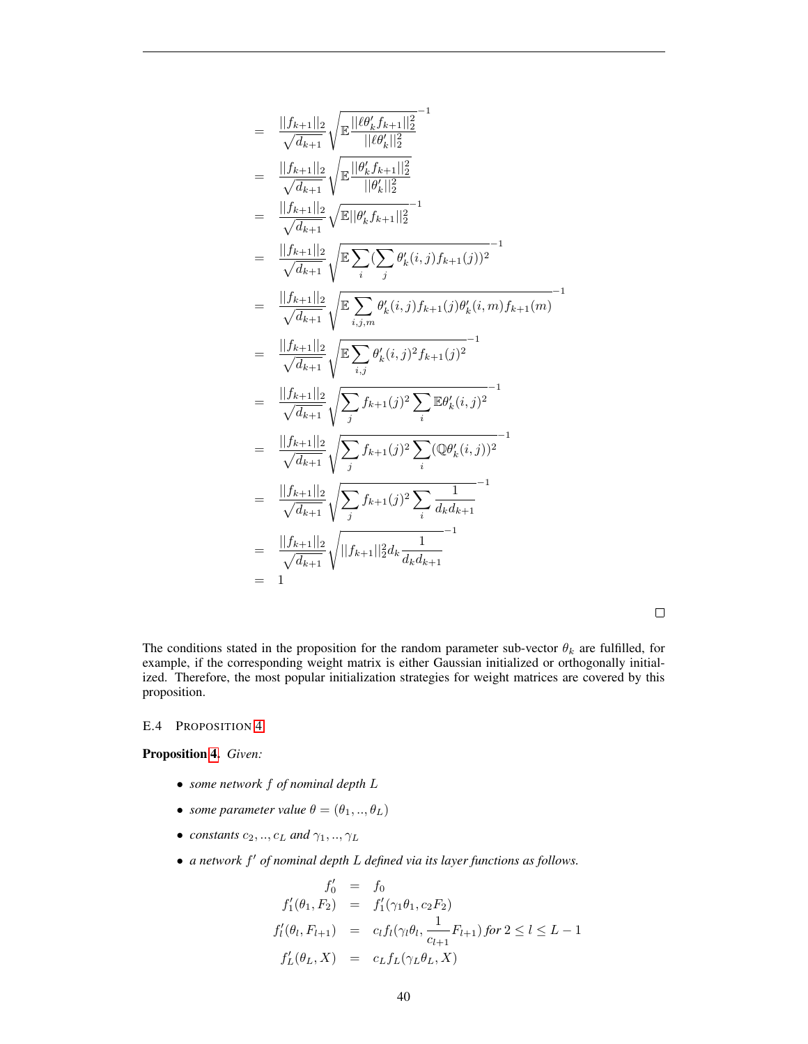$$
\begin{aligned}
&= \frac{||f_{k+1}||_2}{\sqrt{d_{k+1}}} \sqrt{\mathbb{E}\frac{||\ell\theta'_k f_{k+1}||_2^2}{||\ell\theta'_k||_2^2}}^{-1} \\
&= \frac{||f_{k+1}||_2}{\sqrt{d_{k+1}}} \sqrt{\mathbb{E}\frac{||\theta'_k f_{k+1}||_2^2}{||\theta'_k||_2^2}} \\
&= \frac{||f_{k+1}||_2}{\sqrt{d_{k+1}}} \sqrt{\mathbb{E}||\theta'_k f_{k+1}||_2^2}^{-1} \\
&= \frac{||f_{k+1}||_2}{\sqrt{d_{k+1}}} \sqrt{\mathbb{E}\sum_i (\sum_j \theta'_k(i,j) f_{k+1}(j))^2}^{-1} \\
&= \frac{||f_{k+1}||_2}{\sqrt{d_{k+1}}} \sqrt{\mathbb{E}\sum_{i,j,m} \theta'_k(i,j) f_{k+1}(j) \theta'_k(i,m) f_{k+1}(m)}^{-1} \\
&= \frac{||f_{k+1}||_2}{\sqrt{d_{k+1}}} \sqrt{\mathbb{E}\sum_{i,j} \theta'_k(i,j)^2 f_{k+1}(j)^2}^{-1} \\
&= \frac{||f_{k+1}||_2}{\sqrt{d_{k+1}}} \sqrt{\sum_j f_{k+1}(j)^2 \sum_i \mathbb{E}\theta'_k(i,j)^2}^{-1} \\
&= \frac{||f_{k+1}||_2}{\sqrt{d_{k+1}}} \sqrt{\sum_j f_{k+1}(j)^2 \sum_i (\mathbb{Q}\theta'_k(i,j))^2}^{-1} \\
&= \frac{||f_{k+1}||_2}{\sqrt{d_{k+1}}} \sqrt{\sum_j f_{k+1}(j)^2 \sum_i \frac{1}{d_k d_{k+1}}}^{-1} \\
&= \frac{||f_{k+1}||_2}{\sqrt{d_{k+1}}} \sqrt{||f_{k+1}||_2^2 d_k \frac{1}{d_k d_{k+1}}}^{-1} \\
&= 1
\end{aligned}
$$

□

The conditions stated in the proposition for the random parameter sub-vector $\theta_k$ are fulfilled, for example, if the corresponding weight matrix is either Gaussian initialized or orthogonally initialized. Therefore, the most popular initialization strategies for weight matrices are covered by this proposition.

### E.4 Proposition 4

**Proposition 4.** *Given:*

- *some network $f$ of nominal depth $L$*
- *some parameter value $\theta = (\theta_1, .., \theta_L)$*
- *constants $c_2, .., c_L$ and $\gamma_1, .., \gamma_L$*
- *a network $f'$ of nominal depth $L$ defined via its layer functions as follows.*

$$
\begin{aligned}
f'_0 &= f_0 \\
f'_1(\theta_1, F_2) &= f'_1(\gamma_1\theta_1, c_2 F_2) \\
f'_l(\theta_l, F_{l+1}) &= c_l f_l(\gamma_l\theta_l, \frac{1}{c_{l+1}} F_{l+1}) \text{ for } 2 \le l \le L-1 \\
f'_L(\theta_L, X) &= c_L f_L(\gamma_L\theta_L, X)
\end{aligned}
$$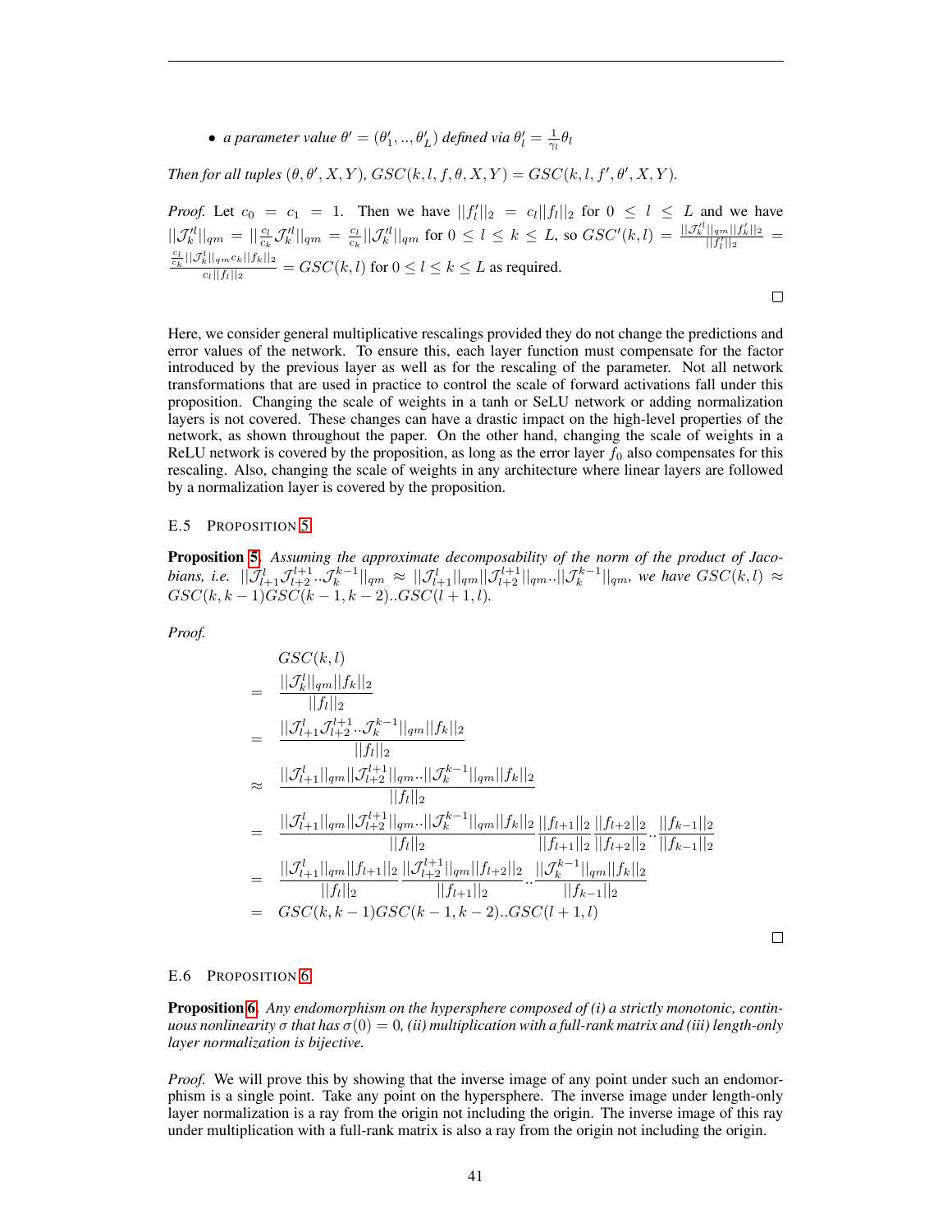- *a parameter value $\theta' = (\theta'_1, .., \theta'_L)$ defined via $\theta'_l = \frac{1}{\gamma_l}\theta_l$*

*Then for all tuples $(\theta, \theta', X, Y)$, $GSC(k, l, f, \theta, X, Y) = GSC(k, l, f', \theta', X, Y)$.*

*Proof.* Let $c_0 = c_1 = 1$. Then we have $||f'_l||_2 = c_l||f_l||_2$ for $0 \leq l \leq L$ and we have $||\mathcal{J}'^l_k||_{qm} = ||\frac{c_l}{c_k}\mathcal{J}'^l_k||_{qm} = \frac{c_l}{c_k}||\mathcal{J}'^l_k||_{qm}$ for $0 \leq l \leq k \leq L$, so $GSC'(k, l) = \frac{||\mathcal{J}'^l_k||_{qm}||f'_k||_2}{||f'_l||_2} = \frac{\frac{c_l}{c_k}||\mathcal{J}^l_k||_{qm}c_k||f_k||_2}{c_l||f_l||_2} = GSC(k, l)$ for $0 \leq l \leq k \leq L$ as required. □

Here, we consider general multiplicative rescalings provided they do not change the predictions and error values of the network. To ensure this, each layer function must compensate for the factor introduced by the previous layer as well as for the rescaling of the parameter. Not all network transformations that are used in practice to control the scale of forward activations fall under this proposition. Changing the scale of weights in a tanh or SeLU network or adding normalization layers is not covered. These changes can have a drastic impact on the high-level properties of the network, as shown throughout the paper. On the other hand, changing the scale of weights in a ReLU network is covered by the proposition, as long as the error layer $f_0$ also compensates for this rescaling. Also, changing the scale of weights in any architecture where linear layers are followed by a normalization layer is covered by the proposition.

### E.5 Proposition 5

**Proposition 5.** *Assuming the approximate decomposability of the norm of the product of Jacobians, i.e. $||\mathcal{J}^l_{l+1}\mathcal{J}^{l+1}_{l+2}..\mathcal{J}^{k-1}_k||_{qm} \approx ||\mathcal{J}^l_{l+1}||_{qm}||\mathcal{J}^{l+1}_{l+2}||_{qm}..||\mathcal{J}^{k-1}_k||_{qm}$, we have $GSC(k, l) \approx GSC(k, k-1)GSC(k-1, k-2)..GSC(l+1, l)$.*

*Proof.*

$$
\begin{aligned}
& GSC(k, l) \\
= \;& \frac{||\mathcal{J}^l_k||_{qm}||f_k||_2}{||f_l||_2} \\
= \;& \frac{||\mathcal{J}^l_{l+1}\mathcal{J}^{l+1}_{l+2}..\mathcal{J}^{k-1}_k||_{qm}||f_k||_2}{||f_l||_2} \\
\approx \;& \frac{||\mathcal{J}^l_{l+1}||_{qm}||\mathcal{J}^{l+1}_{l+2}||_{qm}..||\mathcal{J}^{k-1}_k||_{qm}||f_k||_2}{||f_l||_2} \\
= \;& \frac{||\mathcal{J}^l_{l+1}||_{qm}||\mathcal{J}^{l+1}_{l+2}||_{qm}..||\mathcal{J}^{k-1}_k||_{qm}||f_k||_2}{||f_l||_2}\frac{||f_{l+1}||_2}{||f_{l+1}||_2}\frac{||f_{l+2}||_2}{||f_{l+2}||_2}..\frac{||f_{k-1}||_2}{||f_{k-1}||_2} \\
= \;& \frac{||\mathcal{J}^l_{l+1}||_{qm}||f_{l+1}||_2}{||f_l||_2}\frac{||\mathcal{J}^{l+1}_{l+2}||_{qm}||f_{l+2}||_2}{||f_{l+1}||_2}..\frac{||\mathcal{J}^{k-1}_k||_{qm}||f_k||_2}{||f_{k-1}||_2} \\
= \;& GSC(k, k-1)GSC(k-1, k-2)..GSC(l+1, l)
\end{aligned}
$$

□

### E.6 Proposition 6

**Proposition 6.** *Any endomorphism on the hypersphere composed of (i) a strictly monotonic, continuous nonlinearity $\sigma$ that has $\sigma(0) = 0$, (ii) multiplication with a full-rank matrix and (iii) length-only layer normalization is bijective.*

*Proof.* We will prove this by showing that the inverse image of any point under such an endomorphism is a single point. Take any point on the hypersphere. The inverse image under length-only layer normalization is a ray from the origin not including the origin. The inverse image of this ray under multiplication with a full-rank matrix is also a ray from the origin not including the origin.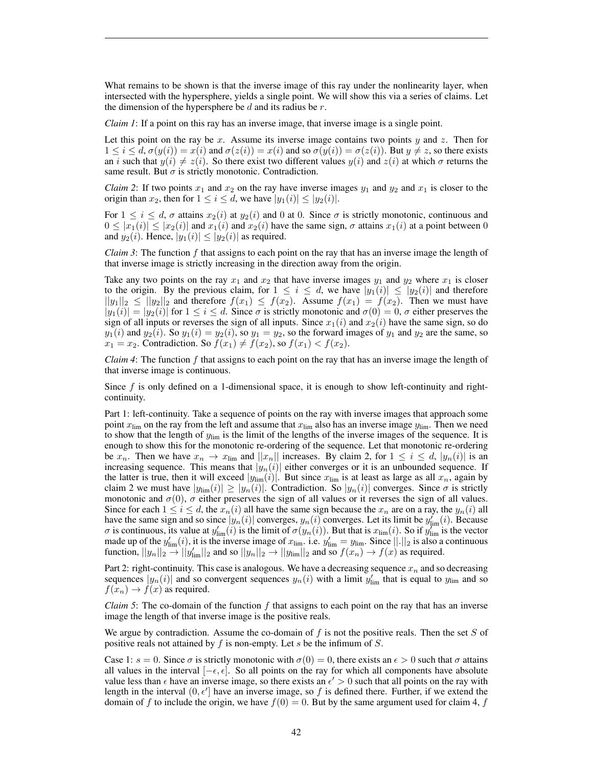What remains to be shown is that the inverse image of this ray under the nonlinearity layer, when intersected with the hypersphere, yields a single point. We will show this via a series of claims. Let the dimension of the hypersphere be $d$ and its radius be $r$.

*Claim 1*: If a point on this ray has an inverse image, that inverse image is a single point.

Let this point on the ray be $x$. Assume its inverse image contains two points $y$ and $z$. Then for $1 \leq i \leq d$, $\sigma(y(i)) = x(i)$ and $\sigma(z(i)) = x(i)$ and so $\sigma(y(i)) = \sigma(z(i))$. But $y \neq z$, so there exists an $i$ such that $y(i) \neq z(i)$. So there exist two different values $y(i)$ and $z(i)$ at which $\sigma$ returns the same result. But $\sigma$ is strictly monotonic. Contradiction.

*Claim 2*: If two points $x_1$ and $x_2$ on the ray have inverse images $y_1$ and $y_2$ and $x_1$ is closer to the origin than $x_2$, then for $1 \leq i \leq d$, we have $|y_1(i)| \leq |y_2(i)|$.

For $1 \leq i \leq d$, $\sigma$ attains $x_2(i)$ at $y_2(i)$ and 0 at 0. Since $\sigma$ is strictly monotonic, continuous and $0 \leq |x_1(i)| \leq |x_2(i)|$ and $x_1(i)$ and $x_2(i)$ have the same sign, $\sigma$ attains $x_1(i)$ at a point between 0 and $y_2(i)$. Hence, $|y_1(i)| \leq |y_2(i)|$ as required.

*Claim 3*: The function $f$ that assigns to each point on the ray that has an inverse image the length of that inverse image is strictly increasing in the direction away from the origin.

Take any two points on the ray $x_1$ and $x_2$ that have inverse images $y_1$ and $y_2$ where $x_1$ is closer to the origin. By the previous claim, for $1 \leq i \leq d$, we have $|y_1(i)| \leq |y_2(i)|$ and therefore $||y_1||_2 \leq ||y_2||_2$ and therefore $f(x_1) \leq f(x_2)$. Assume $f(x_1) = f(x_2)$. Then we must have $|y_1(i)| = |y_2(i)|$ for $1 \leq i \leq d$. Since $\sigma$ is strictly monotonic and $\sigma(0) = 0$, $\sigma$ either preserves the sign of all inputs or reverses the sign of all inputs. Since $x_1(i)$ and $x_2(i)$ have the same sign, so do $y_1(i)$ and $y_2(i)$. So $y_1(i) = y_2(i)$, so $y_1 = y_2$, so the forward images of $y_1$ and $y_2$ are the same, so $x_1 = x_2$. Contradiction. So $f(x_1) \neq f(x_2)$, so $f(x_1) < f(x_2)$.

*Claim 4*: The function $f$ that assigns to each point on the ray that has an inverse image the length of that inverse image is continuous.

Since $f$ is only defined on a 1-dimensional space, it is enough to show left-continuity and right-continuity.

Part 1: left-continuity. Take a sequence of points on the ray with inverse images that approach some point $x_{\text{lim}}$ on the ray from the left and assume that $x_{\text{lim}}$ also has an inverse image $y_{\text{lim}}$. Then we need to show that the length of $y_{\text{lim}}$ is the limit of the lengths of the inverse images of the sequence. It is enough to show this for the monotonic re-ordering of the sequence. Let that monotonic re-ordering be $x_n$. Then we have $x_n \rightarrow x_{\text{lim}}$ and $||x_n||$ increases. By claim 2, for $1 \leq i \leq d$, $|y_n(i)|$ is an increasing sequence. This means that $|y_n(i)|$ either converges or it is an unbounded sequence. If the latter is true, then it will exceed $|y_{\text{lim}}(i)|$. But since $x_{\text{lim}}$ is at least as large as all $x_n$, again by claim 2 we must have $|y_{\text{lim}}(i)| \geq |y_n(i)|$. Contradiction. So $|y_n(i)|$ converges. Since $\sigma$ is strictly monotonic and $\sigma(0)$, $\sigma$ either preserves the sign of all values or it reverses the sign of all values. Since for each $1 \leq i \leq d$, the $x_n(i)$ all have the same sign because the $x_n$ are on a ray, the $y_n(i)$ all have the same sign and so since $|y_n(i)|$ converges, $y_n(i)$ converges. Let its limit be $y'_{\text{lim}}(i)$. Because $\sigma$ is continuous, its value at $y'_{\text{lim}}(i)$ is the limit of $\sigma(y_n(i))$. But that is $x_{\text{lim}}(i)$. So if $y'_{\text{lim}}$ is the vector made up of the $y'_{\text{lim}}(i)$, it is the inverse image of $x_{\text{lim}}$. i.e. $y'_{\text{lim}} = y_{\text{lim}}$. Since $||.||_2$ is also a continuous function, $||y_n||_2 \rightarrow ||y'_{\text{lim}}||_2$ and so $||y_n||_2 \rightarrow ||y_{\text{lim}}||_2$ and so $f(x_n) \rightarrow f(x)$ as required.

Part 2: right-continuity. This case is analogous. We have a decreasing sequence $x_n$ and so decreasing sequences $|y_n(i)|$ and so convergent sequences $y_n(i)$ with a limit $y'_{\text{lim}}$ that is equal to $y_{\text{lim}}$ and so $f(x_n) \rightarrow f(x)$ as required.

*Claim 5*: The co-domain of the function $f$ that assigns to each point on the ray that has an inverse image the length of that inverse image is the positive reals.

We argue by contradiction. Assume the co-domain of $f$ is not the positive reals. Then the set $S$ of positive reals not attained by $f$ is non-empty. Let $s$ be the infimum of $S$.

Case 1: $s = 0$. Since $\sigma$ is strictly monotonic with $\sigma(0) = 0$, there exists an $\epsilon > 0$ such that $\sigma$ attains all values in the interval $[-\epsilon, \epsilon]$. So all points on the ray for which all components have absolute value less than $\epsilon$ have an inverse image, so there exists an $\epsilon' > 0$ such that all points on the ray with length in the interval $(0, \epsilon']$ have an inverse image, so $f$ is defined there. Further, if we extend the domain of $f$ to include the origin, we have $f(0) = 0$. But by the same argument used for claim 4, $f$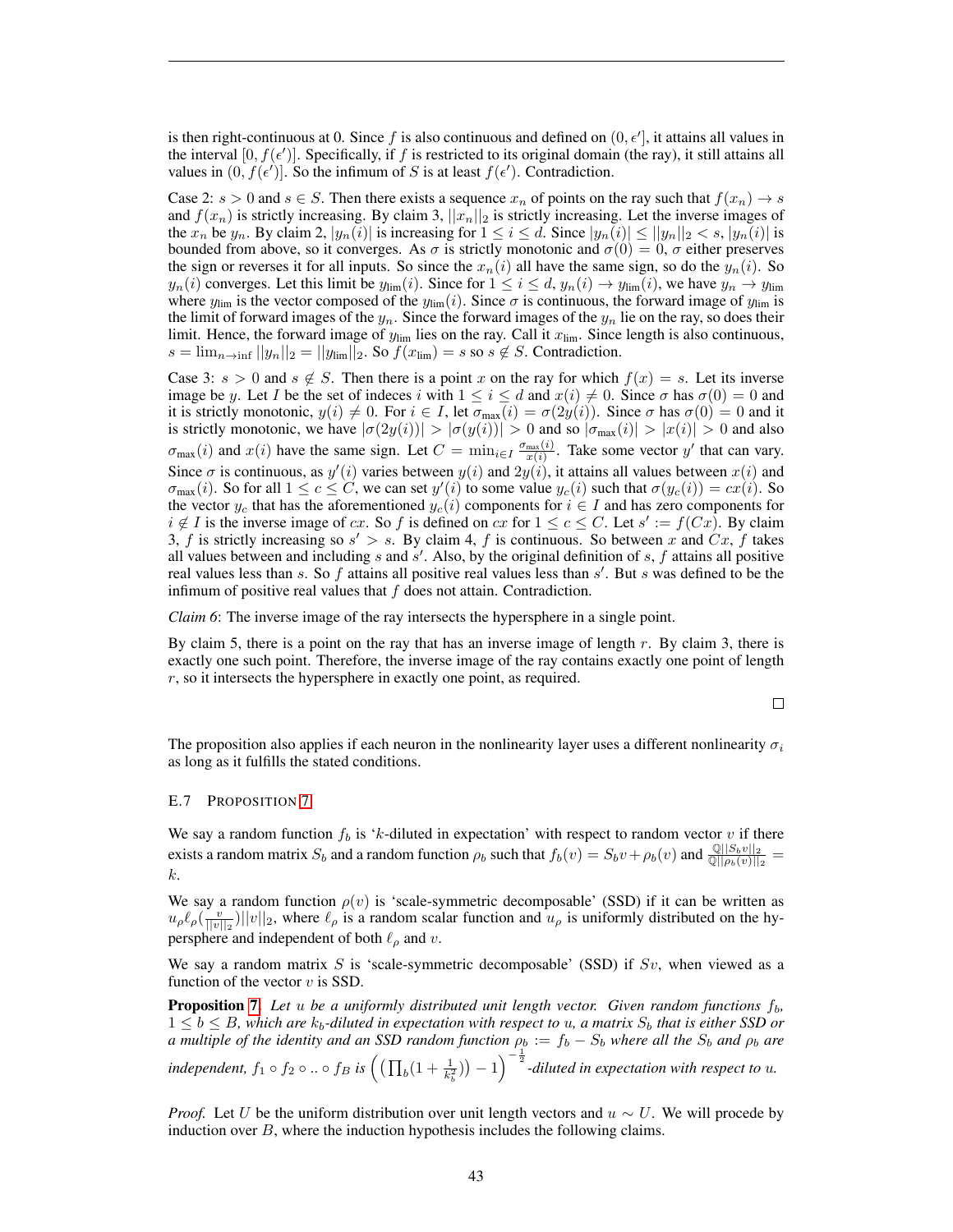is then right-continuous at 0. Since $f$ is also continuous and defined on $(0, \epsilon']$, it attains all values in the interval $[0, f(\epsilon')]$. Specifically, if $f$ is restricted to its original domain (the ray), it still attains all values in $(0, f(\epsilon')]$. So the infimum of $S$ is at least $f(\epsilon')$. Contradiction.

Case 2: $s > 0$ and $s \in S$. Then there exists a sequence $x_n$ of points on the ray such that $f(x_n) \to s$ and $f(x_n)$ is strictly increasing. By claim 3, $||x_n||_2$ is strictly increasing. Let the inverse images of the $x_n$ be $y_n$. By claim 2, $|y_n(i)|$ is increasing for $1 \leq i \leq d$. Since $|y_n(i)| \leq ||y_n||_2 < s$, $|y_n(i)|$ is bounded from above, so it converges. As $\sigma$ is strictly monotonic and $\sigma(0) = 0$, $\sigma$ either preserves the sign or reverses it for all inputs. So since the $x_n(i)$ all have the same sign, so do the $y_n(i)$. So $y_n(i)$ converges. Let this limit be $y_{\text{lim}}(i)$. Since for $1 \leq i \leq d$, $y_n(i) \to y_{\text{lim}}(i)$, we have $y_n \to y_{\text{lim}}$ where $y_{\text{lim}}$ is the vector composed of the $y_{\text{lim}}(i)$. Since $\sigma$ is continuous, the forward image of $y_{\text{lim}}$ is the limit of forward images of the $y_n$. Since the forward images of the $y_n$ lie on the ray, so does their limit. Hence, the forward image of $y_{\text{lim}}$ lies on the ray. Call it $x_{\text{lim}}$. Since length is also continuous, $s = \lim_{n \to \inf} ||y_n||_2 = ||y_{\text{lim}}||_2$. So $f(x_{\text{lim}}) = s$ so $s \notin S$. Contradiction.

Case 3: $s > 0$ and $s \notin S$. Then there is a point $x$ on the ray for which $f(x) = s$. Let its inverse image be $y$. Let $I$ be the set of indeces $i$ with $1 \leq i \leq d$ and $x(i) \neq 0$. Since $\sigma$ has $\sigma(0) = 0$ and it is strictly monotonic, $y(i) \neq 0$. For $i \in I$, let $\sigma_{\text{max}}(i) = \sigma(2y(i))$. Since $\sigma$ has $\sigma(0) = 0$ and it is strictly monotonic, we have $|\sigma(2y(i))| > |\sigma(y(i))| > 0$ and so $|\sigma_{\text{max}}(i)| > |x(i)| > 0$ and also $\sigma_{\text{max}}(i)$ and $x(i)$ have the same sign. Let $C = \min_{i \in I} \frac{\sigma_{\text{max}}(i)}{x(i)}$. Take some vector $y'$ that can vary. Since $\sigma$ is continuous, as $y'(i)$ varies between $y(i)$ and $2y(i)$, it attains all values between $x(i)$ and $\sigma_{\text{max}}(i)$. So for all $1 \leq c \leq C$, we can set $y'(i)$ to some value $y_c(i)$ such that $\sigma(y_c(i)) = cx(i)$. So the vector $y_c$ that has the aforementioned $y_c(i)$ components for $i \in I$ and has zero components for $i \notin I$ is the inverse image of $cx$. So $f$ is defined on $cx$ for $1 \leq c \leq C$. Let $s' := f(Cx)$. By claim 3, $f$ is strictly increasing so $s' > s$. By claim 4, $f$ is continuous. So between $x$ and $Cx$, $f$ takes all values between and including $s$ and $s'$. Also, by the original definition of $s$, $f$ attains all positive real values less than $s$. So $f$ attains all positive real values less than $s'$. But $s$ was defined to be the infimum of positive real values that $f$ does not attain. Contradiction.

*Claim 6*: The inverse image of the ray intersects the hypersphere in a single point.

By claim 5, there is a point on the ray that has an inverse image of length $r$. By claim 3, there is exactly one such point. Therefore, the inverse image of the ray contains exactly one point of length $r$, so it intersects the hypersphere in exactly one point, as required.

□

The proposition also applies if each neuron in the nonlinearity layer uses a different nonlinearity $\sigma_i$ as long as it fulfills the stated conditions.

### E.7 Proposition 7

We say a random function $f_b$ is '$k$-diluted in expectation' with respect to random vector $v$ if there exists a random matrix $S_b$ and a random function $\rho_b$ such that $f_b(v) = S_b v + \rho_b(v)$ and $\frac{\mathbb{Q}||S_b v||_2}{\mathbb{Q}||\rho_b(v)||_2} = k$.

We say a random function $\rho(v)$ is 'scale-symmetric decomposable' (SSD) if it can be written as $u_\rho \ell_\rho(\frac{v}{||v||_2})||v||_2$, where $\ell_\rho$ is a random scalar function and $u_\rho$ is uniformly distributed on the hypersphere and independent of both $\ell_\rho$ and $v$.

We say a random matrix $S$ is 'scale-symmetric decomposable' (SSD) if $Sv$, when viewed as a function of the vector $v$ is SSD.

**Proposition 7.** *Let $u$ be a uniformly distributed unit length vector. Given random functions $f_b$, $1 \leq b \leq B$, which are $k_b$-diluted in expectation with respect to $u$, a matrix $S_b$ that is either SSD or a multiple of the identity and an SSD random function $\rho_b := f_b - S_b$ where all the $S_b$ and $\rho_b$ are independent, $f_1 \circ f_2 \circ .. \circ f_B$ is $\Big(\big(\prod_b(1 + \frac{1}{k_b^2})\big) - 1\Big)^{-\frac{1}{2}}$-diluted in expectation with respect to $u$.*

*Proof.* Let $U$ be the uniform distribution over unit length vectors and $u \sim U$. We will procede by induction over $B$, where the induction hypothesis includes the following claims.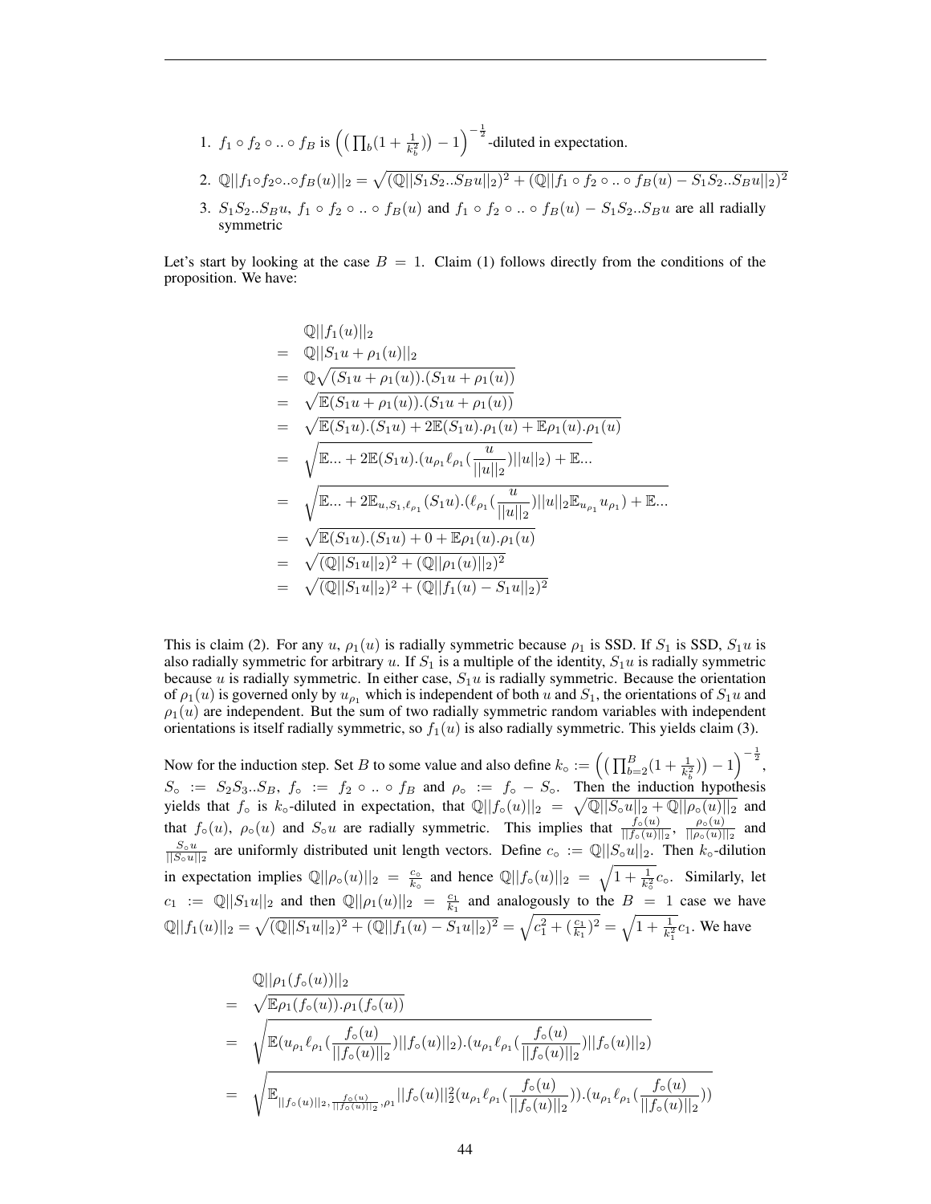1. $f_1 \circ f_2 \circ .. \circ f_B$ is $\Big(\big(\prod_b(1+\frac{1}{k_b^2})\big)-1\Big)^{-\frac{1}{2}}$-diluted in expectation.
2. $\mathbb{Q}||f_1 \circ f_2 \circ .. \circ f_B(u)||_2 = \sqrt{(\mathbb{Q}||S_1S_2..S_Bu||_2)^2 + (\mathbb{Q}||f_1 \circ f_2 \circ .. \circ f_B(u) - S_1S_2..S_Bu||_2)^2}$
3. $S_1S_2..S_Bu$, $f_1 \circ f_2 \circ .. \circ f_B(u)$ and $f_1 \circ f_2 \circ .. \circ f_B(u) - S_1S_2..S_Bu$ are all radially symmetric

Let's start by looking at the case $B = 1$. Claim (1) follows directly from the conditions of the proposition. We have:

$$
\begin{aligned}
& \mathbb{Q}||f_1(u)||_2 \\
= \ & \mathbb{Q}||S_1u + \rho_1(u)||_2 \\
= \ & \mathbb{Q}\sqrt{(S_1u + \rho_1(u)).(S_1u + \rho_1(u))} \\
= \ & \sqrt{\mathbb{E}(S_1u + \rho_1(u)).(S_1u + \rho_1(u))} \\
= \ & \sqrt{\mathbb{E}(S_1u).(S_1u) + 2\mathbb{E}(S_1u).\rho_1(u) + \mathbb{E}\rho_1(u).\rho_1(u)} \\
= \ & \sqrt{\mathbb{E}... + 2\mathbb{E}(S_1u).(u_{\rho_1}\ell_{\rho_1}(\frac{u}{||u||_2})||u||_2) + \mathbb{E}...} \\
= \ & \sqrt{\mathbb{E}... + 2\mathbb{E}_{u,S_1,\ell_{\rho_1}}(S_1u).(\ell_{\rho_1}(\frac{u}{||u||_2})||u||_2\mathbb{E}_{u_{\rho_1}}u_{\rho_1}) + \mathbb{E}...} \\
= \ & \sqrt{\mathbb{E}(S_1u).(S_1u) + 0 + \mathbb{E}\rho_1(u).\rho_1(u)} \\
= \ & \sqrt{(\mathbb{Q}||S_1u||_2)^2 + (\mathbb{Q}||\rho_1(u)||_2)^2} \\
= \ & \sqrt{(\mathbb{Q}||S_1u||_2)^2 + (\mathbb{Q}||f_1(u) - S_1u||_2)^2}
\end{aligned}
$$

This is claim (2). For any $u$, $\rho_1(u)$ is radially symmetric because $\rho_1$ is SSD. If $S_1$ is SSD, $S_1u$ is also radially symmetric for arbitrary $u$. If $S_1$ is a multiple of the identity, $S_1u$ is radially symmetric because $u$ is radially symmetric. In either case, $S_1u$ is radially symmetric. Because the orientation of $\rho_1(u)$ is governed only by $u_{\rho_1}$ which is independent of both $u$ and $S_1$, the orientations of $S_1u$ and $\rho_1(u)$ are independent. But the sum of two radially symmetric random variables with independent orientations is itself radially symmetric, so $f_1(u)$ is also radially symmetric. This yields claim (3).

Now for the induction step. Set $B$ to some value and also define $k_\circ := \Big(\big(\prod_{b=2}^B(1+\frac{1}{k_b^2})\big)-1\Big)^{-\frac{1}{2}}$, $S_\circ := S_2S_3..S_B$, $f_\circ := f_2 \circ .. \circ f_B$ and $\rho_\circ := f_\circ - S_\circ$. Then the induction hypothesis yields that $f_\circ$ is $k_\circ$-diluted in expectation, that $\mathbb{Q}||f_\circ(u)||_2 = \sqrt{\mathbb{Q}||S_\circ u||_2 + \mathbb{Q}||\rho_\circ(u)||_2}$ and that $f_\circ(u)$, $\rho_\circ(u)$ and $S_\circ u$ are radially symmetric. This implies that $\frac{f_\circ(u)}{||f_\circ(u)||_2}$, $\frac{\rho_\circ(u)}{||\rho_\circ(u)||_2}$ and $\frac{S_\circ u}{||S_\circ u||_2}$ are uniformly distributed unit length vectors. Define $c_\circ := \mathbb{Q}||S_\circ u||_2$. Then $k_\circ$-dilution in expectation implies $\mathbb{Q}||\rho_\circ(u)||_2 = \frac{c_\circ}{k_\circ}$ and hence $\mathbb{Q}||f_\circ(u)||_2 = \sqrt{1+\frac{1}{k_\circ^2}}c_\circ$. Similarly, let $c_1 := \mathbb{Q}||S_1u||_2$ and then $\mathbb{Q}||\rho_1(u)||_2 = \frac{c_1}{k_1}$ and analogously to the $B = 1$ case we have $\mathbb{Q}||f_1(u)||_2 = \sqrt{(\mathbb{Q}||S_1u||_2)^2 + (\mathbb{Q}||f_1(u) - S_1u||_2)^2} = \sqrt{c_1^2 + (\frac{c_1}{k_1})^2} = \sqrt{1+\frac{1}{k_1^2}}c_1$. We have

$$
\begin{aligned}
& \mathbb{Q}||\rho_1(f_\circ(u))||_2 \\
= \ & \sqrt{\mathbb{E}\rho_1(f_\circ(u)).\rho_1(f_\circ(u))} \\
= \ & \sqrt{\mathbb{E}(u_{\rho_1}\ell_{\rho_1}(\frac{f_\circ(u)}{||f_\circ(u)||_2})||f_\circ(u)||_2).(u_{\rho_1}\ell_{\rho_1}(\frac{f_\circ(u)}{||f_\circ(u)||_2})||f_\circ(u)||_2)} \\
= \ & \sqrt{\mathbb{E}_{||f_\circ(u)||_2, \frac{f_\circ(u)}{||f_\circ(u)||_2}, \rho_1}||f_\circ(u)||_2^2(u_{\rho_1}\ell_{\rho_1}(\frac{f_\circ(u)}{||f_\circ(u)||_2})).(u_{\rho_1}\ell_{\rho_1}(\frac{f_\circ(u)}{||f_\circ(u)||_2}))}
\end{aligned}
$$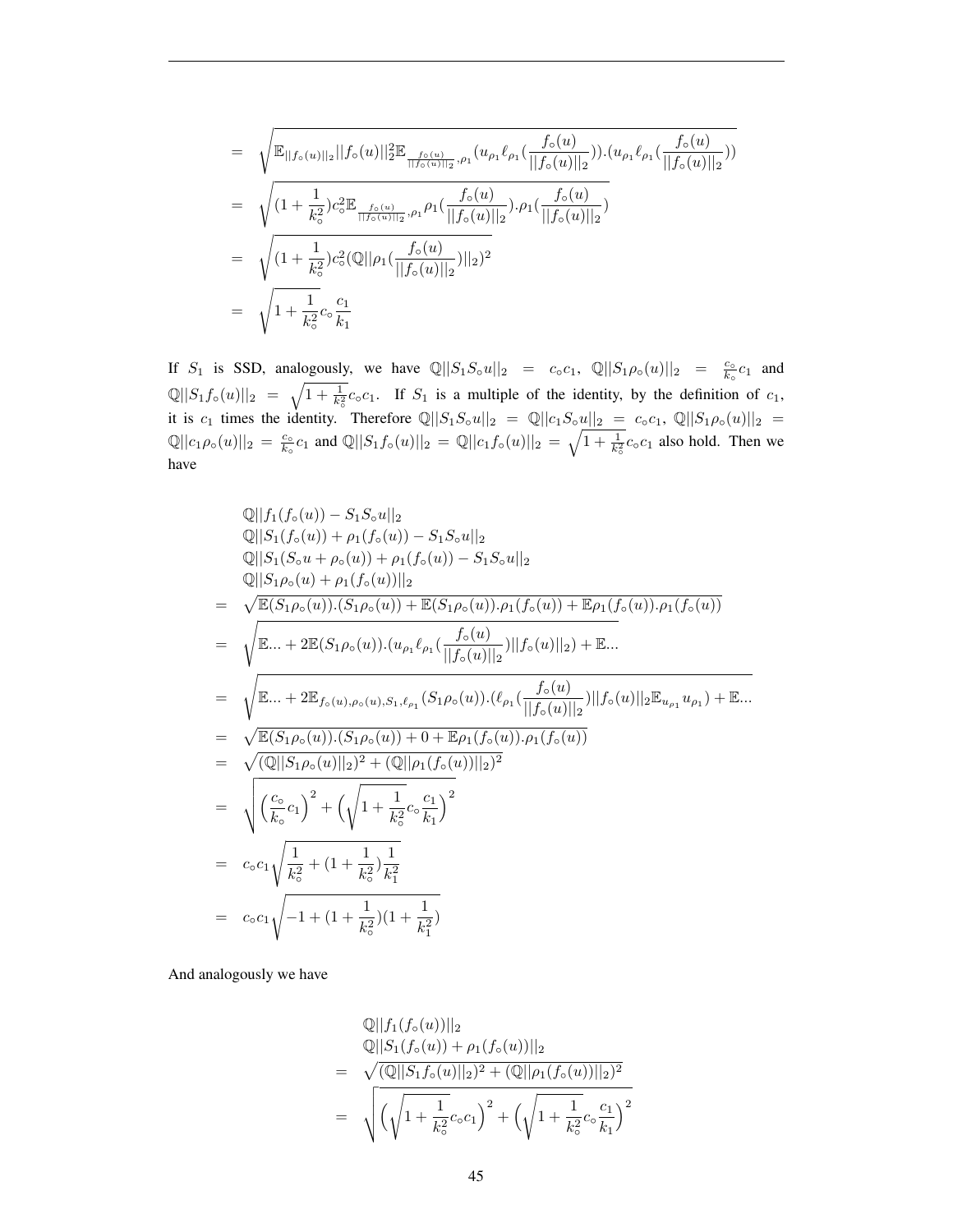$$
\begin{aligned}
&= \sqrt{\mathbb{E}_{||f_\circ(u)||_2}||f_\circ(u)||_2^2\mathbb{E}_{\frac{f_\circ(u)}{||f_\circ(u)||_2},\rho_1}(u_{\rho_1}\ell_{\rho_1}(\frac{f_\circ(u)}{||f_\circ(u)||_2})).(u_{\rho_1}\ell_{\rho_1}(\frac{f_\circ(u)}{||f_\circ(u)||_2}))} \\
&= \sqrt{(1+\frac{1}{k_\circ^2})c_\circ^2\mathbb{E}_{\frac{f_\circ(u)}{||f_\circ(u)||_2},\rho_1}\rho_1(\frac{f_\circ(u)}{||f_\circ(u)||_2}).\rho_1(\frac{f_\circ(u)}{||f_\circ(u)||_2})} \\
&= \sqrt{(1+\frac{1}{k_\circ^2})c_\circ^2(\mathbb{Q}||\rho_1(\frac{f_\circ(u)}{||f_\circ(u)||_2})||_2)^2} \\
&= \sqrt{1+\frac{1}{k_\circ^2}}c_\circ\frac{c_1}{k_1}
\end{aligned}
$$

If $S_1$ is SSD, analogously, we have $\mathbb{Q}||S_1S_\circ u||_2 = c_\circ c_1$, $\mathbb{Q}||S_1\rho_\circ(u)||_2 = \frac{c_\circ}{k_\circ}c_1$ and $\mathbb{Q}||S_1f_\circ(u)||_2 = \sqrt{1+\frac{1}{k_\circ^2}}c_\circ c_1$. If $S_1$ is a multiple of the identity, by the definition of $c_1$, it is $c_1$ times the identity. Therefore $\mathbb{Q}||S_1S_\circ u||_2 = \mathbb{Q}||c_1S_\circ u||_2 = c_\circ c_1$, $\mathbb{Q}||S_1\rho_\circ(u)||_2 = \mathbb{Q}||c_1\rho_\circ(u)||_2 = \frac{c_\circ}{k_\circ}c_1$ and $\mathbb{Q}||S_1f_\circ(u)||_2 = \mathbb{Q}||c_1f_\circ(u)||_2 = \sqrt{1+\frac{1}{k_\circ^2}}c_\circ c_1$ also hold. Then we have

$$
\begin{aligned}
& \mathbb{Q}||f_1(f_\circ(u)) - S_1S_\circ u||_2 \\
& \mathbb{Q}||S_1(f_\circ(u)) + \rho_1(f_\circ(u)) - S_1S_\circ u||_2 \\
& \mathbb{Q}||S_1(S_\circ u + \rho_\circ(u)) + \rho_1(f_\circ(u)) - S_1S_\circ u||_2 \\
& \mathbb{Q}||S_1\rho_\circ(u) + \rho_1(f_\circ(u))||_2 \\
= & \sqrt{\mathbb{E}(S_1\rho_\circ(u)).(S_1\rho_\circ(u)) + \mathbb{E}(S_1\rho_\circ(u)).\rho_1(f_\circ(u)) + \mathbb{E}\rho_1(f_\circ(u)).\rho_1(f_\circ(u))} \\
= & \sqrt{\mathbb{E}... + 2\mathbb{E}(S_1\rho_\circ(u)).(u_{\rho_1}\ell_{\rho_1}(\frac{f_\circ(u)}{||f_\circ(u)||_2})||f_\circ(u)||_2) + \mathbb{E}...} \\
= & \sqrt{\mathbb{E}... + 2\mathbb{E}_{f_\circ(u),\rho_\circ(u),S_1,\ell_{\rho_1}}(S_1\rho_\circ(u)).(\ell_{\rho_1}(\frac{f_\circ(u)}{||f_\circ(u)||_2})||f_\circ(u)||_2\mathbb{E}_{u_{\rho_1}}u_{\rho_1}) + \mathbb{E}...} \\
= & \sqrt{\mathbb{E}(S_1\rho_\circ(u)).(S_1\rho_\circ(u)) + 0 + \mathbb{E}\rho_1(f_\circ(u)).\rho_1(f_\circ(u))} \\
= & \sqrt{(\mathbb{Q}||S_1\rho_\circ(u)||_2)^2 + (\mathbb{Q}||\rho_1(f_\circ(u))||_2)^2} \\
= & \sqrt{\Big(\frac{c_\circ}{k_\circ}c_1\Big)^2 + \Big(\sqrt{1+\frac{1}{k_\circ^2}}c_\circ\frac{c_1}{k_1}\Big)^2} \\
= & c_\circ c_1\sqrt{\frac{1}{k_\circ^2} + (1+\frac{1}{k_\circ^2})\frac{1}{k_1^2}} \\
= & c_\circ c_1\sqrt{-1 + (1+\frac{1}{k_\circ^2})(1+\frac{1}{k_1^2})}
\end{aligned}
$$

And analogously we have

$$
\begin{aligned}
& \mathbb{Q}||f_1(f_\circ(u))||_2 \\
& \mathbb{Q}||S_1(f_\circ(u)) + \rho_1(f_\circ(u))||_2 \\
= & \sqrt{(\mathbb{Q}||S_1f_\circ(u)||_2)^2 + (\mathbb{Q}||\rho_1(f_\circ(u))||_2)^2} \\
= & \sqrt{\Big(\sqrt{1+\frac{1}{k_\circ^2}}c_\circ c_1\Big)^2 + \Big(\sqrt{1+\frac{1}{k_\circ^2}}c_\circ\frac{c_1}{k_1}\Big)^2}
\end{aligned}
$$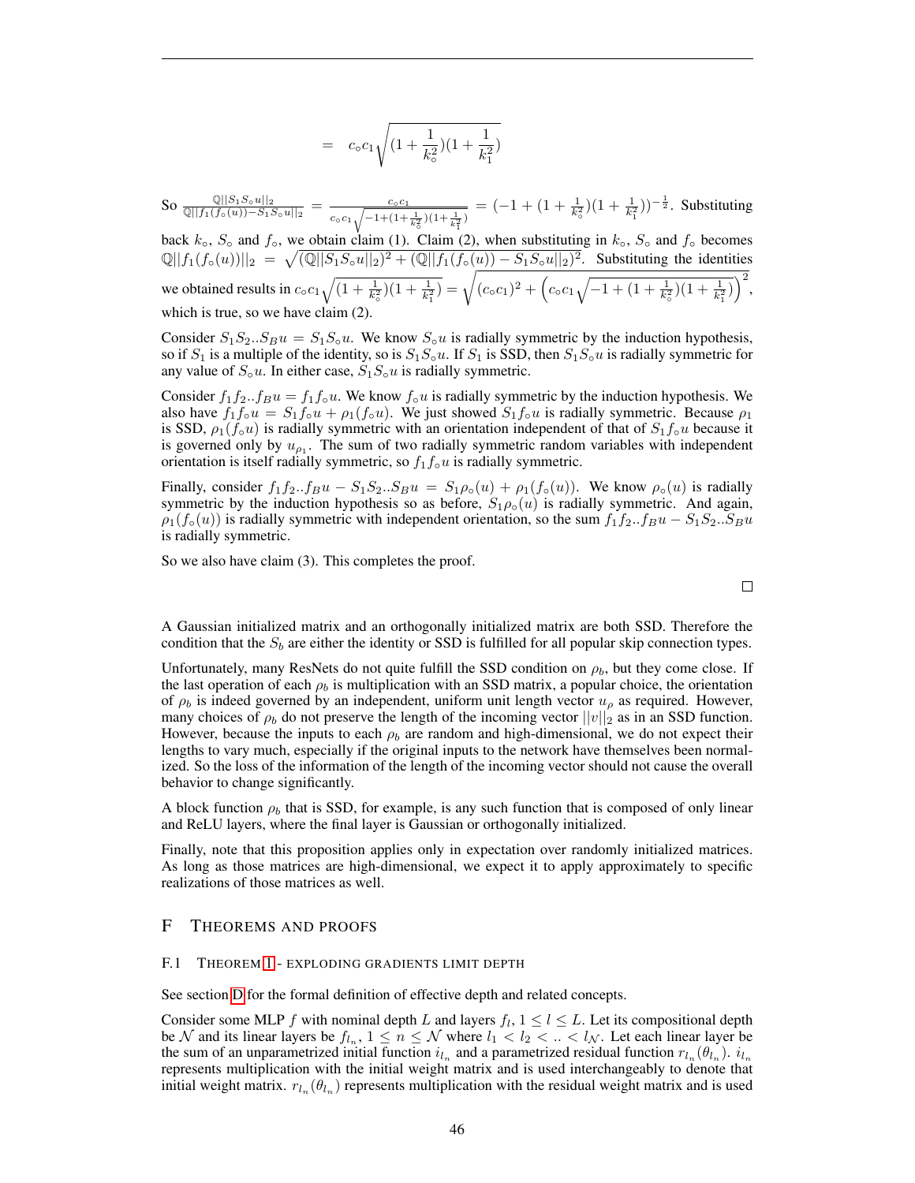$$= \quad c_\circ c_1 \sqrt{(1 + \frac{1}{k_\circ^2})(1 + \frac{1}{k_1^2})}$$

So $\frac{\mathbb{Q}||S_1 S_\circ u||_2}{\mathbb{Q}||f_1(f_\circ(u)) - S_1 S_\circ u||_2} = \frac{c_\circ c_1}{c_\circ c_1 \sqrt{-1+(1+\frac{1}{k_\circ^2})(1+\frac{1}{k_1^2})}} = (-1 + (1 + \frac{1}{k_\circ^2})(1 + \frac{1}{k_1^2}))^{-\frac{1}{2}}$. Substituting back $k_\circ$, $S_\circ$ and $f_\circ$, we obtain claim (1). Claim (2), when substituting in $k_\circ$, $S_\circ$ and $f_\circ$ becomes $\mathbb{Q}||f_1(f_\circ(u))||_2 = \sqrt{(\mathbb{Q}||S_1 S_\circ u||_2)^2 + (\mathbb{Q}||f_1(f_\circ(u)) - S_1 S_\circ u||_2)^2}$. Substituting the identities we obtained results in $c_\circ c_1 \sqrt{(1 + \frac{1}{k_\circ^2})(1 + \frac{1}{k_1^2})} = \sqrt{(c_\circ c_1)^2 + \left(c_\circ c_1 \sqrt{-1 + (1 + \frac{1}{k_\circ^2})(1 + \frac{1}{k_1^2})}\right)^2}$, which is true, so we have claim (2).

Consider $S_1 S_2..S_B u = S_1 S_\circ u$. We know $S_\circ u$ is radially symmetric by the induction hypothesis, so if $S_1$ is a multiple of the identity, so is $S_1 S_\circ u$. If $S_1$ is SSD, then $S_1 S_\circ u$ is radially symmetric for any value of $S_\circ u$. In either case, $S_1 S_\circ u$ is radially symmetric.

Consider $f_1 f_2..f_B u = f_1 f_\circ u$. We know $f_\circ u$ is radially symmetric by the induction hypothesis. We also have $f_1 f_\circ u = S_1 f_\circ u + \rho_1(f_\circ u)$. We just showed $S_1 f_\circ u$ is radially symmetric. Because $\rho_1$ is SSD, $\rho_1(f_\circ u)$ is radially symmetric with an orientation independent of that of $S_1 f_\circ u$ because it is governed only by $u_{\rho_1}$. The sum of two radially symmetric random variables with independent orientation is itself radially symmetric, so $f_1 f_\circ u$ is radially symmetric.

Finally, consider $f_1 f_2..f_B u - S_1 S_2..S_B u = S_1 \rho_\circ(u) + \rho_1(f_\circ(u))$. We know $\rho_\circ(u)$ is radially symmetric by the induction hypothesis so as before, $S_1 \rho_\circ(u)$ is radially symmetric. And again, $\rho_1(f_\circ(u))$ is radially symmetric with independent orientation, so the sum $f_1 f_2..f_B u - S_1 S_2..S_B u$ is radially symmetric.

So we also have claim (3). This completes the proof.

□

A Gaussian initialized matrix and an orthogonally initialized matrix are both SSD. Therefore the condition that the $S_b$ are either the identity or SSD is fulfilled for all popular skip connection types.

Unfortunately, many ResNets do not quite fulfill the SSD condition on $\rho_b$, but they come close. If the last operation of each $\rho_b$ is multiplication with an SSD matrix, a popular choice, the orientation of $\rho_b$ is indeed governed by an independent, uniform unit length vector $u_\rho$ as required. However, many choices of $\rho_b$ do not preserve the length of the incoming vector $||v||_2$ as in an SSD function. However, because the inputs to each $\rho_b$ are random and high-dimensional, we do not expect their lengths to vary much, especially if the original inputs to the network have themselves been normalized. So the loss of the information of the length of the incoming vector should not cause the overall behavior to change significantly.

A block function $\rho_b$ that is SSD, for example, is any such function that is composed of only linear and ReLU layers, where the final layer is Gaussian or orthogonally initialized.

Finally, note that this proposition applies only in expectation over randomly initialized matrices. As long as those matrices are high-dimensional, we expect it to apply approximately to specific realizations of those matrices as well.

## F Theorems and proofs

### F.1 Theorem 1 - exploding gradients limit depth

See section D for the formal definition of effective depth and related concepts.

Consider some MLP $f$ with nominal depth $L$ and layers $f_l$, $1 \leq l \leq L$. Let its compositional depth be $\mathcal{N}$ and its linear layers be $f_{l_n}$, $1 \leq n \leq \mathcal{N}$ where $l_1 < l_2 < .. < l_\mathcal{N}$. Let each linear layer be the sum of an unparametrized initial function $i_{l_n}$ and a parametrized residual function $r_{l_n}(\theta_{l_n})$. $i_{l_n}$ represents multiplication with the initial weight matrix and is used interchangeably to denote that initial weight matrix. $r_{l_n}(\theta_{l_n})$ represents multiplication with the residual weight matrix and is used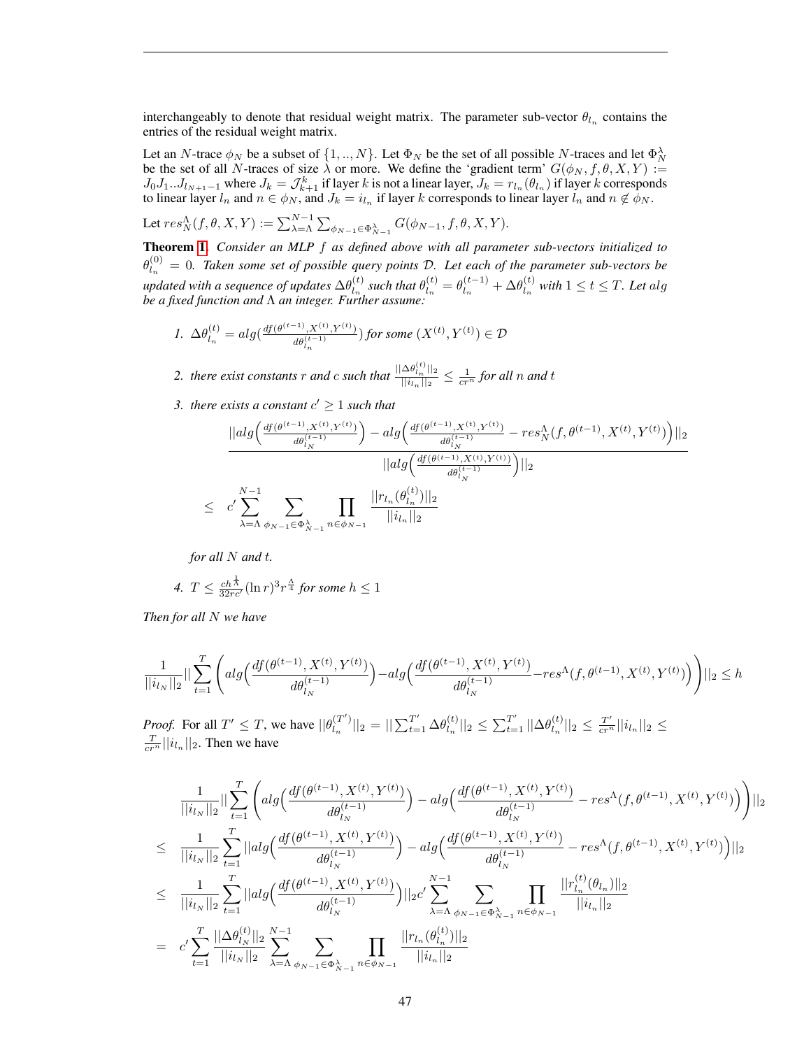interchangeably to denote that residual weight matrix. The parameter sub-vector $\theta_{l_n}$ contains the entries of the residual weight matrix.

Let an $N$-trace $\phi_N$ be a subset of $\{1, .., N\}$. Let $\Phi_N$ be the set of all possible $N$-traces and let $\Phi_N^\lambda$ be the set of all $N$-traces of size $\lambda$ or more. We define the 'gradient term' $G(\phi_N, f, \theta, X, Y) := J_0 J_1 .. J_{l_{N+1}-1}$ where $J_k = \mathcal{J}_{k+1}^k$ if layer $k$ is not a linear layer, $J_k = r_{l_n}(\theta_{l_n})$ if layer $k$ corresponds to linear layer $l_n$ and $n \in \phi_N$, and $J_k = i_{l_n}$ if layer $k$ corresponds to linear layer $l_n$ and $n \notin \phi_N$.

Let $res_N^\Lambda(f, \theta, X, Y) := \sum_{\lambda=\Lambda}^{N-1} \sum_{\phi_{N-1} \in \Phi_{N-1}^\lambda} G(\phi_{N-1}, f, \theta, X, Y)$.

**Theorem 1.** *Consider an MLP $f$ as defined above with all parameter sub-vectors initialized to $\theta_{l_n}^{(0)} = 0$. Taken some set of possible query points $\mathcal{D}$. Let each of the parameter sub-vectors be updated with a sequence of updates $\Delta\theta_{l_n}^{(t)}$ such that $\theta_{l_n}^{(t)} = \theta_{l_n}^{(t-1)} + \Delta\theta_{l_n}^{(t)}$ with $1 \le t \le T$. Let $alg$ be a fixed function and $\Lambda$ an integer. Further assume:*

1. $\Delta\theta_{l_n}^{(t)} = alg(\frac{df(\theta^{(t-1)}, X^{(t)}, Y^{(t)})}{d\theta_{l_n}^{(t-1)}})$ *for some* $(X^{(t)}, Y^{(t)}) \in \mathcal{D}$

2. *there exist constants $r$ and $c$ such that* $\frac{||\Delta\theta_{l_n}^{(t)}||_2}{||i_{l_n}||_2} \le \frac{1}{cr^n}$ *for all $n$ and $t$*

3. *there exists a constant $c' \ge 1$ such that*

$$\frac{||alg\Big(\frac{df(\theta^{(t-1)}, X^{(t)}, Y^{(t)})}{d\theta_{l_N}^{(t-1)}}\Big) - alg\Big(\frac{df(\theta^{(t-1)}, X^{(t)}, Y^{(t)})}{d\theta_{l_N}^{(t-1)}} - res_N^\Lambda(f, \theta^{(t-1)}, X^{(t)}, Y^{(t)})\Big)||_2}{||alg\Big(\frac{df(\theta^{(t-1)}, X^{(t)}, Y^{(t)})}{d\theta_{l_N}^{(t-1)}}\Big)||_2}$$
$$\le \quad c' \sum_{\lambda=\Lambda}^{N-1} \sum_{\phi_{N-1} \in \Phi_{N-1}^\lambda} \prod_{n \in \phi_{N-1}} \frac{||r_{l_n}(\theta_{l_n}^{(t)})||_2}{||i_{l_n}||_2}$$

   *for all $N$ and $t$.*

4. $T \le \frac{ch^{\frac{1}{\Lambda}}}{32rc'}(\ln r)^3 r^{\frac{\Lambda}{4}}$ *for some* $h \le 1$

*Then for all $N$ we have*

$$\frac{1}{||i_{l_N}||_2}||\sum_{t=1}^T \Bigg(alg\Big(\frac{df(\theta^{(t-1)}, X^{(t)}, Y^{(t)})}{d\theta_{l_N}^{(t-1)}}\Big) - alg\Big(\frac{df(\theta^{(t-1)}, X^{(t)}, Y^{(t)})}{d\theta_{l_N}^{(t-1)}} - res^\Lambda(f, \theta^{(t-1)}, X^{(t)}, Y^{(t)})\Big)\Bigg)||_2 \le h$$

*Proof.* For all $T' \le T$, we have $||\theta_{l_n}^{(T')}||_2 = ||\sum_{t=1}^{T'} \Delta\theta_{l_n}^{(t)}||_2 \le \sum_{t=1}^{T'} ||\Delta\theta_{l_n}^{(t)}||_2 \le \frac{T'}{cr^n}||i_{l_n}||_2 \le \frac{T}{cr^n}||i_{l_n}||_2$. Then we have

$$\frac{1}{||i_{l_N}||_2}||\sum_{t=1}^T \Bigg(alg\Big(\frac{df(\theta^{(t-1)}, X^{(t)}, Y^{(t)})}{d\theta_{l_N}^{(t-1)}}\Big) - alg\Big(\frac{df(\theta^{(t-1)}, X^{(t)}, Y^{(t)})}{d\theta_{l_N}^{(t-1)}} - res^\Lambda(f, \theta^{(t-1)}, X^{(t)}, Y^{(t)})\Big)\Bigg)||_2$$
$$\le \quad \frac{1}{||i_{l_N}||_2}\sum_{t=1}^T ||alg\Big(\frac{df(\theta^{(t-1)}, X^{(t)}, Y^{(t)})}{d\theta_{l_N}^{(t-1)}}\Big) - alg\Big(\frac{df(\theta^{(t-1)}, X^{(t)}, Y^{(t)})}{d\theta_{l_N}^{(t-1)}} - res^\Lambda(f, \theta^{(t-1)}, X^{(t)}, Y^{(t)})\Big)||_2$$
$$\le \quad \frac{1}{||i_{l_N}||_2}\sum_{t=1}^T ||alg\Big(\frac{df(\theta^{(t-1)}, X^{(t)}, Y^{(t)})}{d\theta_{l_N}^{(t-1)}}\Big)||_2 c' \sum_{\lambda=\Lambda}^{N-1} \sum_{\phi_{N-1} \in \Phi_{N-1}^\lambda} \prod_{n \in \phi_{N-1}} \frac{||r_{l_n}^{(t)}(\theta_{l_n})||_2}{||i_{l_n}||_2}$$
$$= \quad c' \sum_{t=1}^T \frac{||\Delta\theta_{l_N}^{(t)}||_2}{||i_{l_N}||_2} \sum_{\lambda=\Lambda}^{N-1} \sum_{\phi_{N-1} \in \Phi_{N-1}^\lambda} \prod_{n \in \phi_{N-1}} \frac{||r_{l_n}(\theta_{l_n}^{(t)})||_2}{||i_{l_n}||_2}$$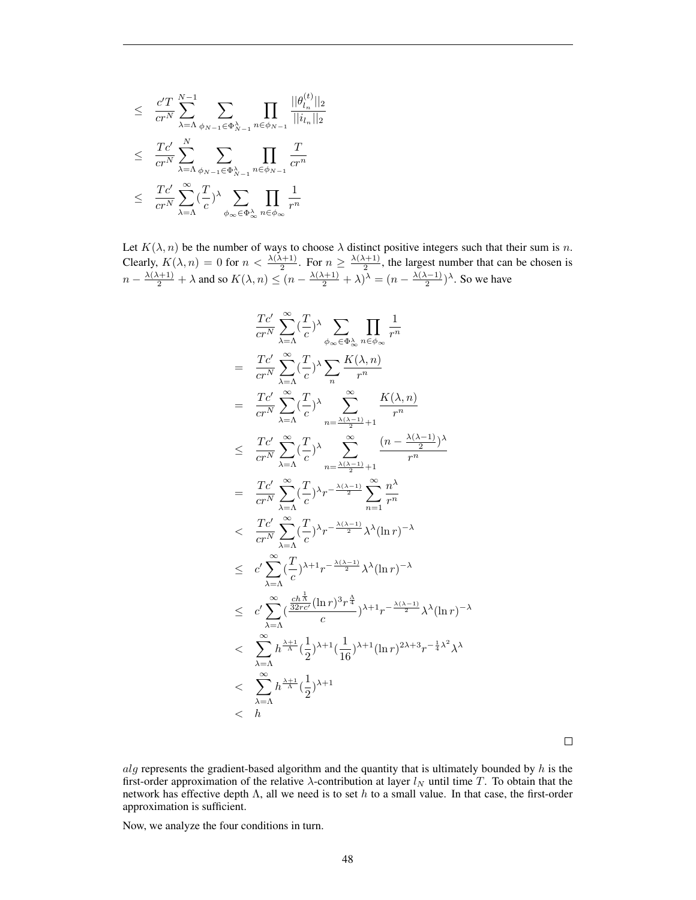$$
\begin{aligned}
&\leq \frac{c'T}{cr^N} \sum_{\lambda=\Lambda}^{N-1} \sum_{\phi_{N-1} \in \Phi_{N-1}^{\lambda}} \prod_{n \in \phi_{N-1}} \frac{||\theta_{l_n}^{(t)}||_2}{||i_{l_n}||_2} \\
&\leq \frac{Tc'}{cr^N} \sum_{\lambda=\Lambda}^{N} \sum_{\phi_{N-1} \in \Phi_{N-1}^{\lambda}} \prod_{n \in \phi_{N-1}} \frac{T}{cr^n} \\
&\leq \frac{Tc'}{cr^N} \sum_{\lambda=\Lambda}^{\infty} (\frac{T}{c})^{\lambda} \sum_{\phi_{\infty} \in \Phi_{\infty}^{\lambda}} \prod_{n \in \phi_{\infty}} \frac{1}{r^n}
\end{aligned}
$$

Let $K(\lambda, n)$ be the number of ways to choose $\lambda$ distinct positive integers such that their sum is $n$. Clearly, $K(\lambda, n) = 0$ for $n < \frac{\lambda(\lambda+1)}{2}$. For $n \geq \frac{\lambda(\lambda+1)}{2}$, the largest number that can be chosen is $n - \frac{\lambda(\lambda+1)}{2} + \lambda$ and so $K(\lambda, n) \leq (n - \frac{\lambda(\lambda+1)}{2} + \lambda)^{\lambda} = (n - \frac{\lambda(\lambda-1)}{2})^{\lambda}$. So we have

$$
\begin{aligned}
& \frac{Tc'}{cr^N} \sum_{\lambda=\Lambda}^{\infty} (\frac{T}{c})^{\lambda} \sum_{\phi_{\infty} \in \Phi_{\infty}^{\lambda}} \prod_{n \in \phi_{\infty}} \frac{1}{r^n} \\
=& \frac{Tc'}{cr^N} \sum_{\lambda=\Lambda}^{\infty} (\frac{T}{c})^{\lambda} \sum_{n} \frac{K(\lambda, n)}{r^n} \\
=& \frac{Tc'}{cr^N} \sum_{\lambda=\Lambda}^{\infty} (\frac{T}{c})^{\lambda} \sum_{n=\frac{\lambda(\lambda-1)}{2}+1}^{\infty} \frac{K(\lambda, n)}{r^n} \\
\leq& \frac{Tc'}{cr^N} \sum_{\lambda=\Lambda}^{\infty} (\frac{T}{c})^{\lambda} \sum_{n=\frac{\lambda(\lambda-1)}{2}+1}^{\infty} \frac{(n - \frac{\lambda(\lambda-1)}{2})^{\lambda}}{r^n} \\
=& \frac{Tc'}{cr^N} \sum_{\lambda=\Lambda}^{\infty} (\frac{T}{c})^{\lambda} r^{-\frac{\lambda(\lambda-1)}{2}} \sum_{n=1}^{\infty} \frac{n^{\lambda}}{r^n} \\
<& \frac{Tc'}{cr^N} \sum_{\lambda=\Lambda}^{\infty} (\frac{T}{c})^{\lambda} r^{-\frac{\lambda(\lambda-1)}{2}} \lambda^{\lambda} (\ln r)^{-\lambda} \\
\leq& c' \sum_{\lambda=\Lambda}^{\infty} (\frac{T}{c})^{\lambda+1} r^{-\frac{\lambda(\lambda-1)}{2}} \lambda^{\lambda} (\ln r)^{-\lambda} \\
\leq& c' \sum_{\lambda=\Lambda}^{\infty} (\frac{\frac{ch^{\frac{1}{\Lambda}}}{32rc'} (\ln r)^3 r^{\frac{\Lambda}{4}}}{c})^{\lambda+1} r^{-\frac{\lambda(\lambda-1)}{2}} \lambda^{\lambda} (\ln r)^{-\lambda} \\
<& \sum_{\lambda=\Lambda}^{\infty} h^{\frac{\lambda+1}{\Lambda}} (\frac{1}{2})^{\lambda+1} (\frac{1}{16})^{\lambda+1} (\ln r)^{2\lambda+3} r^{-\frac{1}{4}\lambda^2} \lambda^{\lambda} \\
<& \sum_{\lambda=\Lambda}^{\infty} h^{\frac{\lambda+1}{\Lambda}} (\frac{1}{2})^{\lambda+1} \\
<& h
\end{aligned}
$$

□

$alg$ represents the gradient-based algorithm and the quantity that is ultimately bounded by $h$ is the first-order approximation of the relative $\lambda$-contribution at layer $l_N$ until time $T$. To obtain that the network has effective depth $\Lambda$, all we need is to set $h$ to a small value. In that case, the first-order approximation is sufficient.

Now, we analyze the four conditions in turn.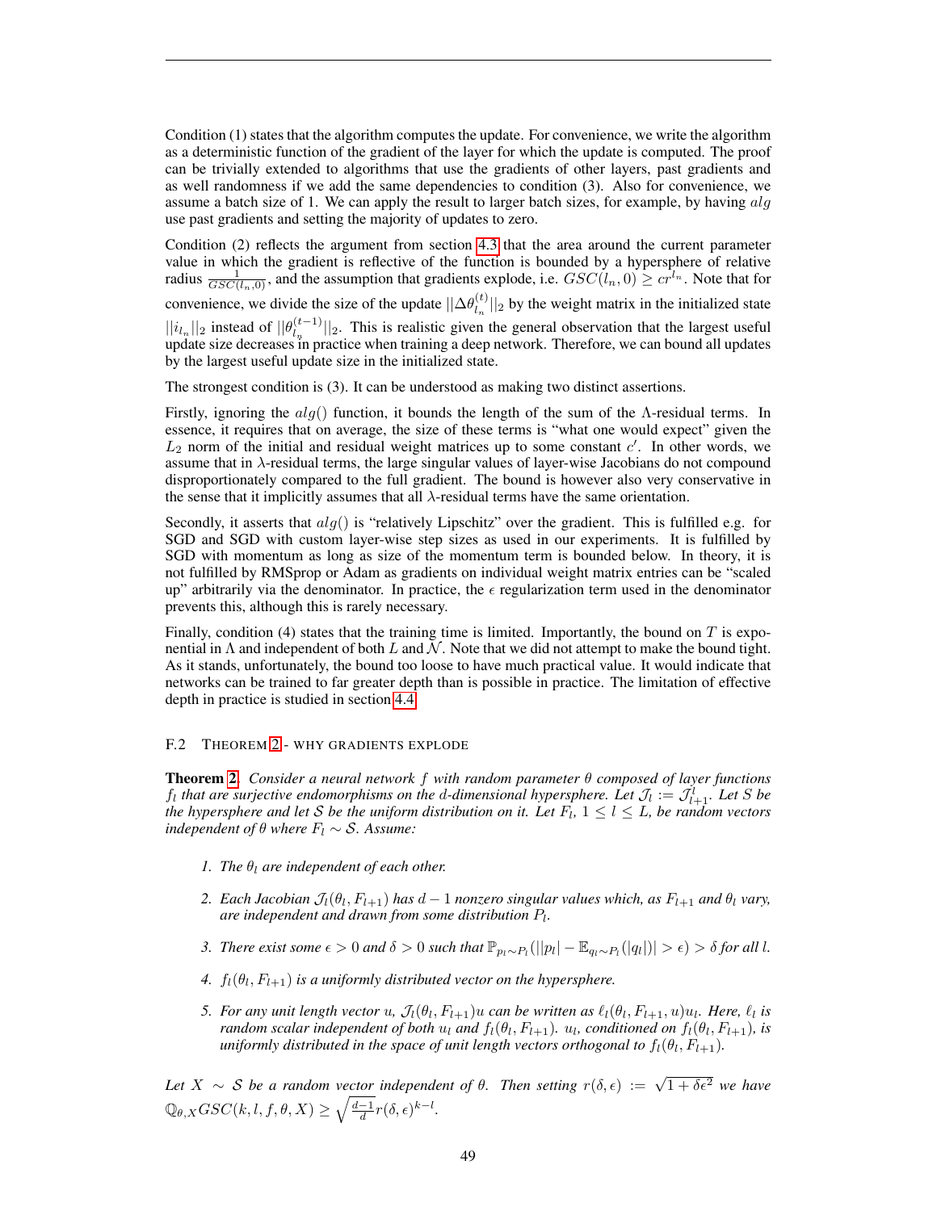Condition (1) states that the algorithm computes the update. For convenience, we write the algorithm as a deterministic function of the gradient of the layer for which the update is computed. The proof can be trivially extended to algorithms that use the gradients of other layers, past gradients and as well randomness if we add the same dependencies to condition (3). Also for convenience, we assume a batch size of 1. We can apply the result to larger batch sizes, for example, by having $alg$ use past gradients and setting the majority of updates to zero.

Condition (2) reflects the argument from section 4.3 that the area around the current parameter value in which the gradient is reflective of the function is bounded by a hypersphere of relative radius $\frac{1}{GSC(l_n,0)}$, and the assumption that gradients explode, i.e. $GSC(l_n, 0) \geq cr^{l_n}$. Note that for convenience, we divide the size of the update $||\Delta\theta^{(t)}_{l_n}||_2$ by the weight matrix in the initialized state $||i_{l_n}||_2$ instead of $||\theta^{(t-1)}_{l_n}||_2$. This is realistic given the general observation that the largest useful update size decreases in practice when training a deep network. Therefore, we can bound all updates by the largest useful update size in the initialized state.

The strongest condition is (3). It can be understood as making two distinct assertions.

Firstly, ignoring the $alg()$ function, it bounds the length of the sum of the $\Lambda$-residual terms. In essence, it requires that on average, the size of these terms is "what one would expect" given the $L_2$ norm of the initial and residual weight matrices up to some constant $c'$. In other words, we assume that in $\lambda$-residual terms, the large singular values of layer-wise Jacobians do not compound disproportionately compared to the full gradient. The bound is however also very conservative in the sense that it implicitly assumes that all $\lambda$-residual terms have the same orientation.

Secondly, it asserts that $alg()$ is "relatively Lipschitz" over the gradient. This is fulfilled e.g. for SGD and SGD with custom layer-wise step sizes as used in our experiments. It is fulfilled by SGD with momentum as long as size of the momentum term is bounded below. In theory, it is not fulfilled by RMSprop or Adam as gradients on individual weight matrix entries can be "scaled up" arbitrarily via the denominator. In practice, the $\epsilon$ regularization term used in the denominator prevents this, although this is rarely necessary.

Finally, condition (4) states that the training time is limited. Importantly, the bound on $T$ is exponential in $\Lambda$ and independent of both $L$ and $\mathcal{N}$. Note that we did not attempt to make the bound tight. As it stands, unfortunately, the bound too loose to have much practical value. It would indicate that networks can be trained to far greater depth than is possible in practice. The limitation of effective depth in practice is studied in section 4.4.

### F.2 Theorem 2 - why gradients explode

**Theorem 2.** *Consider a neural network $f$ with random parameter $\theta$ composed of layer functions $f_l$ that are surjective endomorphisms on the $d$-dimensional hypersphere. Let $\mathcal{J}_l := \mathcal{J}^l_{l+1}$. Let $S$ be the hypersphere and let $\mathcal{S}$ be the uniform distribution on it. Let $F_l$, $1 \leq l \leq L$, be random vectors independent of $\theta$ where $F_l \sim \mathcal{S}$. Assume:*

1. *The $\theta_l$ are independent of each other.*
2. *Each Jacobian $\mathcal{J}_l(\theta_l, F_{l+1})$ has $d-1$ nonzero singular values which, as $F_{l+1}$ and $\theta_l$ vary, are independent and drawn from some distribution $P_l$.*
3. *There exist some $\epsilon > 0$ and $\delta > 0$ such that $\mathbb{P}_{p_l \sim P_l}(||p_l| - \mathbb{E}_{q_l \sim P_l}(|q_l|)| > \epsilon) > \delta$ for all $l$.*
4. *$f_l(\theta_l, F_{l+1})$ is a uniformly distributed vector on the hypersphere.*
5. *For any unit length vector $u$, $\mathcal{J}_l(\theta_l, F_{l+1})u$ can be written as $\ell_l(\theta_l, F_{l+1}, u)u_l$. Here, $\ell_l$ is random scalar independent of both $u_l$ and $f_l(\theta_l, F_{l+1})$. $u_l$, conditioned on $f_l(\theta_l, F_{l+1})$, is uniformly distributed in the space of unit length vectors orthogonal to $f_l(\theta_l, F_{l+1})$.*

*Let $X \sim \mathcal{S}$ be a random vector independent of $\theta$. Then setting $r(\delta, \epsilon) := \sqrt{1 + \delta\epsilon^2}$ we have $\mathbb{Q}_{\theta,X} GSC(k, l, f, \theta, X) \geq \sqrt{\frac{d-1}{d}} r(\delta, \epsilon)^{k-l}$.*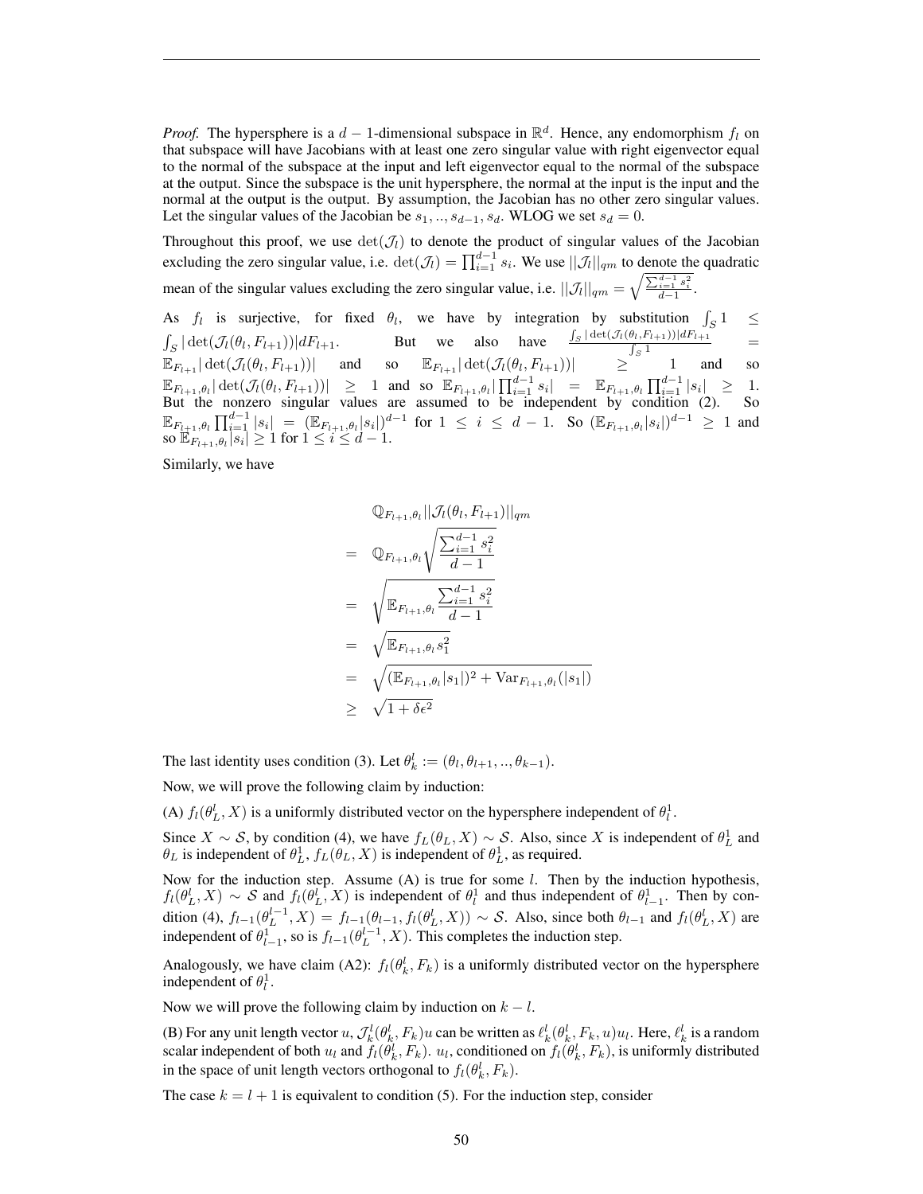*Proof.* The hypersphere is a $d-1$-dimensional subspace in $\mathbb{R}^d$. Hence, any endomorphism $f_l$ on that subspace will have Jacobians with at least one zero singular value with right eigenvector equal to the normal of the subspace at the input and left eigenvector equal to the normal of the subspace at the output. Since the subspace is the unit hypersphere, the normal at the input is the input and the normal at the output is the output. By assumption, the Jacobian has no other zero singular values. Let the singular values of the Jacobian be $s_1, .., s_{d-1}, s_d$. WLOG we set $s_d = 0$.

Throughout this proof, we use $\det(\mathcal{J}_l)$ to denote the product of singular values of the Jacobian excluding the zero singular value, i.e. $\det(\mathcal{J}_l) = \prod_{i=1}^{d-1} s_i$. We use $||\mathcal{J}_l||_{qm}$ to denote the quadratic mean of the singular values excluding the zero singular value, i.e. $||\mathcal{J}_l||_{qm} = \sqrt{\frac{\sum_{i=1}^{d-1} s_i^2}{d-1}}$.

As $f_l$ is surjective, for fixed $\theta_l$, we have by integration by substitution $\int_S 1 \leq \int_S |\det(\mathcal{J}_l(\theta_l, F_{l+1}))| dF_{l+1}$. But we also have $\frac{\int_S |\det(\mathcal{J}_l(\theta_l, F_{l+1}))| dF_{l+1}}{\int_S 1} = \mathbb{E}_{F_{l+1}} |\det(\mathcal{J}_l(\theta_l, F_{l+1}))|$ and so $\mathbb{E}_{F_{l+1}} |\det(\mathcal{J}_l(\theta_l, F_{l+1}))| \geq 1$ and so $\mathbb{E}_{F_{l+1},\theta_l} |\det(\mathcal{J}_l(\theta_l, F_{l+1}))| \geq 1$ and so $\mathbb{E}_{F_{l+1},\theta_l} |\prod_{i=1}^{d-1} s_i| = \mathbb{E}_{F_{l+1},\theta_l} \prod_{i=1}^{d-1} |s_i| \geq 1$. But the nonzero singular values are assumed to be independent by condition (2). So $\mathbb{E}_{F_{l+1},\theta_l} \prod_{i=1}^{d-1} |s_i| = (\mathbb{E}_{F_{l+1},\theta_l} |s_i|)^{d-1}$ for $1 \leq i \leq d-1$. So $(\mathbb{E}_{F_{l+1},\theta_l} |s_i|)^{d-1} \geq 1$ and so $\mathbb{E}_{F_{l+1},\theta_l} |s_i| \geq 1$ for $1 \leq i \leq d-1$.

Similarly, we have

$$
\begin{aligned}
& \mathbb{Q}_{F_{l+1},\theta_l} ||\mathcal{J}_l(\theta_l, F_{l+1})||_{qm} \\
= \quad & \mathbb{Q}_{F_{l+1},\theta_l} \sqrt{\frac{\sum_{i=1}^{d-1} s_i^2}{d-1}} \\
= \quad & \sqrt{\mathbb{E}_{F_{l+1},\theta_l} \frac{\sum_{i=1}^{d-1} s_i^2}{d-1}} \\
= \quad & \sqrt{\mathbb{E}_{F_{l+1},\theta_l} s_1^2} \\
= \quad & \sqrt{(\mathbb{E}_{F_{l+1},\theta_l} |s_1|)^2 + \mathrm{Var}_{F_{l+1},\theta_l}(|s_1|)} \\
\geq \quad & \sqrt{1 + \delta\epsilon^2}
\end{aligned}
$$

The last identity uses condition (3). Let $\theta_k^l := (\theta_l, \theta_{l+1}, .., \theta_{k-1})$.

Now, we will prove the following claim by induction:

(A) $f_l(\theta_L^l, X)$ is a uniformly distributed vector on the hypersphere independent of $\theta_l^1$.

Since $X \sim \mathcal{S}$, by condition (4), we have $f_L(\theta_L, X) \sim \mathcal{S}$. Also, since $X$ is independent of $\theta_L^1$ and $\theta_L$ is independent of $\theta_L^1$, $f_L(\theta_L, X)$ is independent of $\theta_L^1$, as required.

Now for the induction step. Assume (A) is true for some $l$. Then by the induction hypothesis, $f_l(\theta_L^l, X) \sim \mathcal{S}$ and $f_l(\theta_L^l, X)$ is independent of $\theta_l^1$ and thus independent of $\theta_{l-1}^1$. Then by condition (4), $f_{l-1}(\theta_L^{l-1}, X) = f_{l-1}(\theta_{l-1}, f_l(\theta_L^l, X)) \sim \mathcal{S}$. Also, since both $\theta_{l-1}$ and $f_l(\theta_L^l, X)$ are independent of $\theta_{l-1}^1$, so is $f_{l-1}(\theta_L^{l-1}, X)$. This completes the induction step.

Analogously, we have claim (A2): $f_l(\theta_k^l, F_k)$ is a uniformly distributed vector on the hypersphere independent of $\theta_l^1$.

Now we will prove the following claim by induction on $k - l$.

(B) For any unit length vector $u$, $\mathcal{J}_k^l(\theta_k^l, F_k)u$ can be written as $\ell_k^l(\theta_k^l, F_k, u)u_l$. Here, $\ell_k^l$ is a random scalar independent of both $u_l$ and $f_l(\theta_k^l, F_k)$. $u_l$, conditioned on $f_l(\theta_k^l, F_k)$, is uniformly distributed in the space of unit length vectors orthogonal to $f_l(\theta_k^l, F_k)$.

The case $k = l + 1$ is equivalent to condition (5). For the induction step, consider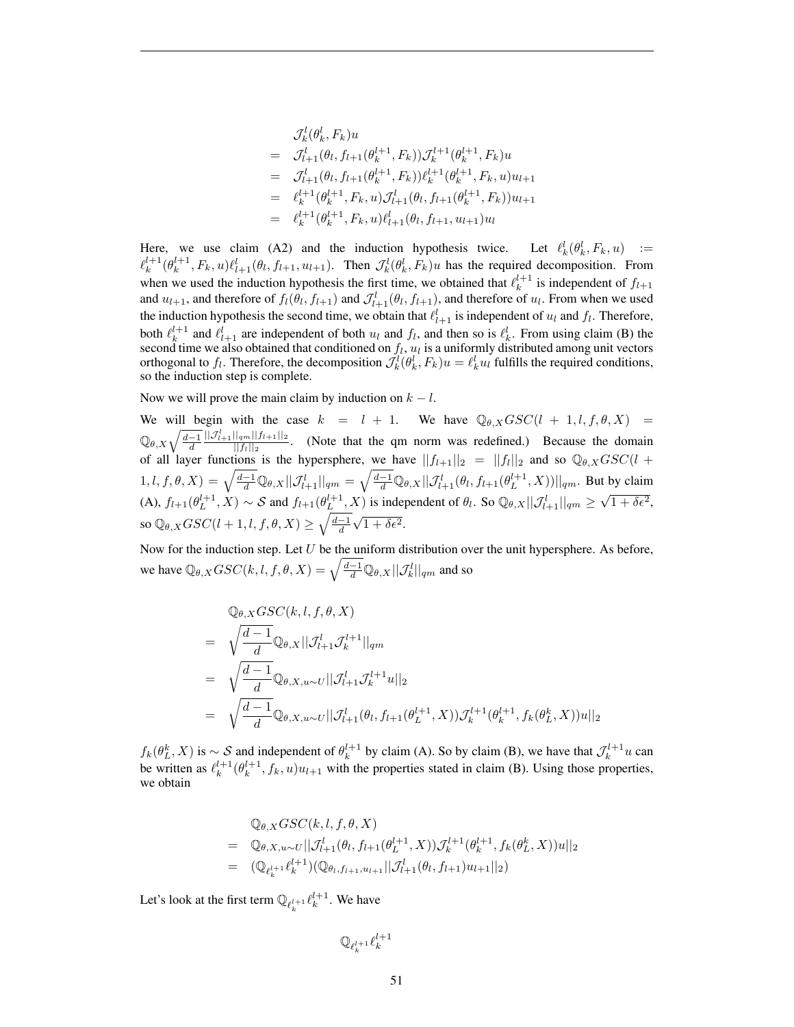$$
\begin{aligned}
& \mathcal{J}_k^l(\theta_k^l, F_k)u \\
= \;& \mathcal{J}_{l+1}^l(\theta_l, f_{l+1}(\theta_k^{l+1}, F_k))\mathcal{J}_k^{l+1}(\theta_k^{l+1}, F_k)u \\
= \;& \mathcal{J}_{l+1}^l(\theta_l, f_{l+1}(\theta_k^{l+1}, F_k))\ell_k^{l+1}(\theta_k^{l+1}, F_k, u)u_{l+1} \\
= \;& \ell_k^{l+1}(\theta_k^{l+1}, F_k, u)\mathcal{J}_{l+1}^l(\theta_l, f_{l+1}(\theta_k^{l+1}, F_k))u_{l+1} \\
= \;& \ell_k^{l+1}(\theta_k^{l+1}, F_k, u)\ell_{l+1}^l(\theta_l, f_{l+1}, u_{l+1})u_l
\end{aligned}
$$

Here, we use claim (A2) and the induction hypothesis twice. Let $\ell_k^l(\theta_k^l, F_k, u) := \ell_k^{l+1}(\theta_k^{l+1}, F_k, u)\ell_{l+1}^l(\theta_l, f_{l+1}, u_{l+1})$. Then $\mathcal{J}_k^l(\theta_k^l, F_k)u$ has the required decomposition. From when we used the induction hypothesis the first time, we obtained that $\ell_k^{l+1}$ is independent of $f_{l+1}$ and $u_{l+1}$, and therefore of $f_l(\theta_l, f_{l+1})$ and $\mathcal{J}_{l+1}^l(\theta_l, f_{l+1})$, and therefore of $u_l$. From when we used the induction hypothesis the second time, we obtain that $\ell_{l+1}^l$ is independent of $u_l$ and $f_l$. Therefore, both $\ell_k^{l+1}$ and $\ell_{l+1}^l$ are independent of both $u_l$ and $f_l$, and then so is $\ell_k^l$. From using claim (B) the second time we also obtained that conditioned on $f_l$, $u_l$ is a uniformly distributed among unit vectors orthogonal to $f_l$. Therefore, the decomposition $\mathcal{J}_k^l(\theta_k^l, F_k)u = \ell_k^l u_l$ fulfills the required conditions, so the induction step is complete.

Now we will prove the main claim by induction on $k - l$.

We will begin with the case $k = l + 1$. We have $\mathbb{Q}_{\theta,X}GSC(l+1, l, f, \theta, X) = \mathbb{Q}_{\theta,X}\sqrt{\frac{d-1}{d}}\frac{||\mathcal{J}_{l+1}^l||_{qm}||f_{l+1}||_2}{||f_l||_2}$. (Note that the qm norm was redefined.) Because the domain of all layer functions is the hypersphere, we have $||f_{l+1}||_2 = ||f_l||_2$ and so $\mathbb{Q}_{\theta,X}GSC(l+1, l, f, \theta, X) = \sqrt{\frac{d-1}{d}}\mathbb{Q}_{\theta,X}||\mathcal{J}_{l+1}^l||_{qm} = \sqrt{\frac{d-1}{d}}\mathbb{Q}_{\theta,X}||\mathcal{J}_{l+1}^l(\theta_l, f_{l+1}(\theta_L^{l+1}, X))||_{qm}$. But by claim (A), $f_{l+1}(\theta_L^{l+1}, X) \sim \mathcal{S}$ and $f_{l+1}(\theta_L^{l+1}, X)$ is independent of $\theta_l$. So $\mathbb{Q}_{\theta,X}||\mathcal{J}_{l+1}^l||_{qm} \geq \sqrt{1+\delta\epsilon^2}$, so $\mathbb{Q}_{\theta,X}GSC(l+1, l, f, \theta, X) \geq \sqrt{\frac{d-1}{d}}\sqrt{1+\delta\epsilon^2}$.

Now for the induction step. Let $U$ be the uniform distribution over the unit hypersphere. As before, we have $\mathbb{Q}_{\theta,X}GSC(k, l, f, \theta, X) = \sqrt{\frac{d-1}{d}}\mathbb{Q}_{\theta,X}||\mathcal{J}_k^l||_{qm}$ and so

$$
\begin{aligned}
& \mathbb{Q}_{\theta,X}GSC(k, l, f, \theta, X) \\
= \;& \sqrt{\frac{d-1}{d}}\mathbb{Q}_{\theta,X}||\mathcal{J}_{l+1}^l\mathcal{J}_k^{l+1}||_{qm} \\
= \;& \sqrt{\frac{d-1}{d}}\mathbb{Q}_{\theta,X,u\sim U}||\mathcal{J}_{l+1}^l\mathcal{J}_k^{l+1}u||_2 \\
= \;& \sqrt{\frac{d-1}{d}}\mathbb{Q}_{\theta,X,u\sim U}||\mathcal{J}_{l+1}^l(\theta_l, f_{l+1}(\theta_L^{l+1}, X))\mathcal{J}_k^{l+1}(\theta_k^{l+1}, f_k(\theta_L^k, X))u||_2
\end{aligned}
$$

$f_k(\theta_L^k, X)$ is $\sim \mathcal{S}$ and independent of $\theta_k^{l+1}$ by claim (A). So by claim (B), we have that $\mathcal{J}_k^{l+1}u$ can be written as $\ell_k^{l+1}(\theta_k^{l+1}, f_k, u)u_{l+1}$ with the properties stated in claim (B). Using those properties, we obtain

$$
\begin{aligned}
& \mathbb{Q}_{\theta,X}GSC(k, l, f, \theta, X) \\
= \;& \mathbb{Q}_{\theta,X,u\sim U}||\mathcal{J}_{l+1}^l(\theta_l, f_{l+1}(\theta_L^{l+1}, X))\mathcal{J}_k^{l+1}(\theta_k^{l+1}, f_k(\theta_L^k, X))u||_2 \\
= \;& (\mathbb{Q}_{\ell_k^{l+1}}\ell_k^{l+1})(\mathbb{Q}_{\theta_l, f_{l+1}, u_{l+1}}||\mathcal{J}_{l+1}^l(\theta_l, f_{l+1})u_{l+1}||_2)
\end{aligned}
$$

Let's look at the first term $\mathbb{Q}_{\ell_k^{l+1}}\ell_k^{l+1}$. We have

$$
\mathbb{Q}_{\ell_k^{l+1}}\ell_k^{l+1}
$$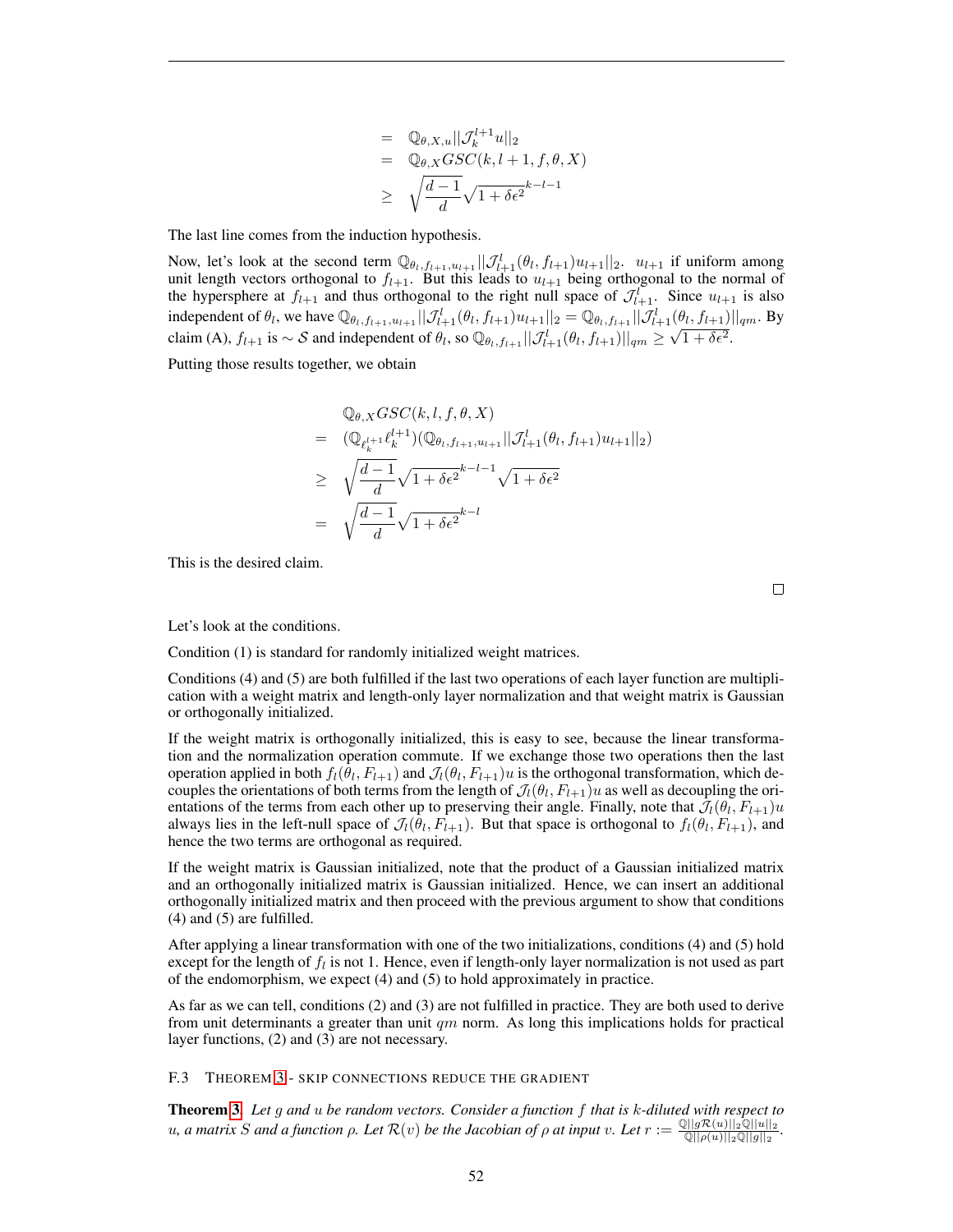$$
\begin{aligned}
&= \mathbb{Q}_{\theta,X,u}||\mathcal{J}_k^{l+1}u||_2 \\
&= \mathbb{Q}_{\theta,X}GSC(k,l+1,f,\theta,X) \\
&\geq \sqrt{\frac{d-1}{d}}\sqrt{1+\delta\epsilon^2}^{k-l-1}
\end{aligned}
$$

The last line comes from the induction hypothesis.

Now, let's look at the second term $\mathbb{Q}_{\theta_l,f_{l+1},u_{l+1}}||\mathcal{J}_{l+1}^l(\theta_l,f_{l+1})u_{l+1}||_2$. $u_{l+1}$ if uniform among unit length vectors orthogonal to $f_{l+1}$. But this leads to $u_{l+1}$ being orthogonal to the normal of the hypersphere at $f_{l+1}$ and thus orthogonal to the right null space of $\mathcal{J}_{l+1}^l$. Since $u_{l+1}$ is also independent of $\theta_l$, we have $\mathbb{Q}_{\theta_l,f_{l+1},u_{l+1}}||\mathcal{J}_{l+1}^l(\theta_l,f_{l+1})u_{l+1}||_2 = \mathbb{Q}_{\theta_l,f_{l+1}}||\mathcal{J}_{l+1}^l(\theta_l,f_{l+1})||_{qm}$. By claim (A), $f_{l+1}$ is $\sim \mathcal{S}$ and independent of $\theta_l$, so $\mathbb{Q}_{\theta_l,f_{l+1}}||\mathcal{J}_{l+1}^l(\theta_l,f_{l+1})||_{qm} \geq \sqrt{1+\delta\epsilon^2}$.

Putting those results together, we obtain

$$
\begin{aligned}
&\mathbb{Q}_{\theta,X}GSC(k,l,f,\theta,X) \\
= \; &(\mathbb{Q}_{\ell_k^{l+1}}\ell_k^{l+1})(\mathbb{Q}_{\theta_l,f_{l+1},u_{l+1}}||\mathcal{J}_{l+1}^l(\theta_l,f_{l+1})u_{l+1}||_2) \\
\geq \; &\sqrt{\frac{d-1}{d}}\sqrt{1+\delta\epsilon^2}^{k-l-1}\sqrt{1+\delta\epsilon^2} \\
= \; &\sqrt{\frac{d-1}{d}}\sqrt{1+\delta\epsilon^2}^{k-l}
\end{aligned}
$$

This is the desired claim.

□

Let's look at the conditions.

Condition (1) is standard for randomly initialized weight matrices.

Conditions (4) and (5) are both fulfilled if the last two operations of each layer function are multiplication with a weight matrix and length-only layer normalization and that weight matrix is Gaussian or orthogonally initialized.

If the weight matrix is orthogonally initialized, this is easy to see, because the linear transformation and the normalization operation commute. If we exchange those two operations then the last operation applied in both $f_l(\theta_l, F_{l+1})$ and $\mathcal{J}_l(\theta_l, F_{l+1})u$ is the orthogonal transformation, which decouples the orientations of both terms from the length of $\mathcal{J}_l(\theta_l, F_{l+1})u$ as well as decoupling the orientations of the terms from each other up to preserving their angle. Finally, note that $\mathcal{J}_l(\theta_l, F_{l+1})u$ always lies in the left-null space of $\mathcal{J}_l(\theta_l, F_{l+1})$. But that space is orthogonal to $f_l(\theta_l, F_{l+1})$, and hence the two terms are orthogonal as required.

If the weight matrix is Gaussian initialized, note that the product of a Gaussian initialized matrix and an orthogonally initialized matrix is Gaussian initialized. Hence, we can insert an additional orthogonally initialized matrix and then proceed with the previous argument to show that conditions (4) and (5) are fulfilled.

After applying a linear transformation with one of the two initializations, conditions (4) and (5) hold except for the length of $f_l$ is not 1. Hence, even if length-only layer normalization is not used as part of the endomorphism, we expect (4) and (5) to hold approximately in practice.

As far as we can tell, conditions (2) and (3) are not fulfilled in practice. They are both used to derive from unit determinants a greater than unit $qm$ norm. As long this implications holds for practical layer functions, (2) and (3) are not necessary.

### F.3 Theorem 3 - Skip connections reduce the gradient

**Theorem 3.** *Let $g$ and $u$ be random vectors. Consider a function $f$ that is $k$-diluted with respect to $u$, a matrix $S$ and a function $\rho$. Let $\mathcal{R}(v)$ be the Jacobian of $\rho$ at input $v$. Let $r := \frac{\mathbb{Q}||g\mathcal{R}(u)||_2\mathbb{Q}||u||_2}{\mathbb{Q}||\rho(u)||_2\mathbb{Q}||g||_2}$.*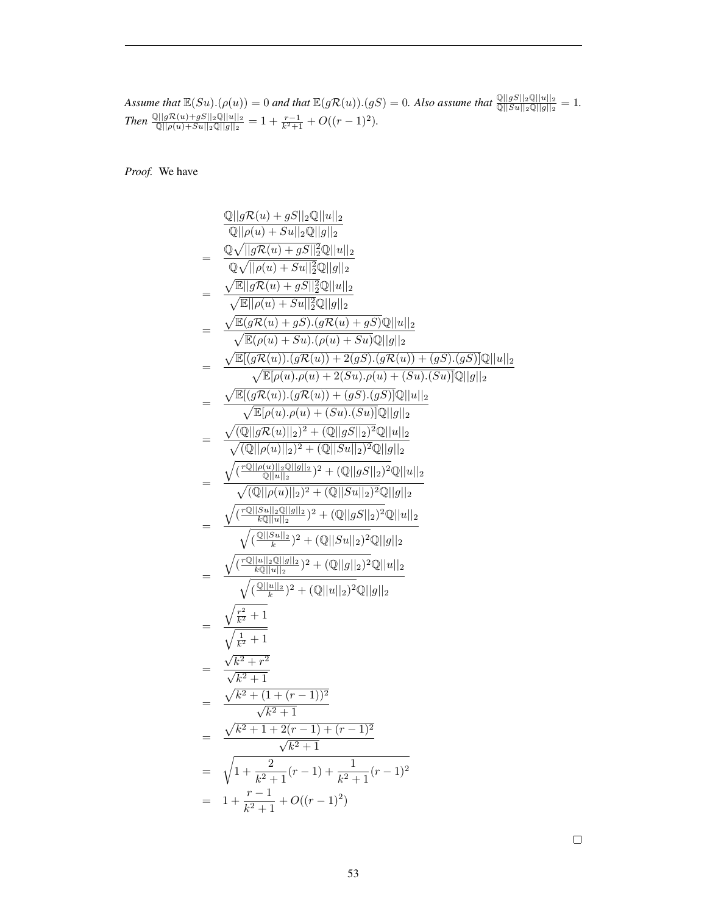*Assume that $\mathbb{E}(Su).(\rho(u)) = 0$ and that $\mathbb{E}(g\mathcal{R}(u)).(gS) = 0$. Also assume that $\frac{\mathbb{Q}||gS||_2\mathbb{Q}||u||_2}{\mathbb{Q}||Su||_2\mathbb{Q}||g||_2} = 1$. Then $\frac{\mathbb{Q}||g\mathcal{R}(u)+gS||_2\mathbb{Q}||u||_2}{\mathbb{Q}||\rho(u)+Su||_2\mathbb{Q}||g||_2} = 1 + \frac{r-1}{k^2+1} + O((r-1)^2)$.*

*Proof.* We have

$$
\begin{aligned}
& \frac{\mathbb{Q}||g\mathcal{R}(u) + gS||_2\mathbb{Q}||u||_2}{\mathbb{Q}||\rho(u) + Su||_2\mathbb{Q}||g||_2} \\
= \quad & \frac{\mathbb{Q}\sqrt{||g\mathcal{R}(u) + gS||_2^2}\mathbb{Q}||u||_2}{\mathbb{Q}\sqrt{||\rho(u) + Su||_2^2}\mathbb{Q}||g||_2} \\
= \quad & \frac{\sqrt{\mathbb{E}||g\mathcal{R}(u) + gS||_2^2}\mathbb{Q}||u||_2}{\sqrt{\mathbb{E}||\rho(u) + Su||_2^2}\mathbb{Q}||g||_2} \\
= \quad & \frac{\sqrt{\mathbb{E}(g\mathcal{R}(u) + gS).(g\mathcal{R}(u) + gS)}\mathbb{Q}||u||_2}{\sqrt{\mathbb{E}(\rho(u) + Su).(\rho(u) + Su)}\mathbb{Q}||g||_2} \\
= \quad & \frac{\sqrt{\mathbb{E}[(g\mathcal{R}(u)).(g\mathcal{R}(u)) + 2(gS).(g\mathcal{R}(u)) + (gS).(gS)]}\mathbb{Q}||u||_2}{\sqrt{\mathbb{E}[\rho(u).\rho(u) + 2(Su).\rho(u) + (Su).(Su)]}\mathbb{Q}||g||_2} \\
= \quad & \frac{\sqrt{\mathbb{E}[(g\mathcal{R}(u)).(g\mathcal{R}(u)) + (gS).(gS)]}\mathbb{Q}||u||_2}{\sqrt{\mathbb{E}[\rho(u).\rho(u) + (Su).(Su)]}\mathbb{Q}||g||_2} \\
= \quad & \frac{\sqrt{(\mathbb{Q}||g\mathcal{R}(u)||_2)^2 + (\mathbb{Q}||gS||_2)^2}\mathbb{Q}||u||_2}{\sqrt{(\mathbb{Q}||\rho(u)||_2)^2 + (\mathbb{Q}||Su||_2)^2}\mathbb{Q}||g||_2} \\
= \quad & \frac{\sqrt{(\frac{r\mathbb{Q}||\rho(u)||_2\mathbb{Q}||g||_2}{\mathbb{Q}||u||_2})^2 + (\mathbb{Q}||gS||_2)^2}\mathbb{Q}||u||_2}{\sqrt{(\mathbb{Q}||\rho(u)||_2)^2 + (\mathbb{Q}||Su||_2)^2}\mathbb{Q}||g||_2} \\
= \quad & \frac{\sqrt{(\frac{r\mathbb{Q}||Su||_2\mathbb{Q}||g||_2}{k\mathbb{Q}||u||_2})^2 + (\mathbb{Q}||gS||_2)^2}\mathbb{Q}||u||_2}{\sqrt{(\frac{\mathbb{Q}||Su||_2}{k})^2 + (\mathbb{Q}||Su||_2)^2}\mathbb{Q}||g||_2} \\
= \quad & \frac{\sqrt{(\frac{r\mathbb{Q}||u||_2\mathbb{Q}||g||_2}{k\mathbb{Q}||u||_2})^2 + (\mathbb{Q}||g||_2)^2}\mathbb{Q}||u||_2}{\sqrt{(\frac{\mathbb{Q}||u||_2}{k})^2 + (\mathbb{Q}||u||_2)^2}\mathbb{Q}||g||_2} \\
= \quad & \frac{\sqrt{\frac{r^2}{k^2} + 1}}{\sqrt{\frac{1}{k^2} + 1}} \\
= \quad & \frac{\sqrt{k^2 + r^2}}{\sqrt{k^2 + 1}} \\
= \quad & \frac{\sqrt{k^2 + (1 + (r-1))^2}}{\sqrt{k^2 + 1}} \\
= \quad & \frac{\sqrt{k^2 + 1 + 2(r-1) + (r-1)^2}}{\sqrt{k^2 + 1}} \\
= \quad & \sqrt{1 + \frac{2}{k^2 + 1}(r-1) + \frac{1}{k^2 + 1}(r-1)^2} \\
= \quad & 1 + \frac{r-1}{k^2 + 1} + O((r-1)^2)
\end{aligned}
$$

$\square$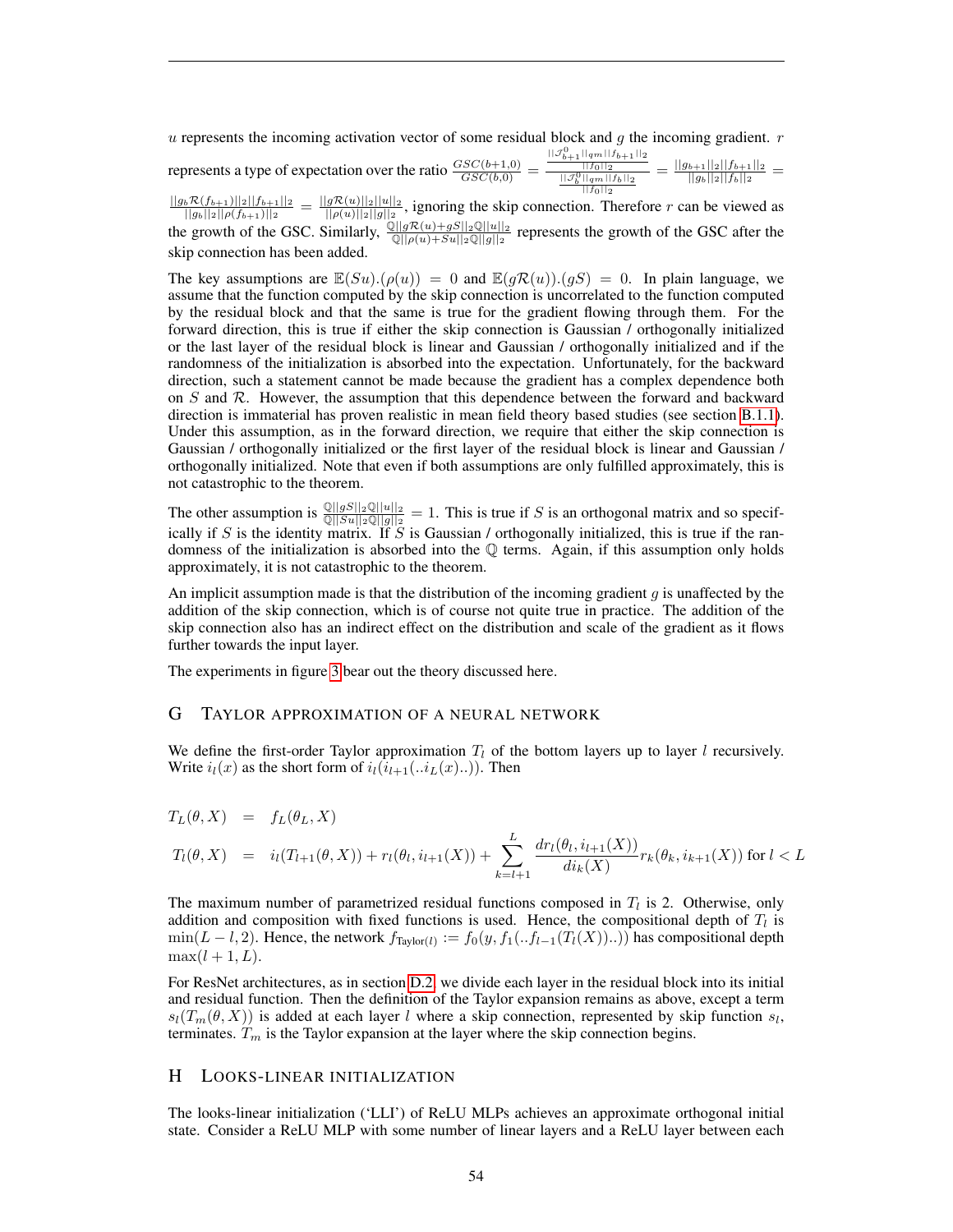$u$ represents the incoming activation vector of some residual block and $g$ the incoming gradient. $r$ represents a type of expectation over the ratio $\frac{GSC(b+1,0)}{GSC(b,0)} = \frac{\frac{||\mathcal{J}_{b+1}^{0}||_{qm}||f_{b+1}||_2}{||f_0||_2}}{\frac{||\mathcal{J}_{b}^{0}||_{qm}||f_b||_2}{||f_0||_2}} = \frac{||g_{b+1}||_2||f_{b+1}||_2}{||g_b||_2||f_b||_2} = \frac{||g_b\mathcal{R}(f_{b+1})||_2||f_{b+1}||_2}{||g_b||_2||\rho(f_{b+1})||_2} = \frac{||g\mathcal{R}(u)||_2||u||_2}{||\rho(u)||_2||g||_2}$, ignoring the skip connection. Therefore $r$ can be viewed as the growth of the GSC. Similarly, $\frac{\mathbb{Q}||g\mathcal{R}(u)+gS||_2\mathbb{Q}||u||_2}{\mathbb{Q}||\rho(u)+Su||_2\mathbb{Q}||g||_2}$ represents the growth of the GSC after the skip connection has been added.

The key assumptions are $\mathbb{E}(Su).(\rho(u)) = 0$ and $\mathbb{E}(g\mathcal{R}(u)).(gS) = 0$. In plain language, we assume that the function computed by the skip connection is uncorrelated to the function computed by the residual block and that the same is true for the gradient flowing through them. For the forward direction, this is true if either the skip connection is Gaussian / orthogonally initialized or the last layer of the residual block is linear and Gaussian / orthogonally initialized and if the randomness of the initialization is absorbed into the expectation. Unfortunately, for the backward direction, such a statement cannot be made because the gradient has a complex dependence both on $S$ and $\mathcal{R}$. However, the assumption that this dependence between the forward and backward direction is immaterial has proven realistic in mean field theory based studies (see section B.1.1). Under this assumption, as in the forward direction, we require that either the skip connection is Gaussian / orthogonally initialized or the first layer of the residual block is linear and Gaussian / orthogonally initialized. Note that even if both assumptions are only fulfilled approximately, this is not catastrophic to the theorem.

The other assumption is $\frac{\mathbb{Q}||gS||_2\mathbb{Q}||u||_2}{\mathbb{Q}||Su||_2\mathbb{Q}||g||_2} = 1$. This is true if $S$ is an orthogonal matrix and so specifically if $S$ is the identity matrix. If $S$ is Gaussian / orthogonally initialized, this is true if the randomness of the initialization is absorbed into the $\mathbb{Q}$ terms. Again, if this assumption only holds approximately, it is not catastrophic to the theorem.

An implicit assumption made is that the distribution of the incoming gradient $g$ is unaffected by the addition of the skip connection, which is of course not quite true in practice. The addition of the skip connection also has an indirect effect on the distribution and scale of the gradient as it flows further towards the input layer.

The experiments in figure 3 bear out the theory discussed here.

## G Taylor approximation of a neural network

We define the first-order Taylor approximation $T_l$ of the bottom layers up to layer $l$ recursively. Write $i_l(x)$ as the short form of $i_l(i_{l+1}(..i_L(x)..))$. Then

$$
\begin{aligned}
T_L(\theta, X) &= f_L(\theta_L, X) \\
T_l(\theta, X) &= i_l(T_{l+1}(\theta, X)) + r_l(\theta_l, i_{l+1}(X)) + \sum_{k=l+1}^{L} \frac{dr_l(\theta_l, i_{l+1}(X))}{di_k(X)} r_k(\theta_k, i_{k+1}(X)) \text{ for } l < L
\end{aligned}
$$

The maximum number of parametrized residual functions composed in $T_l$ is 2. Otherwise, only addition and composition with fixed functions is used. Hence, the compositional depth of $T_l$ is $\min(L-l, 2)$. Hence, the network $f_{\text{Taylor}(l)} := f_0(y, f_1(..f_{l-1}(T_l(X))..))$ has compositional depth $\max(l+1, L)$.

For ResNet architectures, as in section D.2, we divide each layer in the residual block into its initial and residual function. Then the definition of the Taylor expansion remains as above, except a term $s_l(T_m(\theta, X))$ is added at each layer $l$ where a skip connection, represented by skip function $s_l$, terminates. $T_m$ is the Taylor expansion at the layer where the skip connection begins.

## H Looks-linear initialization

The looks-linear initialization ('LLI') of ReLU MLPs achieves an approximate orthogonal initial state. Consider a ReLU MLP with some number of linear layers and a ReLU layer between each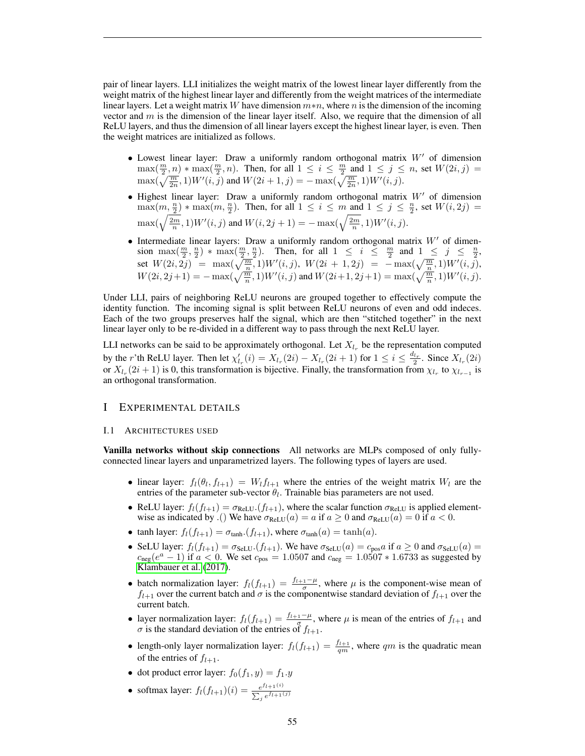pair of linear layers. LLI initializes the weight matrix of the lowest linear layer differently from the weight matrix of the highest linear layer and differently from the weight matrices of the intermediate linear layers. Let a weight matrix $W$ have dimension $m*n$, where $n$ is the dimension of the incoming vector and $m$ is the dimension of the linear layer itself. Also, we require that the dimension of all ReLU layers, and thus the dimension of all linear layers except the highest linear layer, is even. Then the weight matrices are initialized as follows.

- Lowest linear layer: Draw a uniformly random orthogonal matrix $W'$ of dimension $\max(\frac{m}{2}, n) * \max(\frac{m}{2}, n)$. Then, for all $1 \leq i \leq \frac{m}{2}$ and $1 \leq j \leq n$, set $W(2i, j) = \max(\sqrt{\frac{m}{2n}}, 1)W'(i,j)$ and $W(2i+1, j) = -\max(\sqrt{\frac{m}{2n}}, 1)W'(i,j)$.
- Highest linear layer: Draw a uniformly random orthogonal matrix $W'$ of dimension $\max(m, \frac{n}{2}) * \max(m, \frac{n}{2})$. Then, for all $1 \leq i \leq m$ and $1 \leq j \leq \frac{n}{2}$, set $W(i, 2j) = \max(\sqrt{\frac{2m}{n}}, 1)W'(i,j)$ and $W(i, 2j+1) = -\max(\sqrt{\frac{2m}{n}}, 1)W'(i,j)$.
- Intermediate linear layers: Draw a uniformly random orthogonal matrix $W'$ of dimension $\max(\frac{m}{2}, \frac{n}{2}) * \max(\frac{m}{2}, \frac{n}{2})$. Then, for all $1 \leq i \leq \frac{m}{2}$ and $1 \leq j \leq \frac{n}{2}$, set $W(2i, 2j) = \max(\sqrt{\frac{m}{n}}, 1)W'(i,j)$, $W(2i+1, 2j) = -\max(\sqrt{\frac{m}{n}}, 1)W'(i,j)$, $W(2i, 2j+1) = -\max(\sqrt{\frac{m}{n}}, 1)W'(i,j)$ and $W(2i+1, 2j+1) = \max(\sqrt{\frac{m}{n}}, 1)W'(i,j)$.

Under LLI, pairs of neighboring ReLU neurons are grouped together to effectively compute the identity function. The incoming signal is split between ReLU neurons of even and odd indeces. Each of the two groups preserves half the signal, which are then "stitched together" in the next linear layer only to be re-divided in a different way to pass through the next ReLU layer.

LLI networks can be said to be approximately orthogonal. Let $X_{l_r}$ be the representation computed by the $r$'th ReLU layer. Then let $\chi'_{l_r}(i) = X_{l_r}(2i) - X_{l_r}(2i+1)$ for $1 \leq i \leq \frac{d_{l_r}}{2}$. Since $X_{l_r}(2i)$ or $X_{l_r}(2i+1)$ is 0, this transformation is bijective. Finally, the transformation from $\chi_{l_r}$ to $\chi_{l_{r-1}}$ is an orthogonal transformation.

# I Experimental details

## I.1 Architectures used

**Vanilla networks without skip connections** All networks are MLPs composed of only fully-connected linear layers and unparametrized layers. The following types of layers are used.

- linear layer: $f_l(\theta_l, f_{l+1}) = W_l f_{l+1}$ where the entries of the weight matrix $W_l$ are the entries of the parameter sub-vector $\theta_l$. Trainable bias parameters are not used.
- ReLU layer: $f_l(f_{l+1}) = \sigma_{\text{ReLU}}.(f_{l+1})$, where the scalar function $\sigma_{\text{ReLU}}$ is applied elementwise as indicated by .() We have $\sigma_{\text{ReLU}}(a) = a$ if $a \geq 0$ and $\sigma_{\text{ReLU}}(a) = 0$ if $a < 0$.
- tanh layer: $f_l(f_{l+1}) = \sigma_{\text{tanh}}.(f_{l+1})$, where $\sigma_{\text{tanh}}(a) = \tanh(a)$.
- SeLU layer: $f_l(f_{l+1}) = \sigma_{\text{SeLU}}.(f_{l+1})$. We have $\sigma_{\text{SeLU}}(a) = c_{\text{pos}}a$ if $a \geq 0$ and $\sigma_{\text{SeLU}}(a) = c_{\text{neg}}(e^a - 1)$ if $a < 0$. We set $c_{\text{pos}} = 1.0507$ and $c_{\text{neg}} = 1.0507 * 1.6733$ as suggested by Klambauer et al. (2017).
- batch normalization layer: $f_l(f_{l+1}) = \frac{f_{l+1} - \mu}{\sigma}$, where $\mu$ is the component-wise mean of $f_{l+1}$ over the current batch and $\sigma$ is the componentwise standard deviation of $f_{l+1}$ over the current batch.
- layer normalization layer: $f_l(f_{l+1}) = \frac{f_{l+1} - \mu}{\sigma}$, where $\mu$ is mean of the entries of $f_{l+1}$ and $\sigma$ is the standard deviation of the entries of $f_{l+1}$.
- length-only layer normalization layer: $f_l(f_{l+1}) = \frac{f_{l+1}}{qm}$, where $qm$ is the quadratic mean of the entries of $f_{l+1}$.
- dot product error layer: $f_0(f_1, y) = f_1.y$
- softmax layer: $f_l(f_{l+1})(i) = \frac{e^{f_{l+1}(i)}}{\sum_j e^{f_{l+1}(j)}}$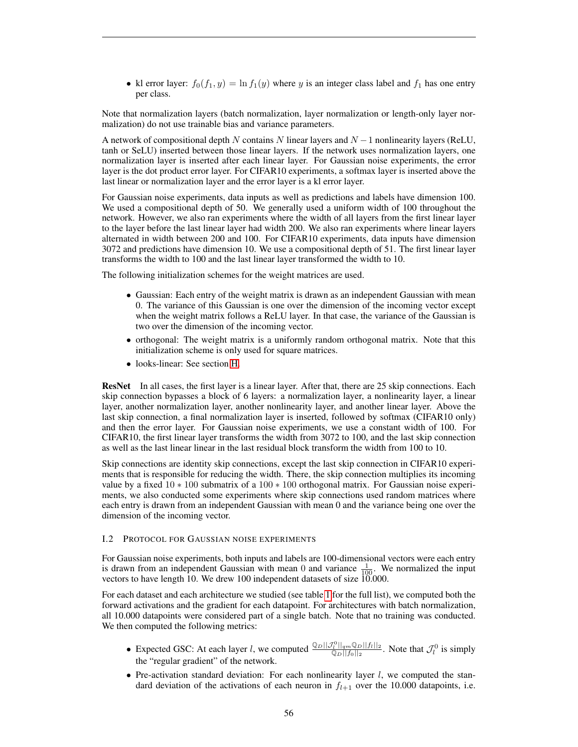- kl error layer: $f_0(f_1, y) = \ln f_1(y)$ where $y$ is an integer class label and $f_1$ has one entry per class.

Note that normalization layers (batch normalization, layer normalization or length-only layer normalization) do not use trainable bias and variance parameters.

A network of compositional depth $N$ contains $N$ linear layers and $N - 1$ nonlinearity layers (ReLU, tanh or SeLU) inserted between those linear layers. If the network uses normalization layers, one normalization layer is inserted after each linear layer. For Gaussian noise experiments, the error layer is the dot product error layer. For CIFAR10 experiments, a softmax layer is inserted above the last linear or normalization layer and the error layer is a kl error layer.

For Gaussian noise experiments, data inputs as well as predictions and labels have dimension 100. We used a compositional depth of 50. We generally used a uniform width of 100 throughout the network. However, we also ran experiments where the width of all layers from the first linear layer to the layer before the last linear layer had width 200. We also ran experiments where linear layers alternated in width between 200 and 100. For CIFAR10 experiments, data inputs have dimension 3072 and predictions have dimension 10. We use a compositional depth of 51. The first linear layer transforms the width to 100 and the last linear layer transformed the width to 10.

The following initialization schemes for the weight matrices are used.

- Gaussian: Each entry of the weight matrix is drawn as an independent Gaussian with mean 0. The variance of this Gaussian is one over the dimension of the incoming vector except when the weight matrix follows a ReLU layer. In that case, the variance of the Gaussian is two over the dimension of the incoming vector.
- orthogonal: The weight matrix is a uniformly random orthogonal matrix. Note that this initialization scheme is only used for square matrices.
- looks-linear: See section H.

**ResNet** In all cases, the first layer is a linear layer. After that, there are 25 skip connections. Each skip connection bypasses a block of 6 layers: a normalization layer, a nonlinearity layer, a linear layer, another normalization layer, another nonlinearity layer, and another linear layer. Above the last skip connection, a final normalization layer is inserted, followed by softmax (CIFAR10 only) and then the error layer. For Gaussian noise experiments, we use a constant width of 100. For CIFAR10, the first linear layer transforms the width from 3072 to 100, and the last skip connection as well as the last linear linear in the last residual block transform the width from 100 to 10.

Skip connections are identity skip connections, except the last skip connection in CIFAR10 experiments that is responsible for reducing the width. There, the skip connection multiplies its incoming value by a fixed $10 * 100$ submatrix of a $100 * 100$ orthogonal matrix. For Gaussian noise experiments, we also conducted some experiments where skip connections used random matrices where each entry is drawn from an independent Gaussian with mean 0 and the variance being one over the dimension of the incoming vector.

### I.2 Protocol for Gaussian noise experiments

For Gaussian noise experiments, both inputs and labels are 100-dimensional vectors were each entry is drawn from an independent Gaussian with mean 0 and variance $\frac{1}{100}$. We normalized the input vectors to have length 10. We drew 100 independent datasets of size 10.000.

For each dataset and each architecture we studied (see table 1 for the full list), we computed both the forward activations and the gradient for each datapoint. For architectures with batch normalization, all 10.000 datapoints were considered part of a single batch. Note that no training was conducted. We then computed the following metrics:

- Expected GSC: At each layer $l$, we computed $\frac{\mathbb{Q}_D||\mathcal{J}_l^0||_{qm}\mathbb{Q}_D||f_l||_2}{\mathbb{Q}_D||f_0||_2}$. Note that $\mathcal{J}_l^0$ is simply the "regular gradient" of the network.
- Pre-activation standard deviation: For each nonlinearity layer $l$, we computed the standard deviation of the activations of each neuron in $f_{l+1}$ over the 10.000 datapoints, i.e.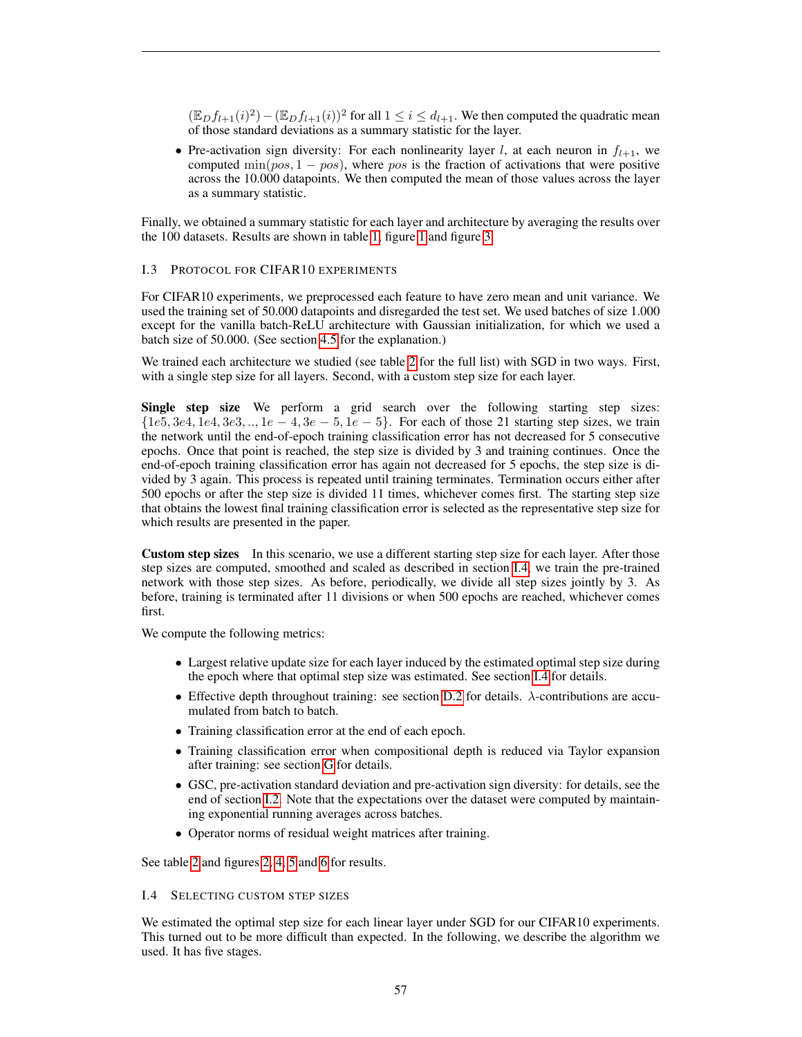$(\mathbb{E}_D f_{l+1}(i)^2) - (\mathbb{E}_D f_{l+1}(i))^2$ for all $1 \leq i \leq d_{l+1}$. We then computed the quadratic mean of those standard deviations as a summary statistic for the layer.

- Pre-activation sign diversity: For each nonlinearity layer $l$, at each neuron in $f_{l+1}$, we computed $\min(pos, 1 - pos)$, where $pos$ is the fraction of activations that were positive across the 10.000 datapoints. We then computed the mean of those values across the layer as a summary statistic.

Finally, we obtained a summary statistic for each layer and architecture by averaging the results over the 100 datasets. Results are shown in table 1, figure 1 and figure 3.

### I.3 Protocol for CIFAR10 experiments

For CIFAR10 experiments, we preprocessed each feature to have zero mean and unit variance. We used the training set of 50.000 datapoints and disregarded the test set. We used batches of size 1.000 except for the vanilla batch-ReLU architecture with Gaussian initialization, for which we used a batch size of 50.000. (See section 4.5 for the explanation.)

We trained each architecture we studied (see table 2 for the full list) with SGD in two ways. First, with a single step size for all layers. Second, with a custom step size for each layer.

**Single step size** We perform a grid search over the following starting step sizes: $\{1e5, 3e4, 1e4, 3e3, .., 1e-4, 3e-5, 1e-5\}$. For each of those 21 starting step sizes, we train the network until the end-of-epoch training classification error has not decreased for 5 consecutive epochs. Once that point is reached, the step size is divided by 3 and training continues. Once the end-of-epoch training classification error has again not decreased for 5 epochs, the step size is divided by 3 again. This process is repeated until training terminates. Termination occurs either after 500 epochs or after the step size is divided 11 times, whichever comes first. The starting step size that obtains the lowest final training classification error is selected as the representative step size for which results are presented in the paper.

**Custom step sizes** In this scenario, we use a different starting step size for each layer. After those step sizes are computed, smoothed and scaled as described in section I.4, we train the pre-trained network with those step sizes. As before, periodically, we divide all step sizes jointly by 3. As before, training is terminated after 11 divisions or when 500 epochs are reached, whichever comes first.

We compute the following metrics:

- Largest relative update size for each layer induced by the estimated optimal step size during the epoch where that optimal step size was estimated. See section I.4 for details.
- Effective depth throughout training: see section D.2 for details. $\lambda$-contributions are accumulated from batch to batch.
- Training classification error at the end of each epoch.
- Training classification error when compositional depth is reduced via Taylor expansion after training: see section G for details.
- GSC, pre-activation standard deviation and pre-activation sign diversity: for details, see the end of section I.2. Note that the expectations over the dataset were computed by maintaining exponential running averages across batches.
- Operator norms of residual weight matrices after training.

See table 2 and figures 2, 4, 5 and 6 for results.

### I.4 Selecting custom step sizes

We estimated the optimal step size for each linear layer under SGD for our CIFAR10 experiments. This turned out to be more difficult than expected. In the following, we describe the algorithm we used. It has five stages.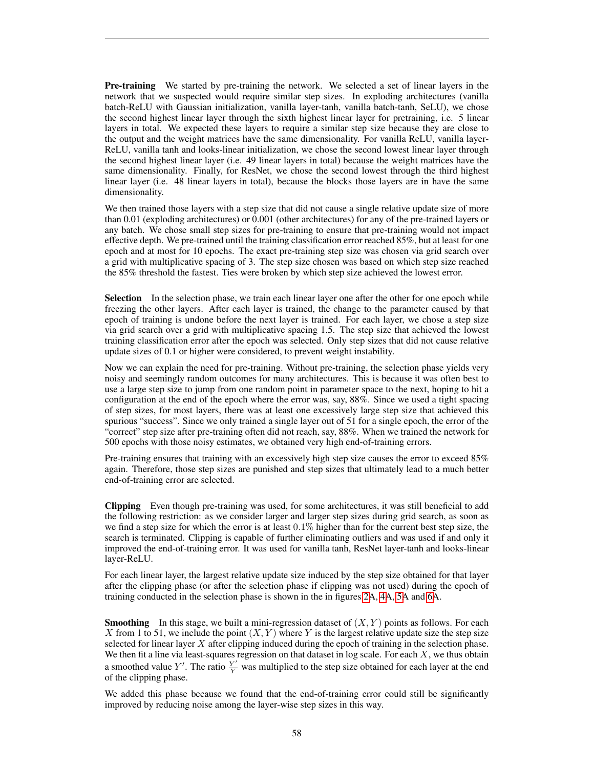**Pre-training** We started by pre-training the network. We selected a set of linear layers in the network that we suspected would require similar step sizes. In exploding architectures (vanilla batch-ReLU with Gaussian initialization, vanilla layer-tanh, vanilla batch-tanh, SeLU), we chose the second highest linear layer through the sixth highest linear layer for pretraining, i.e. 5 linear layers in total. We expected these layers to require a similar step size because they are close to the output and the weight matrices have the same dimensionality. For vanilla ReLU, vanilla layer-ReLU, vanilla tanh and looks-linear initialization, we chose the second lowest linear layer through the second highest linear layer (i.e. 49 linear layers in total) because the weight matrices have the same dimensionality. Finally, for ResNet, we chose the second lowest through the third highest linear layer (i.e. 48 linear layers in total), because the blocks those layers are in have the same dimensionality.

We then trained those layers with a step size that did not cause a single relative update size of more than 0.01 (exploding architectures) or 0.001 (other architectures) for any of the pre-trained layers or any batch. We chose small step sizes for pre-training to ensure that pre-training would not impact effective depth. We pre-trained until the training classification error reached 85%, but at least for one epoch and at most for 10 epochs. The exact pre-training step size was chosen via grid search over a grid with multiplicative spacing of 3. The step size chosen was based on which step size reached the 85% threshold the fastest. Ties were broken by which step size achieved the lowest error.

**Selection** In the selection phase, we train each linear layer one after the other for one epoch while freezing the other layers. After each layer is trained, the change to the parameter caused by that epoch of training is undone before the next layer is trained. For each layer, we chose a step size via grid search over a grid with multiplicative spacing 1.5. The step size that achieved the lowest training classification error after the epoch was selected. Only step sizes that did not cause relative update sizes of 0.1 or higher were considered, to prevent weight instability.

Now we can explain the need for pre-training. Without pre-training, the selection phase yields very noisy and seemingly random outcomes for many architectures. This is because it was often best to use a large step size to jump from one random point in parameter space to the next, hoping to hit a configuration at the end of the epoch where the error was, say, 88%. Since we used a tight spacing of step sizes, for most layers, there was at least one excessively large step size that achieved this spurious "success". Since we only trained a single layer out of 51 for a single epoch, the error of the "correct" step size after pre-training often did not reach, say, 88%. When we trained the network for 500 epochs with those noisy estimates, we obtained very high end-of-training errors.

Pre-training ensures that training with an excessively high step size causes the error to exceed 85% again. Therefore, those step sizes are punished and step sizes that ultimately lead to a much better end-of-training error are selected.

**Clipping** Even though pre-training was used, for some architectures, it was still beneficial to add the following restriction: as we consider larger and larger step sizes during grid search, as soon as we find a step size for which the error is at least $0.1\%$ higher than for the current best step size, the search is terminated. Clipping is capable of further eliminating outliers and was used if and only it improved the end-of-training error. It was used for vanilla tanh, ResNet layer-tanh and looks-linear layer-ReLU.

For each linear layer, the largest relative update size induced by the step size obtained for that layer after the clipping phase (or after the selection phase if clipping was not used) during the epoch of training conducted in the selection phase is shown in the in figures 2A, 4A, 5A and 6A.

**Smoothing** In this stage, we built a mini-regression dataset of $(X, Y)$ points as follows. For each $X$ from 1 to 51, we include the point $(X, Y)$ where $Y$ is the largest relative update size the step size selected for linear layer $X$ after clipping induced during the epoch of training in the selection phase. We then fit a line via least-squares regression on that dataset in log scale. For each $X$, we thus obtain a smoothed value $Y'$. The ratio $\frac{Y'}{Y}$ was multiplied to the step size obtained for each layer at the end of the clipping phase.

We added this phase because we found that the end-of-training error could still be significantly improved by reducing noise among the layer-wise step sizes in this way.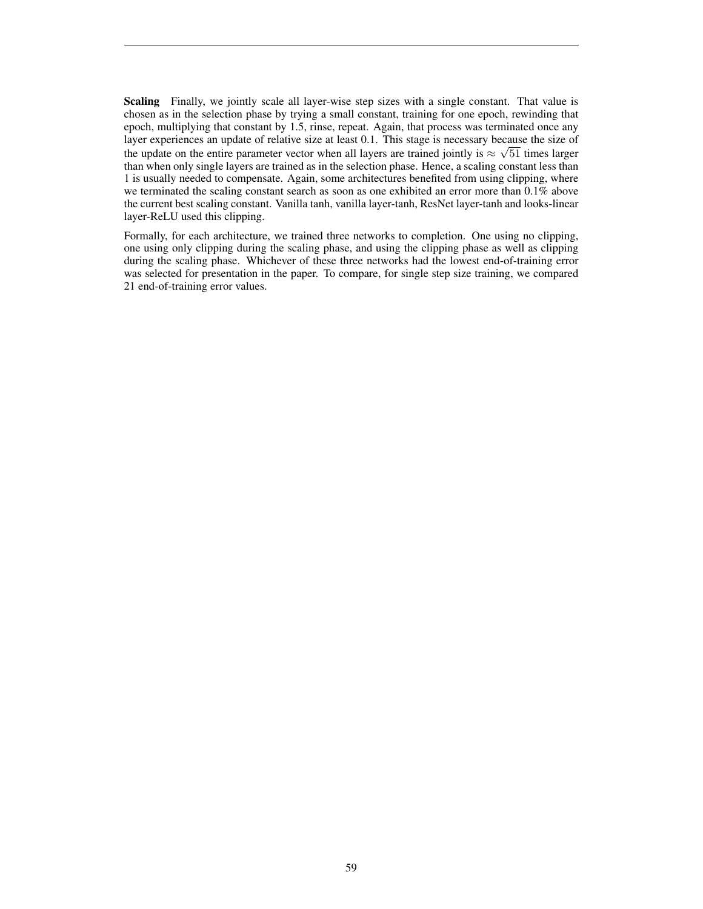**Scaling** Finally, we jointly scale all layer-wise step sizes with a single constant. That value is chosen as in the selection phase by trying a small constant, training for one epoch, rewinding that epoch, multiplying that constant by 1.5, rinse, repeat. Again, that process was terminated once any layer experiences an update of relative size at least 0.1. This stage is necessary because the size of the update on the entire parameter vector when all layers are trained jointly is $\approx \sqrt{51}$ times larger than when only single layers are trained as in the selection phase. Hence, a scaling constant less than 1 is usually needed to compensate. Again, some architectures benefited from using clipping, where we terminated the scaling constant search as soon as one exhibited an error more than 0.1% above the current best scaling constant. Vanilla tanh, vanilla layer-tanh, ResNet layer-tanh and looks-linear layer-ReLU used this clipping.

Formally, for each architecture, we trained three networks to completion. One using no clipping, one using only clipping during the scaling phase, and using the clipping phase as well as clipping during the scaling phase. Whichever of these three networks had the lowest end-of-training error was selected for presentation in the paper. To compare, for single step size training, we compared 21 end-of-training error values.